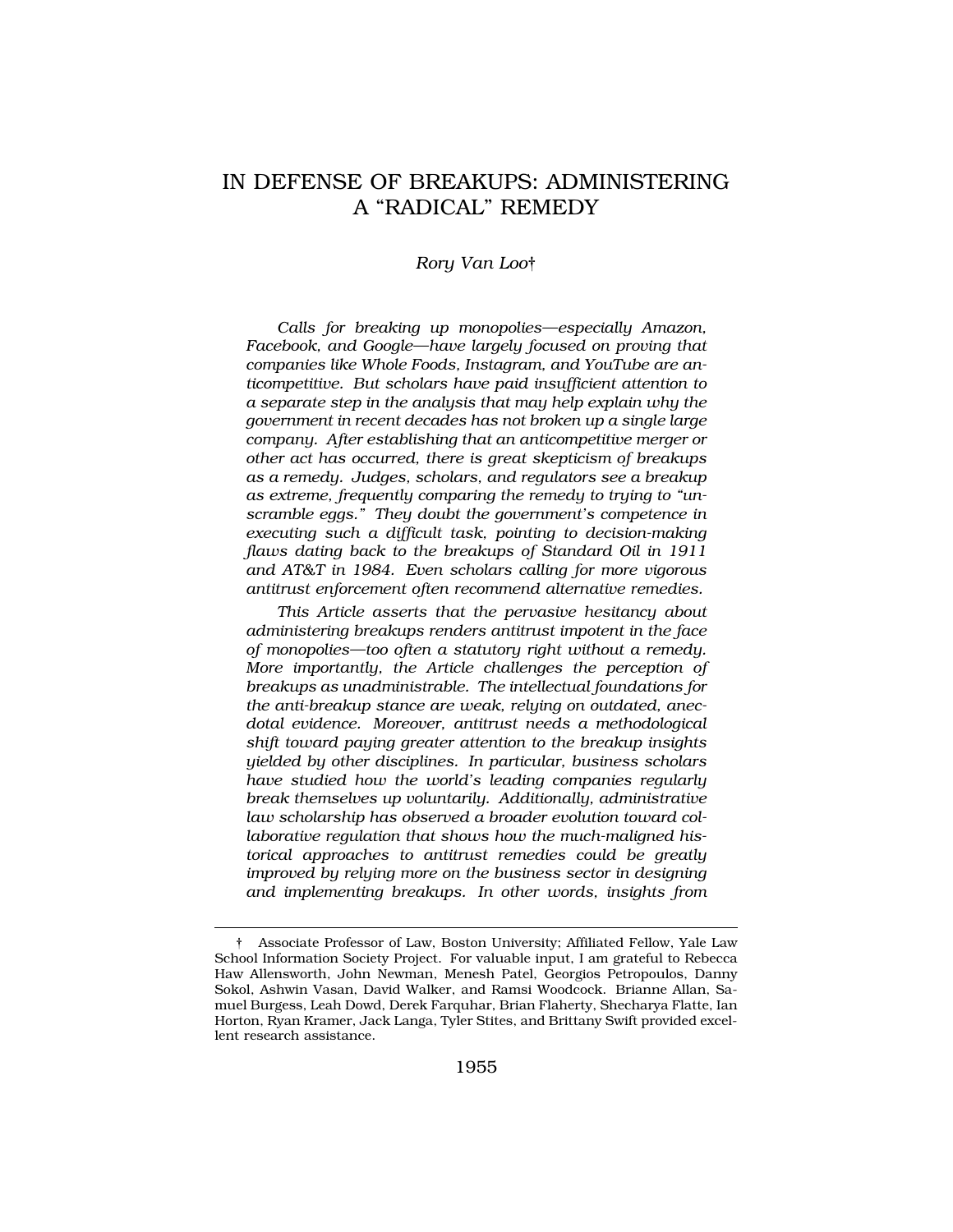# IN DEFENSE OF BREAKUPS: ADMINISTERING A "RADICAL" REMEDY

*Rory Van Loo*†

*Calls for breaking up monopolies—especially Amazon, Facebook, and Google—have largely focused on proving that companies like Whole Foods, Instagram, and YouTube are anticompetitive. But scholars have paid insufficient attention to a separate step in the analysis that may help explain why the government in recent decades has not broken up a single large company. After establishing that an anticompetitive merger or other act has occurred, there is great skepticism of breakups as a remedy. Judges, scholars, and regulators see a breakup as extreme, frequently comparing the remedy to trying to "unscramble eggs." They doubt the government's competence in executing such a difficult task, pointing to decision-making flaws dating back to the breakups of Standard Oil in 1911 and AT&T in 1984. Even scholars calling for more vigorous antitrust enforcement often recommend alternative remedies.*

*This Article asserts that the pervasive hesitancy about administering breakups renders antitrust impotent in the face of monopolies—too often a statutory right without a remedy. More importantly, the Article challenges the perception of breakups as unadministrable. The intellectual foundations for the anti-breakup stance are weak, relying on outdated, anecdotal evidence. Moreover, antitrust needs a methodological shift toward paying greater attention to the breakup insights yielded by other disciplines. In particular, business scholars have studied how the world's leading companies regularly break themselves up voluntarily. Additionally, administrative law scholarship has observed a broader evolution toward collaborative regulation that shows how the much-maligned historical approaches to antitrust remedies could be greatly improved by relying more on the business sector in designing and implementing breakups. In other words, insights from*

† Associate Professor of Law, Boston University; Affiliated Fellow, Yale Law School Information Society Project. For valuable input, I am grateful to Rebecca Haw Allensworth, John Newman, Menesh Patel, Georgios Petropoulos, Danny Sokol, Ashwin Vasan, David Walker, and Ramsi Woodcock. Brianne Allan, Samuel Burgess, Leah Dowd, Derek Farquhar, Brian Flaherty, Shecharya Flatte, Ian Horton, Ryan Kramer, Jack Langa, Tyler Stites, and Brittany Swift provided excellent research assistance.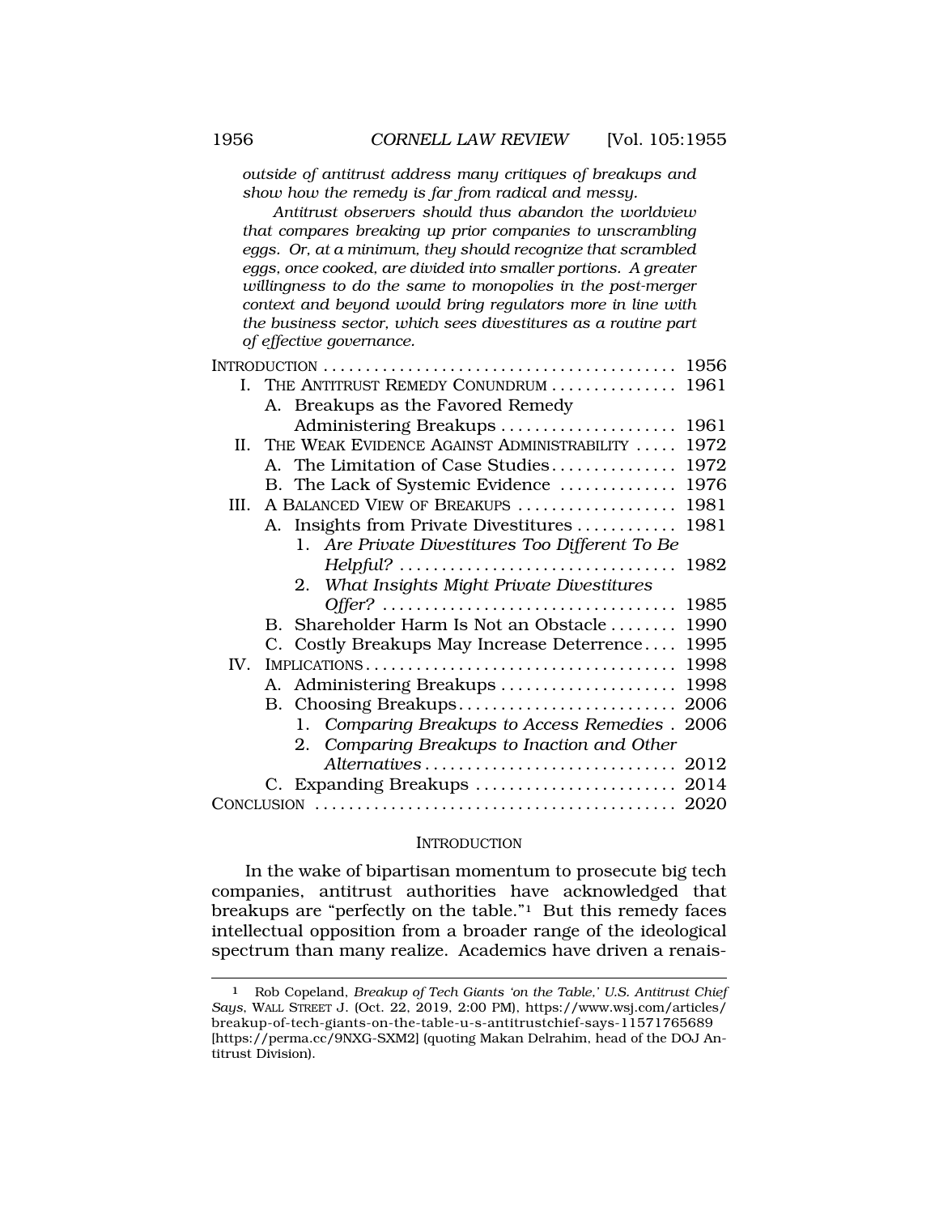*outside of antitrust address many critiques of breakups and show how the remedy is far from radical and messy.*

*Antitrust observers should thus abandon the worldview that compares breaking up prior companies to unscrambling eggs. Or, at a minimum, they should recognize that scrambled eggs, once cooked, are divided into smaller portions. A greater willingness to do the same to monopolies in the post-merger context and beyond would bring regulators more in line with the business sector, which sees divestitures as a routine part of effective governance.*

| | |
|---|---|
| INTRODUCTION | 1956 |
| I. THE ANTITRUST REMEDY CONUNDRUM | 1961 |
| A. Breakups as the Favored Remedy Administering Breakups | 1961 |
| II. THE WEAK EVIDENCE AGAINST ADMINISTRABILITY | 1972 |
| A. The Limitation of Case Studies | 1972 |
| B. The Lack of Systemic Evidence | 1976 |
| III. A BALANCED VIEW OF BREAKUPS | 1981 |
| A. Insights from Private Divestitures | 1981 |
| 1. *Are Private Divestitures Too Different To Be Helpful?* | 1982 |
| 2. *What Insights Might Private Divestitures Offer?* | 1985 |
| B. Shareholder Harm Is Not an Obstacle | 1990 |
| C. Costly Breakups May Increase Deterrence | 1995 |
| IV. IMPLICATIONS | 1998 |
| A. Administering Breakups | 1998 |
| B. Choosing Breakups | 2006 |
| 1. *Comparing Breakups to Access Remedies* | 2006 |
| 2. *Comparing Breakups to Inaction and Other Alternatives* | 2012 |
| C. Expanding Breakups | 2014 |
| CONCLUSION | 2020 |

## INTRODUCTION

In the wake of bipartisan momentum to prosecute big tech companies, antitrust authorities have acknowledged that breakups are "perfectly on the table."[1] But this remedy faces intellectual opposition from a broader range of the ideological spectrum than many realize. Academics have driven a renais-

[1] Rob Copeland, *Breakup of Tech Giants 'on the Table,' U.S. Antitrust Chief Says*, WALL STREET J. (Oct. 22, 2019, 2:00 PM), https://www.wsj.com/articles/breakup-of-tech-giants-on-the-table-u-s-antitrustchief-says-11571765689 [https://perma.cc/9NXG-SXM2] (quoting Makan Delrahim, head of the DOJ Antitrust Division).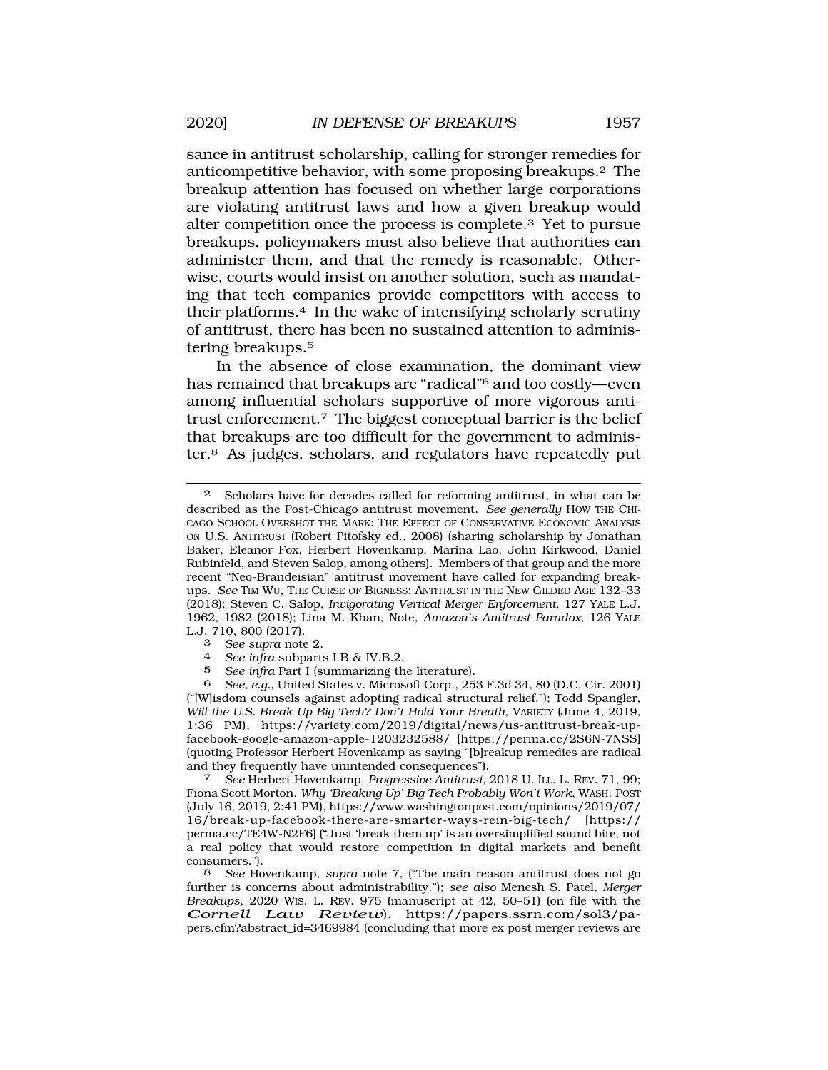sance in antitrust scholarship, calling for stronger remedies for anticompetitive behavior, with some proposing breakups.[2] The breakup attention has focused on whether large corporations are violating antitrust laws and how a given breakup would alter competition once the process is complete.[3] Yet to pursue breakups, policymakers must also believe that authorities can administer them, and that the remedy is reasonable. Otherwise, courts would insist on another solution, such as mandating that tech companies provide competitors with access to their platforms.[4] In the wake of intensifying scholarly scrutiny of antitrust, there has been no sustained attention to administering breakups.[5]

In the absence of close examination, the dominant view has remained that breakups are "radical"[6] and too costly—even among influential scholars supportive of more vigorous antitrust enforcement.[7] The biggest conceptual barrier is the belief that breakups are too difficult for the government to administer.[8] As judges, scholars, and regulators have repeatedly put

---

2 Scholars have for decades called for reforming antitrust, in what can be described as the Post-Chicago antitrust movement. *See generally* HOW THE CHICAGO SCHOOL OVERSHOT THE MARK: THE EFFECT OF CONSERVATIVE ECONOMIC ANALYSIS ON U.S. ANTITRUST (Robert Pitofsky ed., 2008) (sharing scholarship by Jonathan Baker, Eleanor Fox, Herbert Hovenkamp, Marina Lao, John Kirkwood, Daniel Rubinfeld, and Steven Salop, among others). Members of that group and the more recent "Neo-Brandeisian" antitrust movement have called for expanding breakups. *See* TIM WU, THE CURSE OF BIGNESS: ANTITRUST IN THE NEW GILDED AGE 132–33 (2018); Steven C. Salop, *Invigorating Vertical Merger Enforcement*, 127 YALE L.J. 1962, 1982 (2018); Lina M. Khan, Note, *Amazon's Antitrust Paradox*, 126 YALE L.J. 710, 800 (2017).

3 *See supra* note 2.

4 *See infra* subparts I.B & IV.B.2.

5 *See infra* Part I (summarizing the literature).

6 *See, e.g.*, United States v. Microsoft Corp., 253 F.3d 34, 80 (D.C. Cir. 2001) ("[W]isdom counsels against adopting radical structural relief."); Todd Spangler, *Will the U.S. Break Up Big Tech? Don't Hold Your Breath*, VARIETY (June 4, 2019, 1:36 PM), https://variety.com/2019/digital/news/us-antitrust-break-up-facebook-google-amazon-apple-1203232588/ [https://perma.cc/2S6N-7NSS] (quoting Professor Herbert Hovenkamp as saying "[b]reakup remedies are radical and they frequently have unintended consequences").

7 *See* Herbert Hovenkamp, *Progressive Antitrust*, 2018 U. ILL. L. REV. 71, 99; Fiona Scott Morton, *Why 'Breaking Up' Big Tech Probably Won't Work*, WASH. POST (July 16, 2019, 2:41 PM), https://www.washingtonpost.com/opinions/2019/07/16/break-up-facebook-there-are-smarter-ways-rein-big-tech/ [https://perma.cc/TE4W-N2F6] ("Just 'break them up' is an oversimplified sound bite, not a real policy that would restore competition in digital markets and benefit consumers.").

8 *See* Hovenkamp, *supra* note 7, ("The main reason antitrust does not go further is concerns about administrability."); *see also* Menesh S. Patel, *Merger Breakups*, 2020 WIS. L. REV. 975 (manuscript at 42, 50–51) (on file with the *Cornell Law Review*), https://papers.ssrn.com/sol3/papers.cfm?abstract_id=3469984 (concluding that more ex post merger reviews are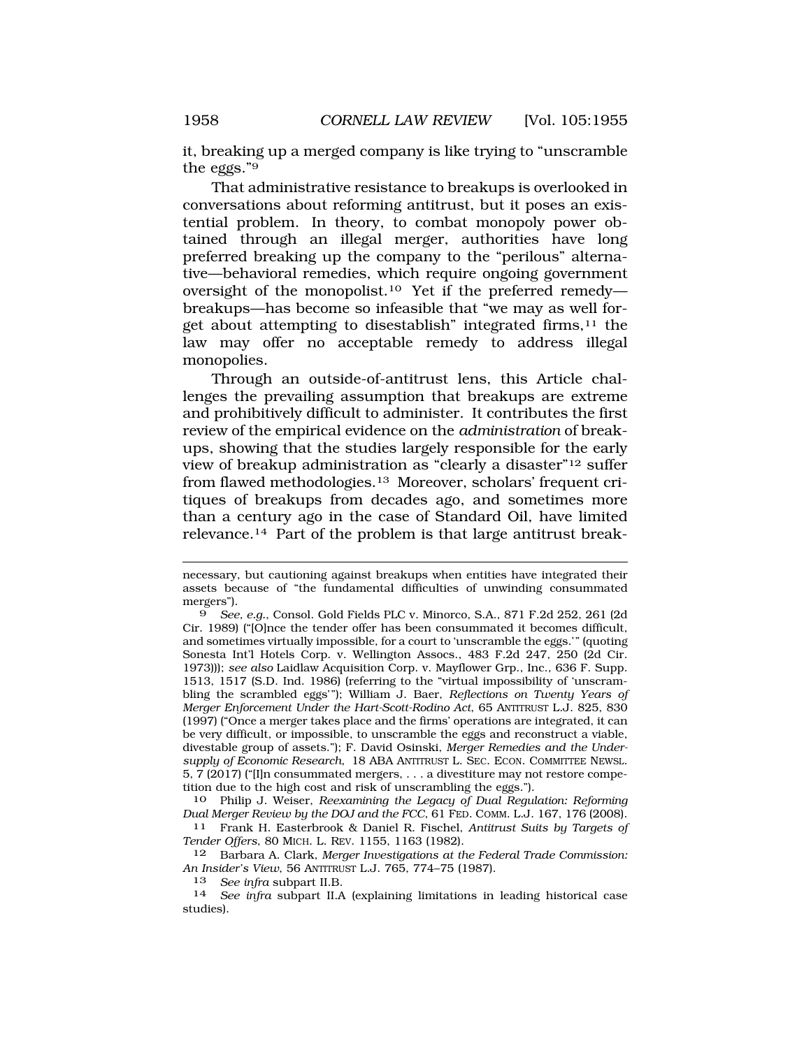it, breaking up a merged company is like trying to "unscramble the eggs."[9]

That administrative resistance to breakups is overlooked in conversations about reforming antitrust, but it poses an existential problem. In theory, to combat monopoly power obtained through an illegal merger, authorities have long preferred breaking up the company to the "perilous" alternative—behavioral remedies, which require ongoing government oversight of the monopolist.[10] Yet if the preferred remedy—breakups—has become so infeasible that "we may as well forget about attempting to disestablish" integrated firms,[11] the law may offer no acceptable remedy to address illegal monopolies.

Through an outside-of-antitrust lens, this Article challenges the prevailing assumption that breakups are extreme and prohibitively difficult to administer. It contributes the first review of the empirical evidence on the *administration* of breakups, showing that the studies largely responsible for the early view of breakup administration as "clearly a disaster"[12] suffer from flawed methodologies.[13] Moreover, scholars' frequent critiques of breakups from decades ago, and sometimes more than a century ago in the case of Standard Oil, have limited relevance.[14] Part of the problem is that large antitrust break-

---

necessary, but cautioning against breakups when entities have integrated their assets because of "the fundamental difficulties of unwinding consummated mergers").

9 *See, e.g.*, Consol. Gold Fields PLC v. Minorco, S.A., 871 F.2d 252, 261 (2d Cir. 1989) ("[O]nce the tender offer has been consummated it becomes difficult, and sometimes virtually impossible, for a court to 'unscramble the eggs.'" (quoting Sonesta Int'l Hotels Corp. v. Wellington Assocs., 483 F.2d 247, 250 (2d Cir. 1973))); *see also* Laidlaw Acquisition Corp. v. Mayflower Grp., Inc., 636 F. Supp. 1513, 1517 (S.D. Ind. 1986) (referring to the "virtual impossibility of 'unscrambling the scrambled eggs'"); William J. Baer, *Reflections on Twenty Years of Merger Enforcement Under the Hart-Scott-Rodino Act*, 65 ANTITRUST L.J. 825, 830 (1997) ("Once a merger takes place and the firms' operations are integrated, it can be very difficult, or impossible, to unscramble the eggs and reconstruct a viable, divestable group of assets."); F. David Osinski, *Merger Remedies and the Undersupply of Economic Research*, 18 ABA ANTITRUST L. SEC. ECON. COMMITTEE NEWSL. 5, 7 (2017) ("[I]n consummated mergers, . . . a divestiture may not restore competition due to the high cost and risk of unscrambling the eggs.").

10 Philip J. Weiser, *Reexamining the Legacy of Dual Regulation: Reforming Dual Merger Review by the DOJ and the FCC*, 61 FED. COMM. L.J. 167, 176 (2008).

11 Frank H. Easterbrook & Daniel R. Fischel, *Antitrust Suits by Targets of Tender Offers*, 80 MICH. L. REV. 1155, 1163 (1982).

12 Barbara A. Clark, *Merger Investigations at the Federal Trade Commission: An Insider's View*, 56 ANTITRUST L.J. 765, 774–75 (1987).

13 *See infra* subpart II.B.

14 *See infra* subpart II.A (explaining limitations in leading historical case studies).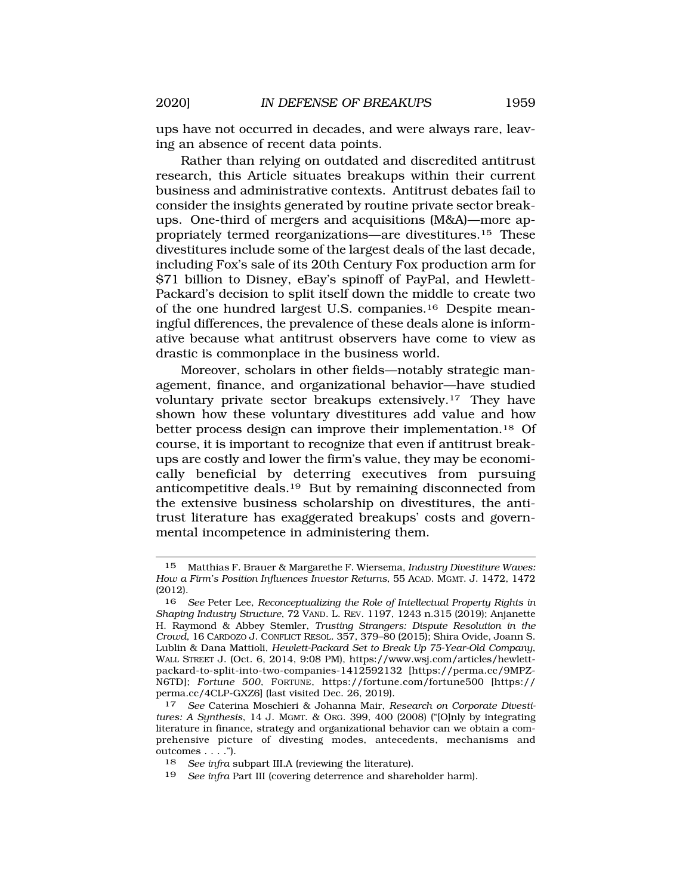ups have not occurred in decades, and were always rare, leaving an absence of recent data points.

Rather than relying on outdated and discredited antitrust research, this Article situates breakups within their current business and administrative contexts. Antitrust debates fail to consider the insights generated by routine private sector breakups. One-third of mergers and acquisitions (M&A)—more appropriately termed reorganizations—are divestitures.[15] These divestitures include some of the largest deals of the last decade, including Fox's sale of its 20th Century Fox production arm for $71 billion to Disney, eBay's spinoff of PayPal, and Hewlett-Packard's decision to split itself down the middle to create two of the one hundred largest U.S. companies.[16] Despite meaningful differences, the prevalence of these deals alone is informative because what antitrust observers have come to view as drastic is commonplace in the business world.

Moreover, scholars in other fields—notably strategic management, finance, and organizational behavior—have studied voluntary private sector breakups extensively.[17] They have shown how these voluntary divestitures add value and how better process design can improve their implementation.[18] Of course, it is important to recognize that even if antitrust breakups are costly and lower the firm's value, they may be economically beneficial by deterring executives from pursuing anticompetitive deals.[19] But by remaining disconnected from the extensive business scholarship on divestitures, the antitrust literature has exaggerated breakups' costs and governmental incompetence in administering them.

---

15 Matthias F. Brauer & Margarethe F. Wiersema, *Industry Divestiture Waves: How a Firm's Position Influences Investor Returns*, 55 ACAD. MGMT. J. 1472, 1472 (2012).

16 *See* Peter Lee, *Reconceptualizing the Role of Intellectual Property Rights in Shaping Industry Structure*, 72 VAND. L. REV. 1197, 1243 n.315 (2019); Anjanette H. Raymond & Abbey Stemler, *Trusting Strangers: Dispute Resolution in the Crowd*, 16 CARDOZO J. CONFLICT RESOL. 357, 379–80 (2015); Shira Ovide, Joann S. Lublin & Dana Mattioli, *Hewlett-Packard Set to Break Up 75-Year-Old Company*, WALL STREET J. (Oct. 6, 2014, 9:08 PM), https://www.wsj.com/articles/hewlett-packard-to-split-into-two-companies-1412592132 [https://perma.cc/9MPZ-N6TD]; *Fortune 500*, FORTUNE, https://fortune.com/fortune500 [https://perma.cc/4CLP-GXZ6] (last visited Dec. 26, 2019).

17 *See* Caterina Moschieri & Johanna Mair, *Research on Corporate Divestitures: A Synthesis*, 14 J. MGMT. & ORG. 399, 400 (2008) ("[O]nly by integrating literature in finance, strategy and organizational behavior can we obtain a comprehensive picture of divesting modes, antecedents, mechanisms and outcomes . . . .").

18 *See infra* subpart III.A (reviewing the literature).

19 *See infra* Part III (covering deterrence and shareholder harm).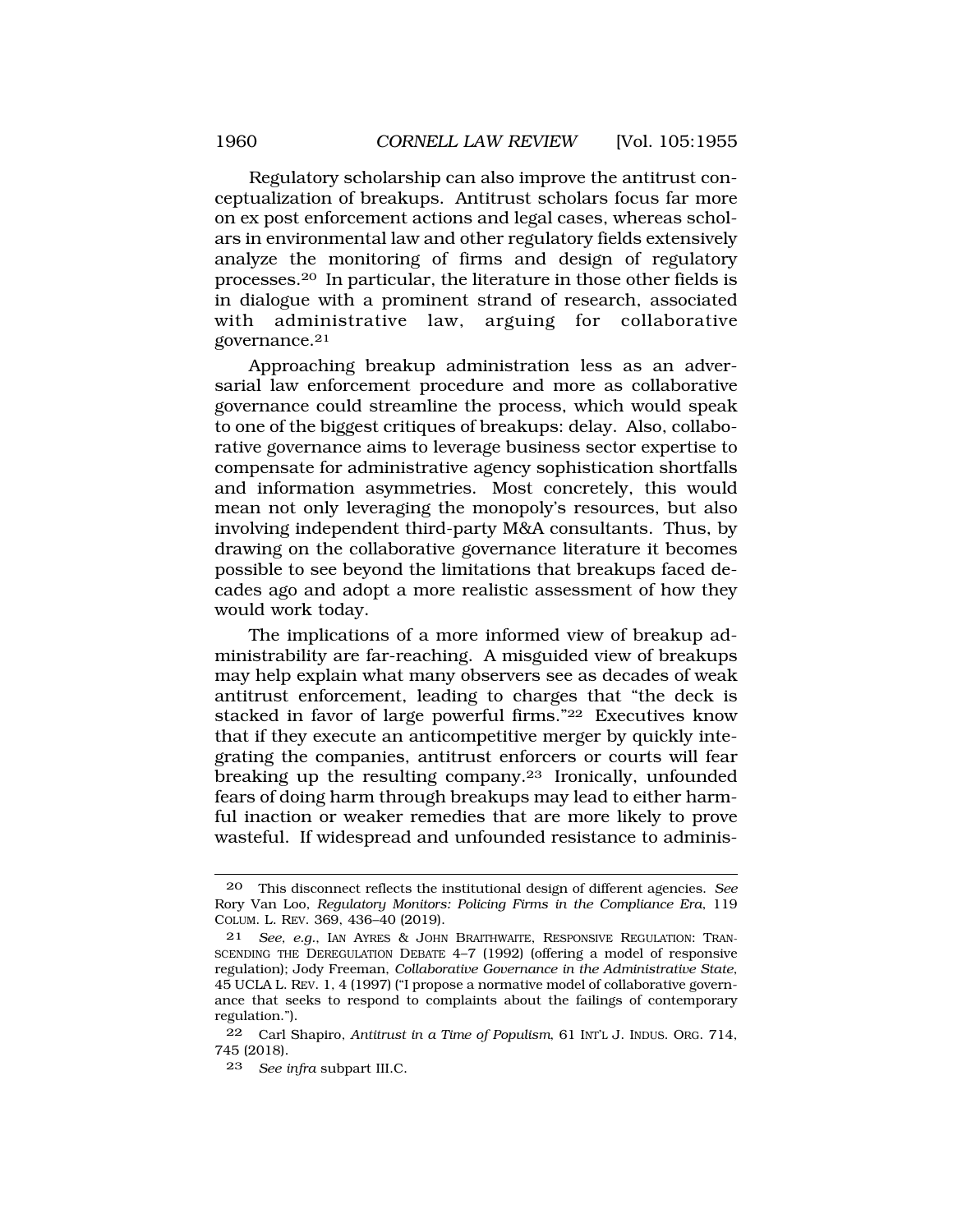Regulatory scholarship can also improve the antitrust conceptualization of breakups. Antitrust scholars focus far more on ex post enforcement actions and legal cases, whereas scholars in environmental law and other regulatory fields extensively analyze the monitoring of firms and design of regulatory processes.[20] In particular, the literature in those other fields is in dialogue with a prominent strand of research, associated with administrative law, arguing for collaborative governance.[21]

Approaching breakup administration less as an adversarial law enforcement procedure and more as collaborative governance could streamline the process, which would speak to one of the biggest critiques of breakups: delay. Also, collaborative governance aims to leverage business sector expertise to compensate for administrative agency sophistication shortfalls and information asymmetries. Most concretely, this would mean not only leveraging the monopoly's resources, but also involving independent third-party M&A consultants. Thus, by drawing on the collaborative governance literature it becomes possible to see beyond the limitations that breakups faced decades ago and adopt a more realistic assessment of how they would work today.

The implications of a more informed view of breakup administrability are far-reaching. A misguided view of breakups may help explain what many observers see as decades of weak antitrust enforcement, leading to charges that "the deck is stacked in favor of large powerful firms."[22] Executives know that if they execute an anticompetitive merger by quickly integrating the companies, antitrust enforcers or courts will fear breaking up the resulting company.[23] Ironically, unfounded fears of doing harm through breakups may lead to either harmful inaction or weaker remedies that are more likely to prove wasteful. If widespread and unfounded resistance to adminis-

---

20 This disconnect reflects the institutional design of different agencies. *See* Rory Van Loo, *Regulatory Monitors: Policing Firms in the Compliance Era*, 119 COLUM. L. REV. 369, 436–40 (2019).

21 *See, e.g.*, IAN AYRES & JOHN BRAITHWAITE, RESPONSIVE REGULATION: TRANSCENDING THE DEREGULATION DEBATE 4–7 (1992) (offering a model of responsive regulation); Jody Freeman, *Collaborative Governance in the Administrative State*, 45 UCLA L. REV. 1, 4 (1997) ("I propose a normative model of collaborative governance that seeks to respond to complaints about the failings of contemporary regulation.").

22 Carl Shapiro, *Antitrust in a Time of Populism*, 61 INT'L J. INDUS. ORG. 714, 745 (2018).

23 *See infra* subpart III.C.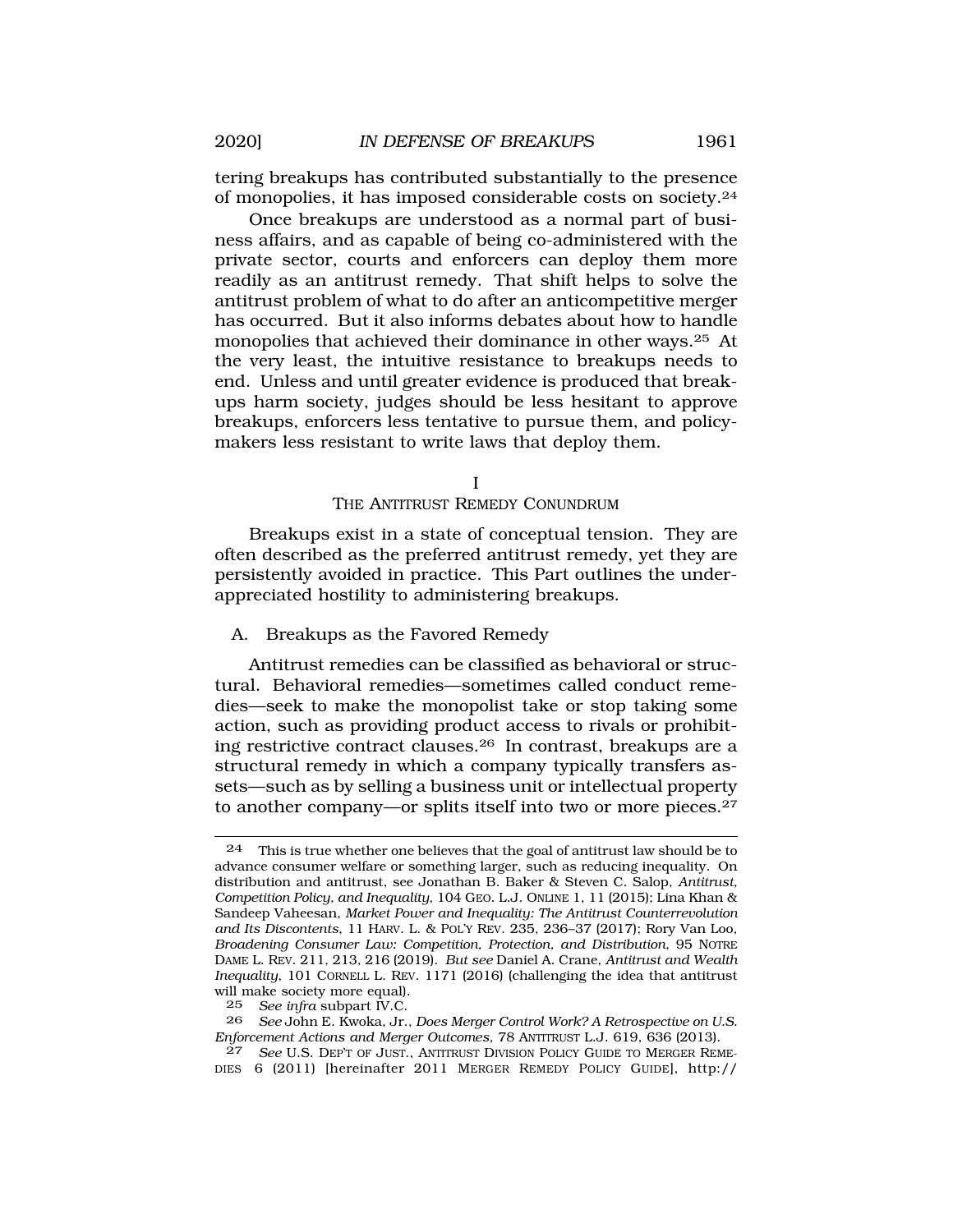tering breakups has contributed substantially to the presence of monopolies, it has imposed considerable costs on society.[24]

Once breakups are understood as a normal part of business affairs, and as capable of being co-administered with the private sector, courts and enforcers can deploy them more readily as an antitrust remedy. That shift helps to solve the antitrust problem of what to do after an anticompetitive merger has occurred. But it also informs debates about how to handle monopolies that achieved their dominance in other ways.[25] At the very least, the intuitive resistance to breakups needs to end. Unless and until greater evidence is produced that breakups harm society, judges should be less hesitant to approve breakups, enforcers less tentative to pursue them, and policymakers less resistant to write laws that deploy them.

## I
## THE ANTITRUST REMEDY CONUNDRUM

Breakups exist in a state of conceptual tension. They are often described as the preferred antitrust remedy, yet they are persistently avoided in practice. This Part outlines the underappreciated hostility to administering breakups.

### A. Breakups as the Favored Remedy

Antitrust remedies can be classified as behavioral or structural. Behavioral remedies—sometimes called conduct remedies—seek to make the monopolist take or stop taking some action, such as providing product access to rivals or prohibiting restrictive contract clauses.[26] In contrast, breakups are a structural remedy in which a company typically transfers assets—such as by selling a business unit or intellectual property to another company—or splits itself into two or more pieces.[27]

---

[24] This is true whether one believes that the goal of antitrust law should be to advance consumer welfare or something larger, such as reducing inequality. On distribution and antitrust, see Jonathan B. Baker & Steven C. Salop, *Antitrust, Competition Policy, and Inequality*, 104 GEO. L.J. ONLINE 1, 11 (2015); Lina Khan & Sandeep Vaheesan, *Market Power and Inequality: The Antitrust Counterrevolution and Its Discontents*, 11 HARV. L. & POL'Y REV. 235, 236–37 (2017); Rory Van Loo, *Broadening Consumer Law: Competition, Protection, and Distribution*, 95 NOTRE DAME L. REV. 211, 213, 216 (2019). *But see* Daniel A. Crane, *Antitrust and Wealth Inequality*, 101 CORNELL L. REV. 1171 (2016) (challenging the idea that antitrust will make society more equal).

[25] *See infra* subpart IV.C.

[26] *See* John E. Kwoka, Jr., *Does Merger Control Work? A Retrospective on U.S. Enforcement Actions and Merger Outcomes*, 78 ANTITRUST L.J. 619, 636 (2013).

[27] *See* U.S. DEP'T OF JUST., ANTITRUST DIVISION POLICY GUIDE TO MERGER REMEDIES 6 (2011) [hereinafter 2011 MERGER REMEDY POLICY GUIDE], http://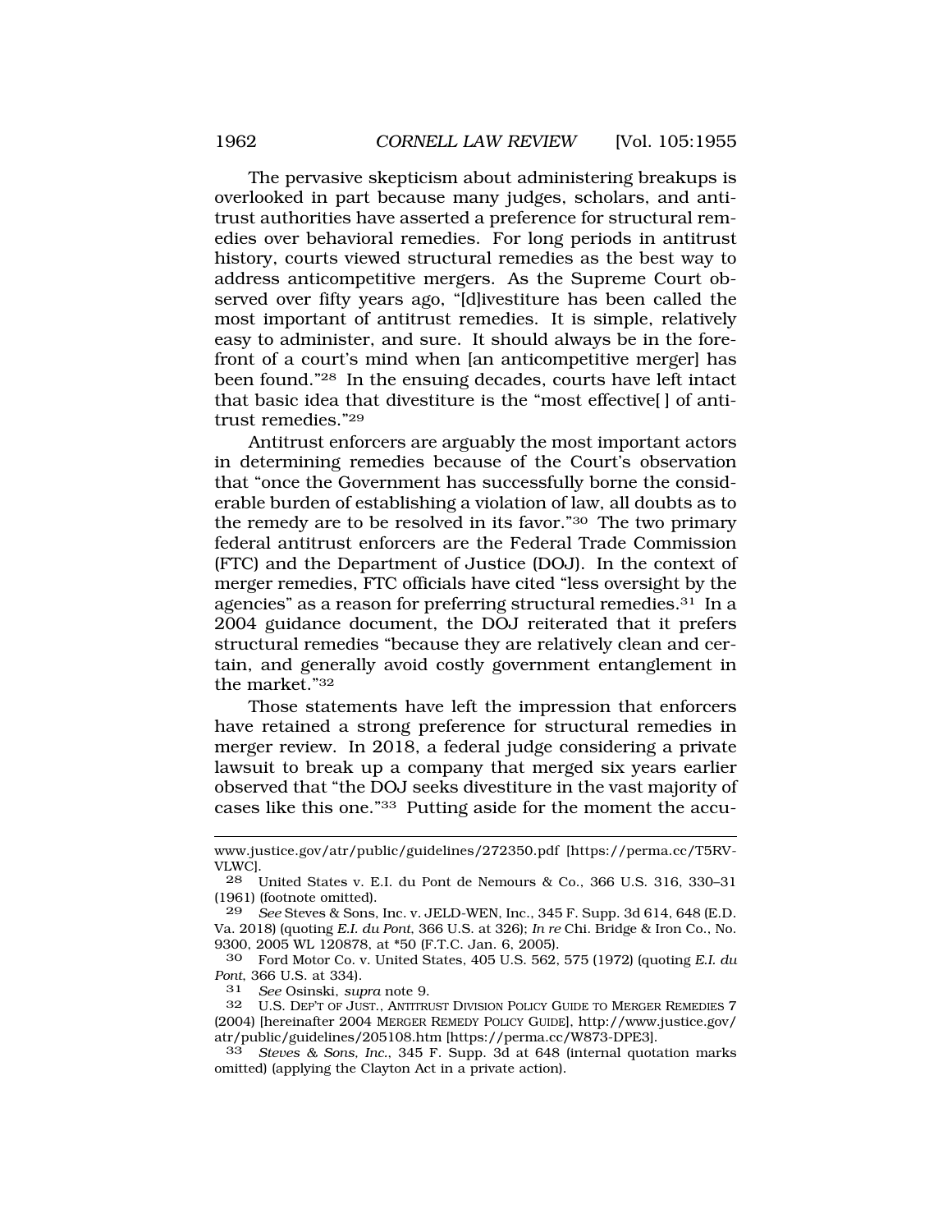The pervasive skepticism about administering breakups is overlooked in part because many judges, scholars, and antitrust authorities have asserted a preference for structural remedies over behavioral remedies. For long periods in antitrust history, courts viewed structural remedies as the best way to address anticompetitive mergers. As the Supreme Court observed over fifty years ago, "[d]ivestiture has been called the most important of antitrust remedies. It is simple, relatively easy to administer, and sure. It should always be in the forefront of a court's mind when [an anticompetitive merger] has been found."[28] In the ensuing decades, courts have left intact that basic idea that divestiture is the "most effective[ ] of antitrust remedies."[29]

Antitrust enforcers are arguably the most important actors in determining remedies because of the Court's observation that "once the Government has successfully borne the considerable burden of establishing a violation of law, all doubts as to the remedy are to be resolved in its favor."[30] The two primary federal antitrust enforcers are the Federal Trade Commission (FTC) and the Department of Justice (DOJ). In the context of merger remedies, FTC officials have cited "less oversight by the agencies" as a reason for preferring structural remedies.[31] In a 2004 guidance document, the DOJ reiterated that it prefers structural remedies "because they are relatively clean and certain, and generally avoid costly government entanglement in the market."[32]

Those statements have left the impression that enforcers have retained a strong preference for structural remedies in merger review. In 2018, a federal judge considering a private lawsuit to break up a company that merged six years earlier observed that "the DOJ seeks divestiture in the vast majority of cases like this one."[33] Putting aside for the moment the accu-

---

www.justice.gov/atr/public/guidelines/272350.pdf [https://perma.cc/T5RV-VLWC].

28 United States v. E.I. du Pont de Nemours & Co., 366 U.S. 316, 330–31 (1961) (footnote omitted).

29 *See* Steves & Sons, Inc. v. JELD-WEN, Inc., 345 F. Supp. 3d 614, 648 (E.D. Va. 2018) (quoting *E.I. du Pont*, 366 U.S. at 326); *In re* Chi. Bridge & Iron Co., No. 9300, 2005 WL 120878, at *50 (F.T.C. Jan. 6, 2005).

30 Ford Motor Co. v. United States, 405 U.S. 562, 575 (1972) (quoting *E.I. du Pont*, 366 U.S. at 334).

31 *See* Osinski, *supra* note 9.

32 U.S. DEP'T OF JUST., ANTITRUST DIVISION POLICY GUIDE TO MERGER REMEDIES 7 (2004) [hereinafter 2004 MERGER REMEDY POLICY GUIDE], http://www.justice.gov/atr/public/guidelines/205108.htm [https://perma.cc/W873-DPE3].

33 *Steves & Sons, Inc.*, 345 F. Supp. 3d at 648 (internal quotation marks omitted) (applying the Clayton Act in a private action).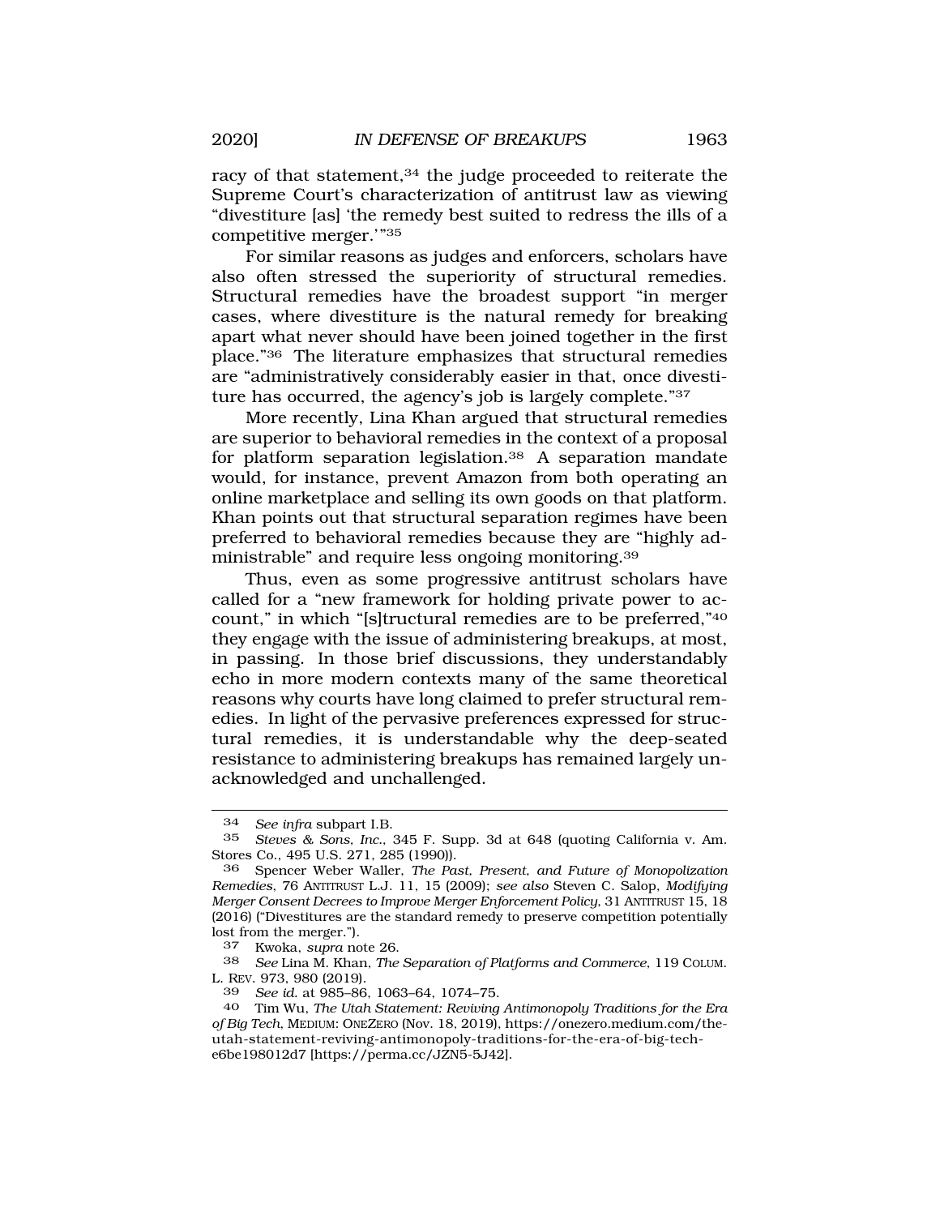racy of that statement,[34] the judge proceeded to reiterate the Supreme Court's characterization of antitrust law as viewing "divestiture [as] 'the remedy best suited to redress the ills of a competitive merger.'"[35]

For similar reasons as judges and enforcers, scholars have also often stressed the superiority of structural remedies. Structural remedies have the broadest support "in merger cases, where divestiture is the natural remedy for breaking apart what never should have been joined together in the first place."[36] The literature emphasizes that structural remedies are "administratively considerably easier in that, once divestiture has occurred, the agency's job is largely complete."[37]

More recently, Lina Khan argued that structural remedies are superior to behavioral remedies in the context of a proposal for platform separation legislation.[38] A separation mandate would, for instance, prevent Amazon from both operating an online marketplace and selling its own goods on that platform. Khan points out that structural separation regimes have been preferred to behavioral remedies because they are "highly administrable" and require less ongoing monitoring.[39]

Thus, even as some progressive antitrust scholars have called for a "new framework for holding private power to account," in which "[s]tructural remedies are to be preferred,"[40] they engage with the issue of administering breakups, at most, in passing. In those brief discussions, they understandably echo in more modern contexts many of the same theoretical reasons why courts have long claimed to prefer structural remedies. In light of the pervasive preferences expressed for structural remedies, it is understandable why the deep-seated resistance to administering breakups has remained largely unacknowledged and unchallenged.

---

34 *See infra* subpart I.B.

35 *Steves & Sons, Inc.*, 345 F. Supp. 3d at 648 (quoting California v. Am. Stores Co., 495 U.S. 271, 285 (1990)).

36 Spencer Weber Waller, *The Past, Present, and Future of Monopolization Remedies*, 76 ANTITRUST L.J. 11, 15 (2009); *see also* Steven C. Salop, *Modifying Merger Consent Decrees to Improve Merger Enforcement Policy*, 31 ANTITRUST 15, 18 (2016) ("Divestitures are the standard remedy to preserve competition potentially lost from the merger.").

37 Kwoka, *supra* note 26.

38 *See* Lina M. Khan, *The Separation of Platforms and Commerce*, 119 COLUM. L. REV. 973, 980 (2019).

39 *See id.* at 985–86, 1063–64, 1074–75.

40 Tim Wu, *The Utah Statement: Reviving Antimonopoly Traditions for the Era of Big Tech*, MEDIUM: ONEZERO (Nov. 18, 2019), https://onezero.medium.com/the-utah-statement-reviving-antimonopoly-traditions-for-the-era-of-big-tech-e6be198012d7 [https://perma.cc/JZN5-5J42].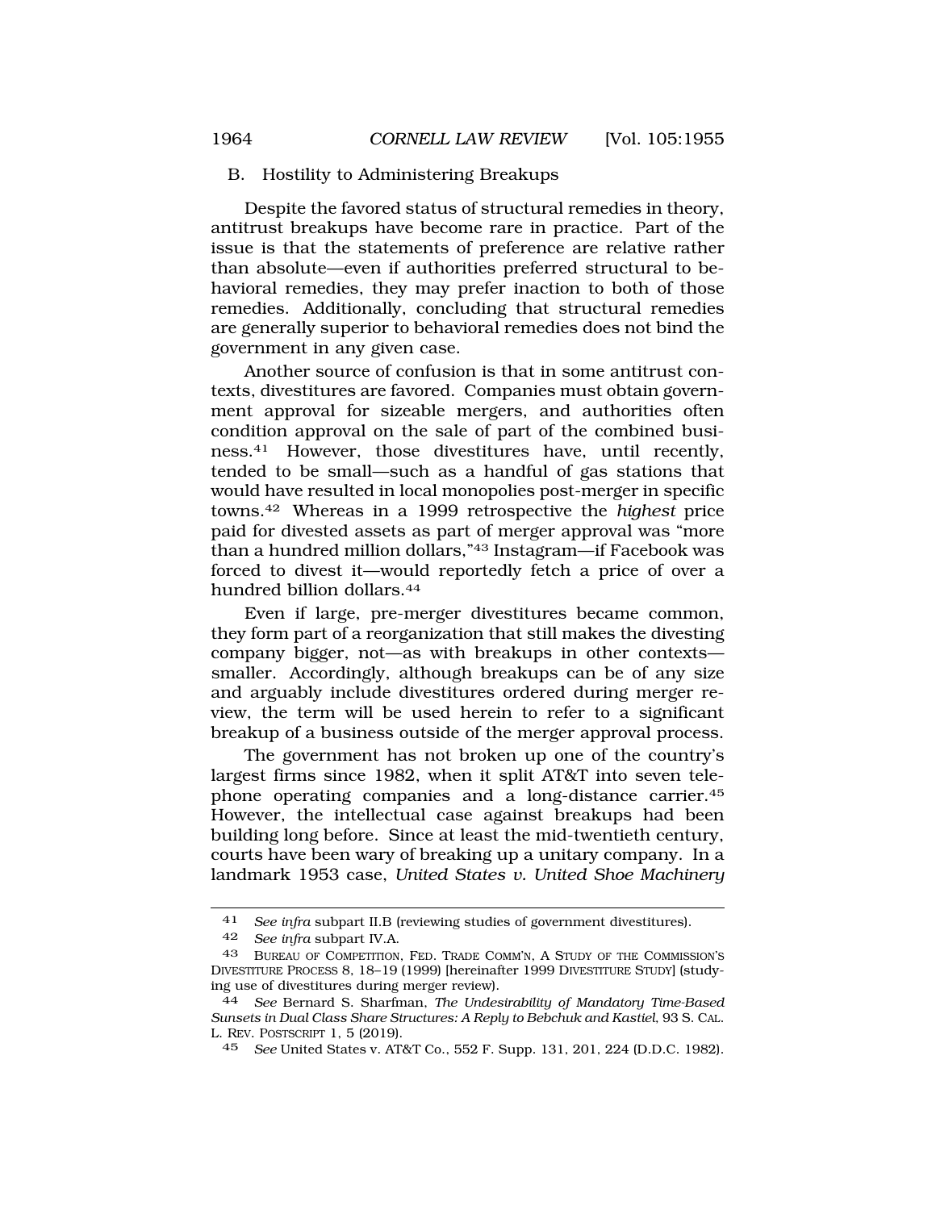## B. Hostility to Administering Breakups

Despite the favored status of structural remedies in theory, antitrust breakups have become rare in practice. Part of the issue is that the statements of preference are relative rather than absolute—even if authorities preferred structural to behavioral remedies, they may prefer inaction to both of those remedies. Additionally, concluding that structural remedies are generally superior to behavioral remedies does not bind the government in any given case.

Another source of confusion is that in some antitrust contexts, divestitures are favored. Companies must obtain government approval for sizeable mergers, and authorities often condition approval on the sale of part of the combined business.[41] However, those divestitures have, until recently, tended to be small—such as a handful of gas stations that would have resulted in local monopolies post-merger in specific towns.[42] Whereas in a 1999 retrospective the *highest* price paid for divested assets as part of merger approval was "more than a hundred million dollars,"[43] Instagram—if Facebook was forced to divest it—would reportedly fetch a price of over a hundred billion dollars.[44]

Even if large, pre-merger divestitures became common, they form part of a reorganization that still makes the divesting company bigger, not—as with breakups in other contexts—smaller. Accordingly, although breakups can be of any size and arguably include divestitures ordered during merger review, the term will be used herein to refer to a significant breakup of a business outside of the merger approval process.

The government has not broken up one of the country's largest firms since 1982, when it split AT&T into seven telephone operating companies and a long-distance carrier.[45] However, the intellectual case against breakups had been building long before. Since at least the mid-twentieth century, courts have been wary of breaking up a unitary company. In a landmark 1953 case, *United States v. United Shoe Machinery*

---

41 *See infra* subpart II.B (reviewing studies of government divestitures).

42 *See infra* subpart IV.A.

43 BUREAU OF COMPETITION, FED. TRADE COMM'N, A STUDY OF THE COMMISSION'S DIVESTITURE PROCESS 8, 18–19 (1999) [hereinafter 1999 DIVESTITURE STUDY] (studying use of divestitures during merger review).

44 *See* Bernard S. Sharfman, *The Undesirability of Mandatory Time-Based Sunsets in Dual Class Share Structures: A Reply to Bebchuk and Kastiel*, 93 S. CAL. L. REV. POSTSCRIPT 1, 5 (2019).

45 *See* United States v. AT&T Co., 552 F. Supp. 131, 201, 224 (D.D.C. 1982).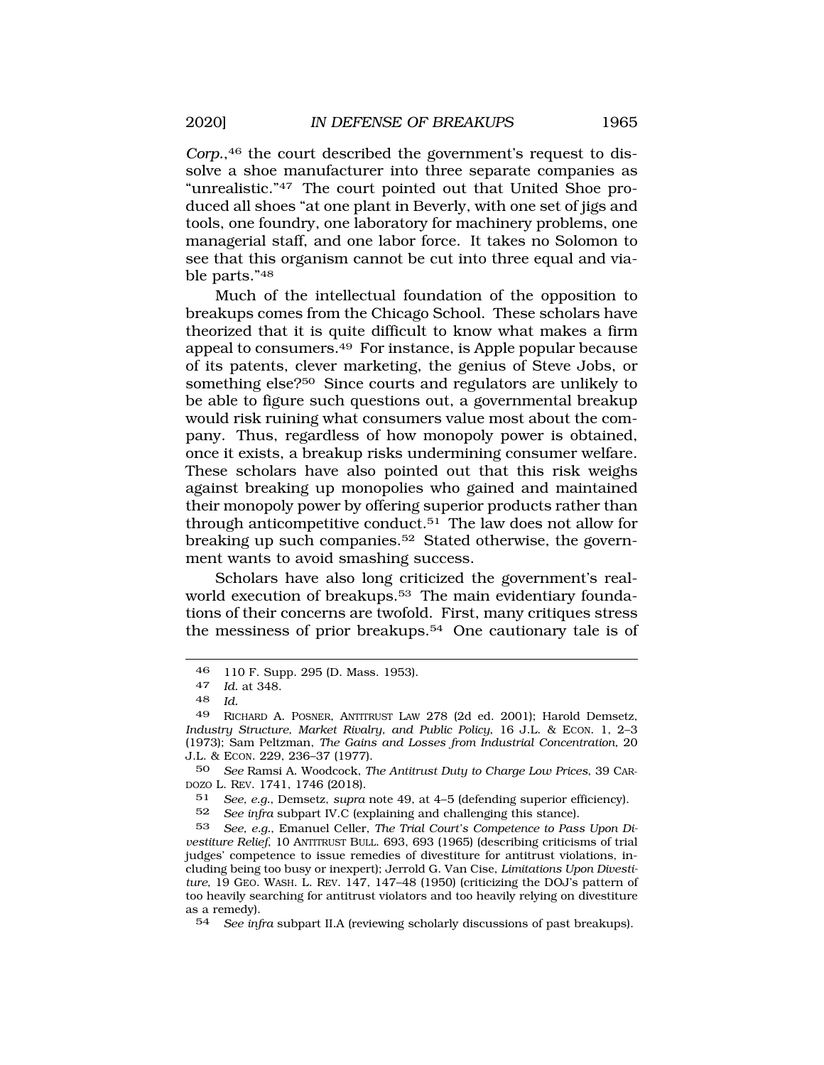*Corp.*,[46] the court described the government's request to dissolve a shoe manufacturer into three separate companies as "unrealistic."[47] The court pointed out that United Shoe produced all shoes "at one plant in Beverly, with one set of jigs and tools, one foundry, one laboratory for machinery problems, one managerial staff, and one labor force. It takes no Solomon to see that this organism cannot be cut into three equal and viable parts."[48]

Much of the intellectual foundation of the opposition to breakups comes from the Chicago School. These scholars have theorized that it is quite difficult to know what makes a firm appeal to consumers.[49] For instance, is Apple popular because of its patents, clever marketing, the genius of Steve Jobs, or something else?[50] Since courts and regulators are unlikely to be able to figure such questions out, a governmental breakup would risk ruining what consumers value most about the company. Thus, regardless of how monopoly power is obtained, once it exists, a breakup risks undermining consumer welfare. These scholars have also pointed out that this risk weighs against breaking up monopolies who gained and maintained their monopoly power by offering superior products rather than through anticompetitive conduct.[51] The law does not allow for breaking up such companies.[52] Stated otherwise, the government wants to avoid smashing success.

Scholars have also long criticized the government's real-world execution of breakups.[53] The main evidentiary foundations of their concerns are twofold. First, many critiques stress the messiness of prior breakups.[54] One cautionary tale is of

---

46 110 F. Supp. 295 (D. Mass. 1953).

47 *Id.* at 348.

48 *Id.*

49 RICHARD A. POSNER, ANTITRUST LAW 278 (2d ed. 2001); Harold Demsetz, *Industry Structure, Market Rivalry, and Public Policy*, 16 J.L. & ECON. 1, 2–3 (1973); Sam Peltzman, *The Gains and Losses from Industrial Concentration*, 20 J.L. & ECON. 229, 236–37 (1977).

50 *See* Ramsi A. Woodcock, *The Antitrust Duty to Charge Low Prices*, 39 CARDOZO L. REV. 1741, 1746 (2018).

51 *See, e.g.*, Demsetz, *supra* note 49, at 4–5 (defending superior efficiency).

52 *See infra* subpart IV.C (explaining and challenging this stance).

53 *See, e.g.*, Emanuel Celler, *The Trial Court's Competence to Pass Upon Divestiture Relief*, 10 ANTITRUST BULL. 693, 693 (1965) (describing criticisms of trial judges' competence to issue remedies of divestiture for antitrust violations, including being too busy or inexpert); Jerrold G. Van Cise, *Limitations Upon Divestiture*, 19 GEO. WASH. L. REV. 147, 147–48 (1950) (criticizing the DOJ's pattern of too heavily searching for antitrust violators and too heavily relying on divestiture as a remedy).

54 *See infra* subpart II.A (reviewing scholarly discussions of past breakups).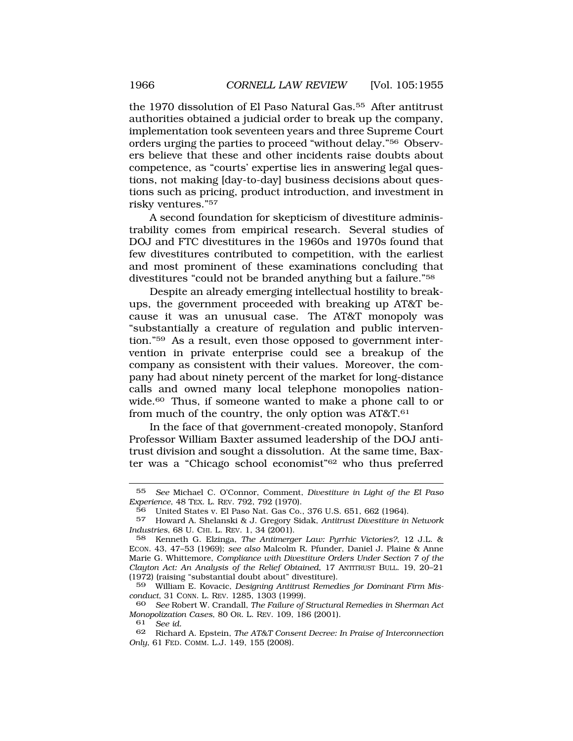the 1970 dissolution of El Paso Natural Gas.[55] After antitrust authorities obtained a judicial order to break up the company, implementation took seventeen years and three Supreme Court orders urging the parties to proceed "without delay."[56] Observers believe that these and other incidents raise doubts about competence, as "courts' expertise lies in answering legal questions, not making [day-to-day] business decisions about questions such as pricing, product introduction, and investment in risky ventures."[57]

A second foundation for skepticism of divestiture administrability comes from empirical research. Several studies of DOJ and FTC divestitures in the 1960s and 1970s found that few divestitures contributed to competition, with the earliest and most prominent of these examinations concluding that divestitures "could not be branded anything but a failure."[58]

Despite an already emerging intellectual hostility to breakups, the government proceeded with breaking up AT&T because it was an unusual case. The AT&T monopoly was "substantially a creature of regulation and public intervention."[59] As a result, even those opposed to government intervention in private enterprise could see a breakup of the company as consistent with their values. Moreover, the company had about ninety percent of the market for long-distance calls and owned many local telephone monopolies nationwide.[60] Thus, if someone wanted to make a phone call to or from much of the country, the only option was AT&T.[61]

In the face of that government-created monopoly, Stanford Professor William Baxter assumed leadership of the DOJ antitrust division and sought a dissolution. At the same time, Baxter was a "Chicago school economist"[62] who thus preferred

---

55 *See* Michael C. O'Connor, Comment, *Divestiture in Light of the El Paso Experience*, 48 TEX. L. REV. 792, 792 (1970).

56 United States v. El Paso Nat. Gas Co., 376 U.S. 651, 662 (1964).

57 Howard A. Shelanski & J. Gregory Sidak, *Antitrust Divestiture in Network Industries*, 68 U. CHI. L. REV. 1, 34 (2001).

58 Kenneth G. Elzinga, *The Antimerger Law: Pyrrhic Victories?*, 12 J.L. & ECON. 43, 47–53 (1969); *see also* Malcolm R. Pfunder, Daniel J. Plaine & Anne Marie G. Whittemore, *Compliance with Divestiture Orders Under Section 7 of the Clayton Act: An Analysis of the Relief Obtained*, 17 ANTITRUST BULL. 19, 20–21 (1972) (raising "substantial doubt about" divestiture).

59 William E. Kovacic, *Designing Antitrust Remedies for Dominant Firm Misconduct*, 31 CONN. L. REV. 1285, 1303 (1999).

60 *See* Robert W. Crandall, *The Failure of Structural Remedies in Sherman Act Monopolization Cases*, 80 OR. L. REV. 109, 186 (2001).

61 *See id.*

62 Richard A. Epstein, *The AT&T Consent Decree: In Praise of Interconnection Only*, 61 FED. COMM. L.J. 149, 155 (2008).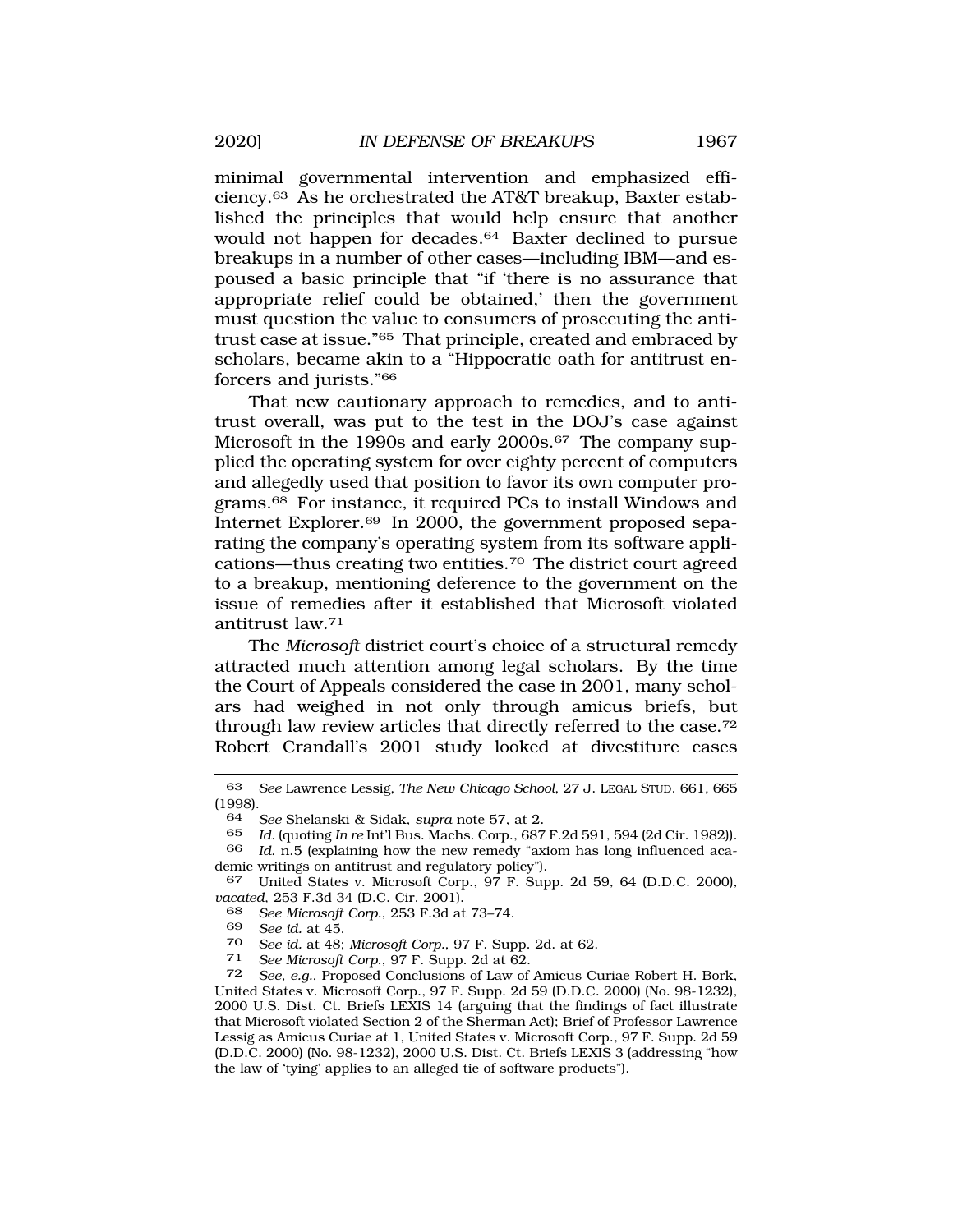minimal governmental intervention and emphasized efficiency.[63] As he orchestrated the AT&T breakup, Baxter established the principles that would help ensure that another would not happen for decades.[64] Baxter declined to pursue breakups in a number of other cases—including IBM—and espoused a basic principle that "if 'there is no assurance that appropriate relief could be obtained,' then the government must question the value to consumers of prosecuting the antitrust case at issue."[65] That principle, created and embraced by scholars, became akin to a "Hippocratic oath for antitrust enforcers and jurists."[66]

That new cautionary approach to remedies, and to antitrust overall, was put to the test in the DOJ's case against Microsoft in the 1990s and early 2000s.[67] The company supplied the operating system for over eighty percent of computers and allegedly used that position to favor its own computer programs.[68] For instance, it required PCs to install Windows and Internet Explorer.[69] In 2000, the government proposed separating the company's operating system from its software applications—thus creating two entities.[70] The district court agreed to a breakup, mentioning deference to the government on the issue of remedies after it established that Microsoft violated antitrust law.[71]

The *Microsoft* district court's choice of a structural remedy attracted much attention among legal scholars. By the time the Court of Appeals considered the case in 2001, many scholars had weighed in not only through amicus briefs, but through law review articles that directly referred to the case.[72] Robert Crandall's 2001 study looked at divestiture cases

---

63 *See* Lawrence Lessig, *The New Chicago School*, 27 J. LEGAL STUD. 661, 665 (1998).

64 *See* Shelanski & Sidak, *supra* note 57, at 2.

65 *Id.* (quoting *In re* Int'l Bus. Machs. Corp., 687 F.2d 591, 594 (2d Cir. 1982)).

66 *Id.* n.5 (explaining how the new remedy "axiom has long influenced academic writings on antitrust and regulatory policy").

67 United States v. Microsoft Corp., 97 F. Supp. 2d 59, 64 (D.D.C. 2000), *vacated*, 253 F.3d 34 (D.C. Cir. 2001).

68 *See Microsoft Corp.*, 253 F.3d at 73–74.

69 *See id.* at 45.

70 *See id.* at 48; *Microsoft Corp.*, 97 F. Supp. 2d. at 62.

71 *See Microsoft Corp.*, 97 F. Supp. 2d at 62.

72 *See, e.g.*, Proposed Conclusions of Law of Amicus Curiae Robert H. Bork, United States v. Microsoft Corp., 97 F. Supp. 2d 59 (D.D.C. 2000) (No. 98-1232), 2000 U.S. Dist. Ct. Briefs LEXIS 14 (arguing that the findings of fact illustrate that Microsoft violated Section 2 of the Sherman Act); Brief of Professor Lawrence Lessig as Amicus Curiae at 1, United States v. Microsoft Corp., 97 F. Supp. 2d 59 (D.D.C. 2000) (No. 98-1232), 2000 U.S. Dist. Ct. Briefs LEXIS 3 (addressing "how the law of 'tying' applies to an alleged tie of software products").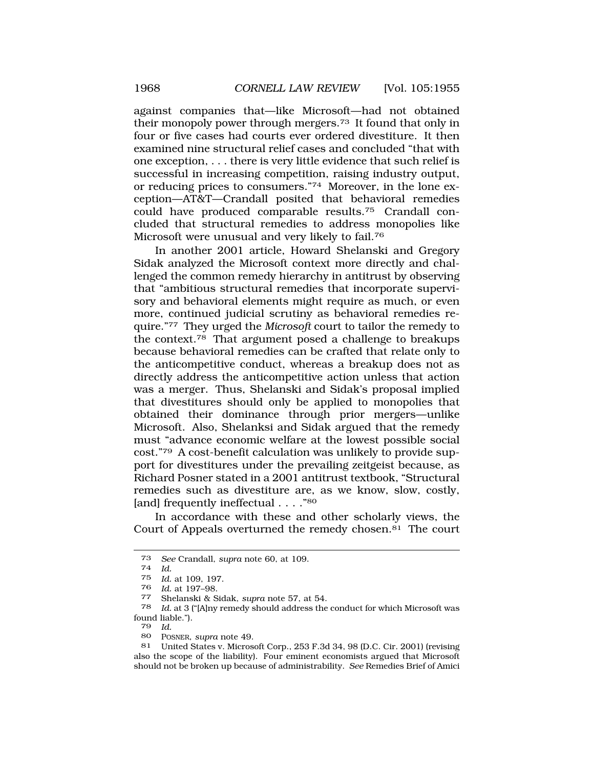against companies that—like Microsoft—had not obtained their monopoly power through mergers.[73] It found that only in four or five cases had courts ever ordered divestiture. It then examined nine structural relief cases and concluded "that with one exception, . . . there is very little evidence that such relief is successful in increasing competition, raising industry output, or reducing prices to consumers."[74] Moreover, in the lone exception—AT&T—Crandall posited that behavioral remedies could have produced comparable results.[75] Crandall concluded that structural remedies to address monopolies like Microsoft were unusual and very likely to fail.[76]

In another 2001 article, Howard Shelanski and Gregory Sidak analyzed the Microsoft context more directly and challenged the common remedy hierarchy in antitrust by observing that "ambitious structural remedies that incorporate supervisory and behavioral elements might require as much, or even more, continued judicial scrutiny as behavioral remedies require."[77] They urged the *Microsoft* court to tailor the remedy to the context.[78] That argument posed a challenge to breakups because behavioral remedies can be crafted that relate only to the anticompetitive conduct, whereas a breakup does not as directly address the anticompetitive action unless that action was a merger. Thus, Shelanski and Sidak's proposal implied that divestitures should only be applied to monopolies that obtained their dominance through prior mergers—unlike Microsoft. Also, Shelanksi and Sidak argued that the remedy must "advance economic welfare at the lowest possible social cost."[79] A cost-benefit calculation was unlikely to provide support for divestitures under the prevailing zeitgeist because, as Richard Posner stated in a 2001 antitrust textbook, "Structural remedies such as divestiture are, as we know, slow, costly, [and] frequently ineffectual . . . ."[80]

In accordance with these and other scholarly views, the Court of Appeals overturned the remedy chosen.[81] The court

---

73 *See* Crandall, *supra* note 60, at 109.

74 *Id.*

75 *Id.* at 109, 197.

76 *Id.* at 197–98.

77 Shelanski & Sidak, *supra* note 57, at 54.

78 *Id.* at 3 ("[A]ny remedy should address the conduct for which Microsoft was found liable.").

79 *Id.*

80 POSNER, *supra* note 49.

81 United States v. Microsoft Corp., 253 F.3d 34, 98 (D.C. Cir. 2001) (revising also the scope of the liability). Four eminent economists argued that Microsoft should not be broken up because of administrability. *See* Remedies Brief of Amici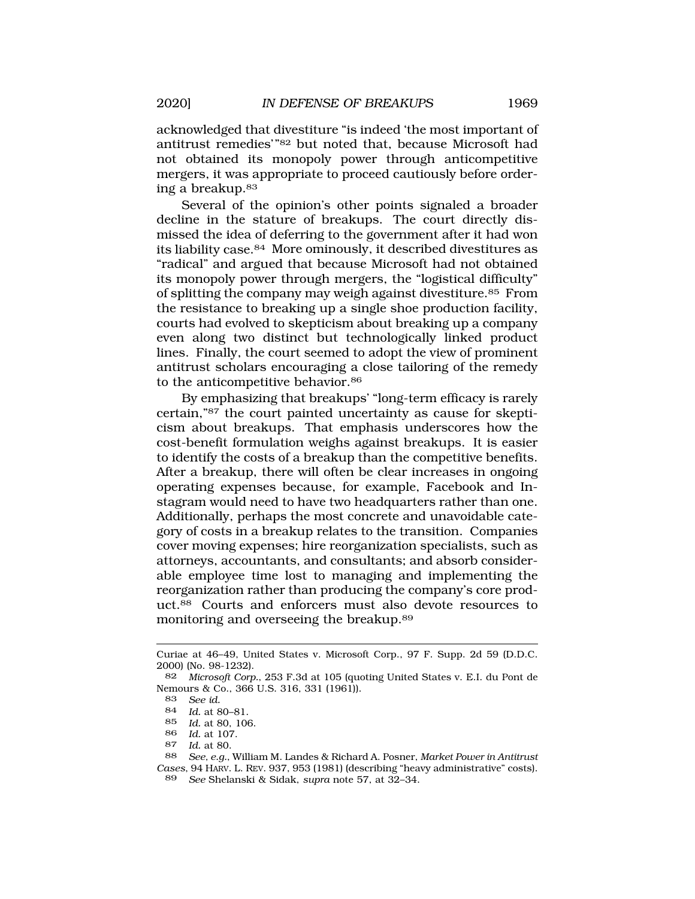acknowledged that divestiture "is indeed 'the most important of antitrust remedies'"[82] but noted that, because Microsoft had not obtained its monopoly power through anticompetitive mergers, it was appropriate to proceed cautiously before ordering a breakup.[83]

Several of the opinion's other points signaled a broader decline in the stature of breakups. The court directly dismissed the idea of deferring to the government after it had won its liability case.[84] More ominously, it described divestitures as "radical" and argued that because Microsoft had not obtained its monopoly power through mergers, the "logistical difficulty" of splitting the company may weigh against divestiture.[85] From the resistance to breaking up a single shoe production facility, courts had evolved to skepticism about breaking up a company even along two distinct but technologically linked product lines. Finally, the court seemed to adopt the view of prominent antitrust scholars encouraging a close tailoring of the remedy to the anticompetitive behavior.[86]

By emphasizing that breakups' "long-term efficacy is rarely certain,"[87] the court painted uncertainty as cause for skepticism about breakups. That emphasis underscores how the cost-benefit formulation weighs against breakups. It is easier to identify the costs of a breakup than the competitive benefits. After a breakup, there will often be clear increases in ongoing operating expenses because, for example, Facebook and Instagram would need to have two headquarters rather than one. Additionally, perhaps the most concrete and unavoidable category of costs in a breakup relates to the transition. Companies cover moving expenses; hire reorganization specialists, such as attorneys, accountants, and consultants; and absorb considerable employee time lost to managing and implementing the reorganization rather than producing the company's core product.[88] Courts and enforcers must also devote resources to monitoring and overseeing the breakup.[89]

---

Curiae at 46–49, United States v. Microsoft Corp., 97 F. Supp. 2d 59 (D.D.C. 2000) (No. 98-1232).

82 *Microsoft Corp.*, 253 F.3d at 105 (quoting United States v. E.I. du Pont de Nemours & Co., 366 U.S. 316, 331 (1961)).

83 *See id.*

84 *Id.* at 80–81.

85 *Id.* at 80, 106.

86 *Id.* at 107.

87 *Id.* at 80.

88 *See, e.g.*, William M. Landes & Richard A. Posner, *Market Power in Antitrust Cases*, 94 HARV. L. REV. 937, 953 (1981) (describing "heavy administrative" costs).

89 *See* Shelanski & Sidak, *supra* note 57, at 32–34.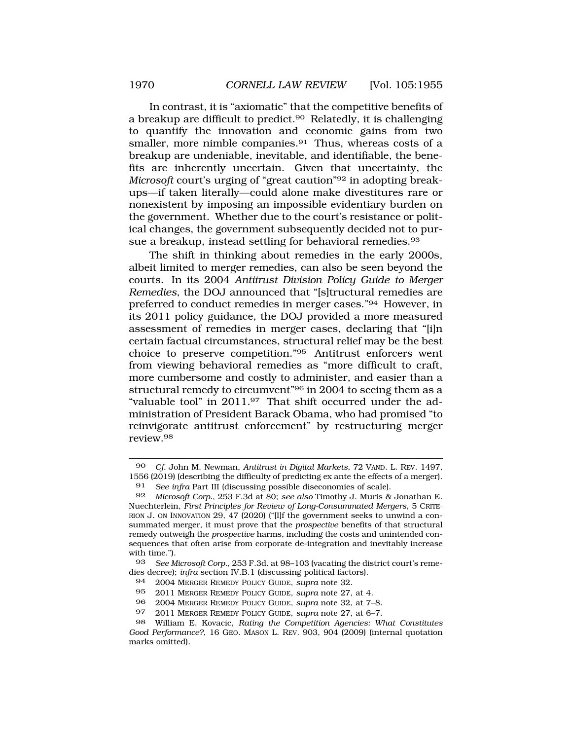In contrast, it is "axiomatic" that the competitive benefits of a breakup are difficult to predict.[90] Relatedly, it is challenging to quantify the innovation and economic gains from two smaller, more nimble companies.[91] Thus, whereas costs of a breakup are undeniable, inevitable, and identifiable, the benefits are inherently uncertain. Given that uncertainty, the *Microsoft* court's urging of "great caution"[92] in adopting breakups—if taken literally—could alone make divestitures rare or nonexistent by imposing an impossible evidentiary burden on the government. Whether due to the court's resistance or political changes, the government subsequently decided not to pursue a breakup, instead settling for behavioral remedies.[93]

The shift in thinking about remedies in the early 2000s, albeit limited to merger remedies, can also be seen beyond the courts. In its 2004 *Antitrust Division Policy Guide to Merger Remedies*, the DOJ announced that "[s]tructural remedies are preferred to conduct remedies in merger cases."[94] However, in its 2011 policy guidance, the DOJ provided a more measured assessment of remedies in merger cases, declaring that "[i]n certain factual circumstances, structural relief may be the best choice to preserve competition."[95] Antitrust enforcers went from viewing behavioral remedies as "more difficult to craft, more cumbersome and costly to administer, and easier than a structural remedy to circumvent"[96] in 2004 to seeing them as a "valuable tool" in 2011.[97] That shift occurred under the administration of President Barack Obama, who had promised "to reinvigorate antitrust enforcement" by restructuring merger review.[98]

---

[90] *Cf.* John M. Newman, *Antitrust in Digital Markets*, 72 VAND. L. REV. 1497, 1556 (2019) (describing the difficulty of predicting ex ante the effects of a merger).

[91] *See infra* Part III (discussing possible diseconomies of scale).

[92] *Microsoft Corp.*, 253 F.3d at 80; *see also* Timothy J. Muris & Jonathan E. Nuechterlein, *First Principles for Review of Long-Consummated Mergers*, 5 CRITERION J. ON INNOVATION 29, 47 (2020) ("[I]f the government seeks to unwind a consummated merger, it must prove that the *prospective* benefits of that structural remedy outweigh the *prospective* harms, including the costs and unintended consequences that often arise from corporate de-integration and inevitably increase with time.").

[93] *See Microsoft Corp.*, 253 F.3d. at 98–103 (vacating the district court's remedies decree); *infra* section IV.B.1 (discussing political factors).

[94] 2004 MERGER REMEDY POLICY GUIDE, *supra* note 32.

[95] 2011 MERGER REMEDY POLICY GUIDE, *supra* note 27, at 4.

[96] 2004 MERGER REMEDY POLICY GUIDE, *supra* note 32, at 7–8.

[97] 2011 MERGER REMEDY POLICY GUIDE, *supra* note 27, at 6–7.

[98] William E. Kovacic, *Rating the Competition Agencies: What Constitutes Good Performance?*, 16 GEO. MASON L. REV. 903, 904 (2009) (internal quotation marks omitted).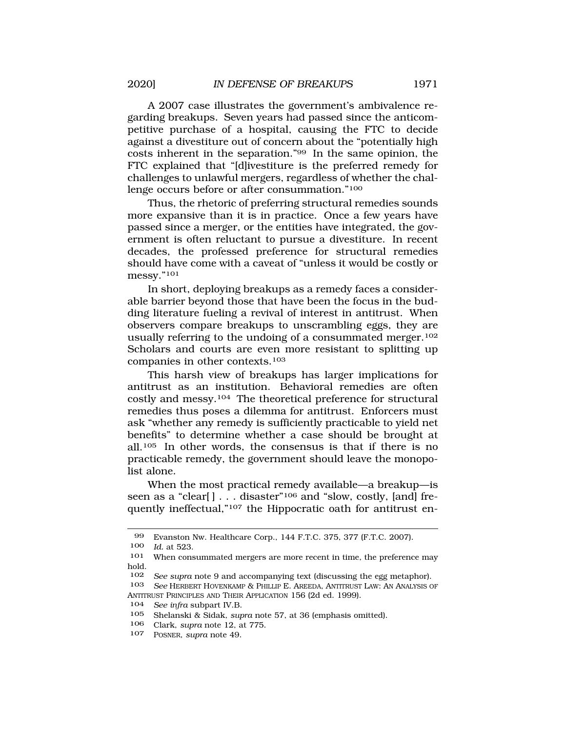A 2007 case illustrates the government's ambivalence regarding breakups. Seven years had passed since the anticompetitive purchase of a hospital, causing the FTC to decide against a divestiture out of concern about the "potentially high costs inherent in the separation."[99] In the same opinion, the FTC explained that "[d]ivestiture is the preferred remedy for challenges to unlawful mergers, regardless of whether the challenge occurs before or after consummation."[100]

Thus, the rhetoric of preferring structural remedies sounds more expansive than it is in practice. Once a few years have passed since a merger, or the entities have integrated, the government is often reluctant to pursue a divestiture. In recent decades, the professed preference for structural remedies should have come with a caveat of "unless it would be costly or messy."[101]

In short, deploying breakups as a remedy faces a considerable barrier beyond those that have been the focus in the budding literature fueling a revival of interest in antitrust. When observers compare breakups to unscrambling eggs, they are usually referring to the undoing of a consummated merger.[102] Scholars and courts are even more resistant to splitting up companies in other contexts.[103]

This harsh view of breakups has larger implications for antitrust as an institution. Behavioral remedies are often costly and messy.[104] The theoretical preference for structural remedies thus poses a dilemma for antitrust. Enforcers must ask "whether any remedy is sufficiently practicable to yield net benefits" to determine whether a case should be brought at all.[105] In other words, the consensus is that if there is no practicable remedy, the government should leave the monopolist alone.

When the most practical remedy available—a breakup—is seen as a "clear[ ] . . . disaster"[106] and "slow, costly, [and] frequently ineffectual,"[107] the Hippocratic oath for antitrust en-

---

[99] Evanston Nw. Healthcare Corp., 144 F.T.C. 375, 377 (F.T.C. 2007).

[100] *Id.* at 523.

[101] When consummated mergers are more recent in time, the preference may hold.

[102] *See supra* note 9 and accompanying text (discussing the egg metaphor).

[103] *See* HERBERT HOVENKAMP & PHILLIP E. AREEDA, ANTITRUST LAW: AN ANALYSIS OF ANTITRUST PRINCIPLES AND THEIR APPLICATION 156 (2d ed. 1999).

[104] *See infra* subpart IV.B.

[105] Shelanski & Sidak, *supra* note 57, at 36 (emphasis omitted).

[106] Clark, *supra* note 12, at 775.

[107] POSNER, *supra* note 49.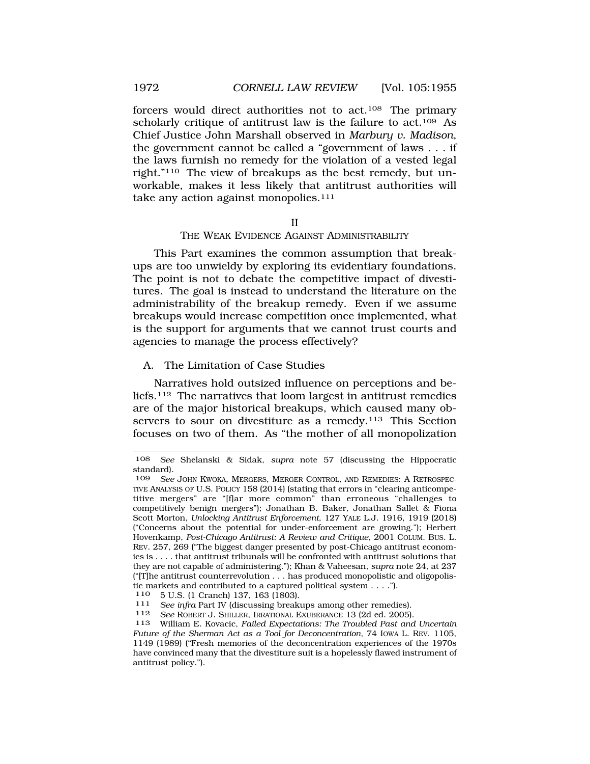forcers would direct authorities not to act.[108] The primary scholarly critique of antitrust law is the failure to act.[109] As Chief Justice John Marshall observed in *Marbury v. Madison*, the government cannot be called a "government of laws . . . if the laws furnish no remedy for the violation of a vested legal right."[110] The view of breakups as the best remedy, but unworkable, makes it less likely that antitrust authorities will take any action against monopolies.[111]

## II
## THE WEAK EVIDENCE AGAINST ADMINISTRABILITY

This Part examines the common assumption that breakups are too unwieldy by exploring its evidentiary foundations. The point is not to debate the competitive impact of divestitures. The goal is instead to understand the literature on the administrability of the breakup remedy. Even if we assume breakups would increase competition once implemented, what is the support for arguments that we cannot trust courts and agencies to manage the process effectively?

### A. The Limitation of Case Studies

Narratives hold outsized influence on perceptions and beliefs.[112] The narratives that loom largest in antitrust remedies are of the major historical breakups, which caused many observers to sour on divestiture as a remedy.[113] This Section focuses on two of them. As "the mother of all monopolization

---

108 *See* Shelanski & Sidak, *supra* note 57 (discussing the Hippocratic standard).

109 *See* JOHN KWOKA, MERGERS, MERGER CONTROL, AND REMEDIES: A RETROSPECTIVE ANALYSIS OF U.S. POLICY 158 (2014) (stating that errors in "clearing anticompetitive mergers" are "[f]ar more common" than erroneous "challenges to competitively benign mergers"); Jonathan B. Baker, Jonathan Sallet & Fiona Scott Morton, *Unlocking Antitrust Enforcement*, 127 YALE L.J. 1916, 1919 (2018) ("Concerns about the potential for under-enforcement are growing."); Herbert Hovenkamp, *Post-Chicago Antitrust: A Review and Critique*, 2001 COLUM. BUS. L. REV. 257, 269 ("The biggest danger presented by post-Chicago antitrust economics is . . . . that antitrust tribunals will be confronted with antitrust solutions that they are not capable of administering."); Khan & Vaheesan, *supra* note 24, at 237 ("[T]he antitrust counterrevolution . . . has produced monopolistic and oligopolistic markets and contributed to a captured political system . . . .").

110 5 U.S. (1 Cranch) 137, 163 (1803).

111 *See infra* Part IV (discussing breakups among other remedies).

112 *See* ROBERT J. SHILLER, IRRATIONAL EXUBERANCE 13 (2d ed. 2005).

113 William E. Kovacic, *Failed Expectations: The Troubled Past and Uncertain Future of the Sherman Act as a Tool for Deconcentration*, 74 IOWA L. REV. 1105, 1149 (1989) ("Fresh memories of the deconcentration experiences of the 1970s have convinced many that the divestiture suit is a hopelessly flawed instrument of antitrust policy.").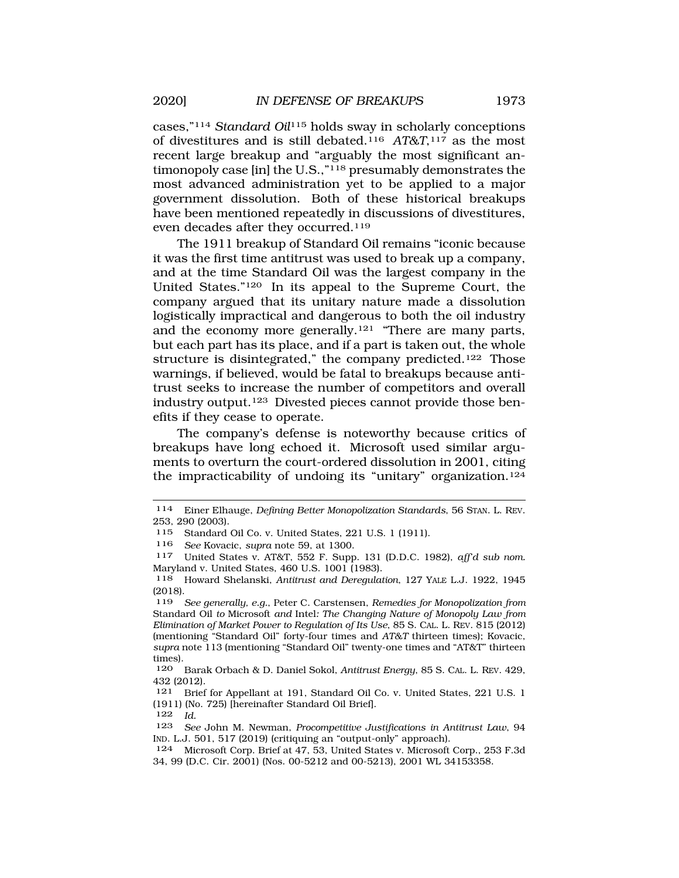cases,"[114] *Standard Oil*[115] holds sway in scholarly conceptions of divestitures and is still debated.[116] *AT&T*,[117] as the most recent large breakup and "arguably the most significant antimonopoly case [in] the U.S.,"[118] presumably demonstrates the most advanced administration yet to be applied to a major government dissolution. Both of these historical breakups have been mentioned repeatedly in discussions of divestitures, even decades after they occurred.[119]

The 1911 breakup of Standard Oil remains "iconic because it was the first time antitrust was used to break up a company, and at the time Standard Oil was the largest company in the United States."[120] In its appeal to the Supreme Court, the company argued that its unitary nature made a dissolution logistically impractical and dangerous to both the oil industry and the economy more generally.[121] "There are many parts, but each part has its place, and if a part is taken out, the whole structure is disintegrated," the company predicted.[122] Those warnings, if believed, would be fatal to breakups because antitrust seeks to increase the number of competitors and overall industry output.[123] Divested pieces cannot provide those benefits if they cease to operate.

The company's defense is noteworthy because critics of breakups have long echoed it. Microsoft used similar arguments to overturn the court-ordered dissolution in 2001, citing the impracticability of undoing its "unitary" organization.[124]

---

114 Einer Elhauge, *Defining Better Monopolization Standards*, 56 STAN. L. REV. 253, 290 (2003).

115 Standard Oil Co. v. United States, 221 U.S. 1 (1911).

116 *See* Kovacic, *supra* note 59, at 1300.

117 United States v. AT&T, 552 F. Supp. 131 (D.D.C. 1982), *aff'd sub nom.* Maryland v. United States, 460 U.S. 1001 (1983).

118 Howard Shelanski, *Antitrust and Deregulation*, 127 YALE L.J. 1922, 1945 (2018).

119 *See generally, e.g.*, Peter C. Carstensen, *Remedies for Monopolization from* Standard Oil *to* Microsoft *and* Intel*: The Changing Nature of Monopoly Law from Elimination of Market Power to Regulation of Its Use*, 85 S. CAL. L. REV. 815 (2012) (mentioning "Standard Oil" forty-four times and *AT&T* thirteen times); Kovacic, *supra* note 113 (mentioning "Standard Oil" twenty-one times and "AT&T" thirteen times).

120 Barak Orbach & D. Daniel Sokol, *Antitrust Energy*, 85 S. CAL. L. REV. 429, 432 (2012).

121 Brief for Appellant at 191, Standard Oil Co. v. United States, 221 U.S. 1 (1911) (No. 725) [hereinafter Standard Oil Brief].

122 *Id.*

123 *See* John M. Newman, *Procompetitive Justifications in Antitrust Law*, 94 IND. L.J. 501, 517 (2019) (critiquing an "output-only" approach).

124 Microsoft Corp. Brief at 47, 53, United States v. Microsoft Corp., 253 F.3d 34, 99 (D.C. Cir. 2001) (Nos. 00-5212 and 00-5213), 2001 WL 34153358.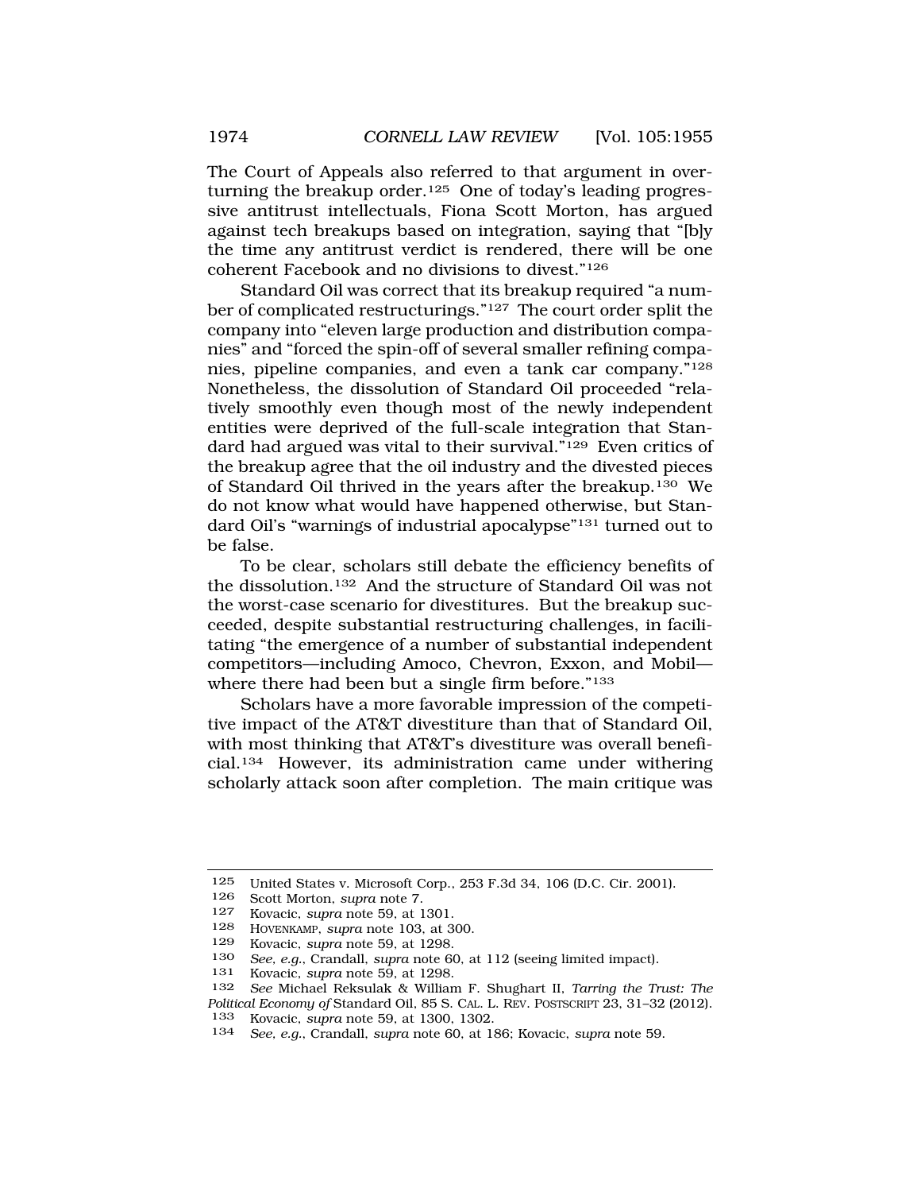The Court of Appeals also referred to that argument in overturning the breakup order.[125] One of today's leading progressive antitrust intellectuals, Fiona Scott Morton, has argued against tech breakups based on integration, saying that "[b]y the time any antitrust verdict is rendered, there will be one coherent Facebook and no divisions to divest."[126]

Standard Oil was correct that its breakup required "a number of complicated restructurings."[127] The court order split the company into "eleven large production and distribution companies" and "forced the spin-off of several smaller refining companies, pipeline companies, and even a tank car company."[128] Nonetheless, the dissolution of Standard Oil proceeded "relatively smoothly even though most of the newly independent entities were deprived of the full-scale integration that Standard had argued was vital to their survival."[129] Even critics of the breakup agree that the oil industry and the divested pieces of Standard Oil thrived in the years after the breakup.[130] We do not know what would have happened otherwise, but Standard Oil's "warnings of industrial apocalypse"[131] turned out to be false.

To be clear, scholars still debate the efficiency benefits of the dissolution.[132] And the structure of Standard Oil was not the worst-case scenario for divestitures. But the breakup succeeded, despite substantial restructuring challenges, in facilitating "the emergence of a number of substantial independent competitors—including Amoco, Chevron, Exxon, and Mobil—where there had been but a single firm before."[133]

Scholars have a more favorable impression of the competitive impact of the AT&T divestiture than that of Standard Oil, with most thinking that AT&T's divestiture was overall beneficial.[134] However, its administration came under withering scholarly attack soon after completion. The main critique was

---

125 United States v. Microsoft Corp., 253 F.3d 34, 106 (D.C. Cir. 2001).

126 Scott Morton, *supra* note 7.

127 Kovacic, *supra* note 59, at 1301.

128 HOVENKAMP, *supra* note 103, at 300.

129 Kovacic, *supra* note 59, at 1298.

130 *See, e.g.*, Crandall, *supra* note 60, at 112 (seeing limited impact).

131 Kovacic, *supra* note 59, at 1298.

132 *See* Michael Reksulak & William F. Shughart II, *Tarring the Trust: The Political Economy of* Standard Oil, 85 S. CAL. L. REV. POSTSCRIPT 23, 31–32 (2012).

133 Kovacic, *supra* note 59, at 1300, 1302.

134 *See, e.g.*, Crandall, *supra* note 60, at 186; Kovacic, *supra* note 59.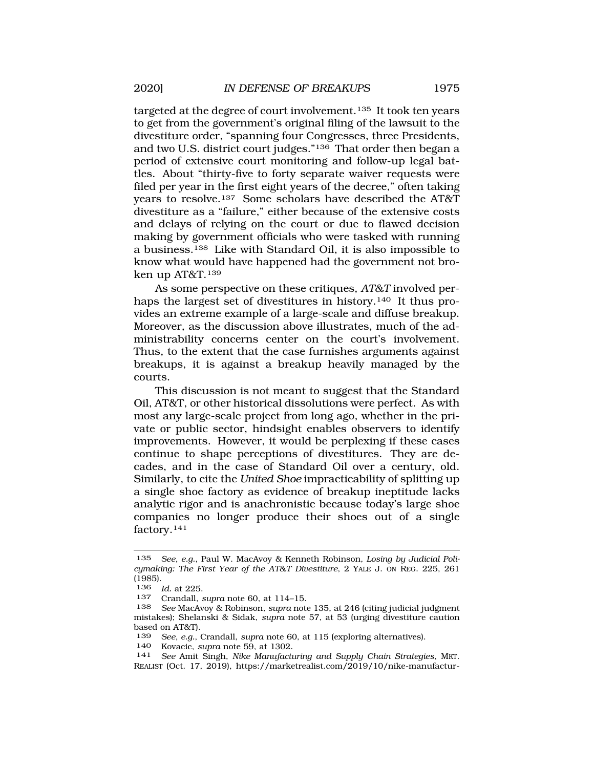targeted at the degree of court involvement.[135] It took ten years to get from the government's original filing of the lawsuit to the divestiture order, "spanning four Congresses, three Presidents, and two U.S. district court judges."[136] That order then began a period of extensive court monitoring and follow-up legal battles. About "thirty-five to forty separate waiver requests were filed per year in the first eight years of the decree," often taking years to resolve.[137] Some scholars have described the AT&T divestiture as a "failure," either because of the extensive costs and delays of relying on the court or due to flawed decision making by government officials who were tasked with running a business.[138] Like with Standard Oil, it is also impossible to know what would have happened had the government not broken up AT&T.[139]

As some perspective on these critiques, *AT&T* involved perhaps the largest set of divestitures in history.[140] It thus provides an extreme example of a large-scale and diffuse breakup. Moreover, as the discussion above illustrates, much of the administrability concerns center on the court's involvement. Thus, to the extent that the case furnishes arguments against breakups, it is against a breakup heavily managed by the courts.

This discussion is not meant to suggest that the Standard Oil, AT&T, or other historical dissolutions were perfect. As with most any large-scale project from long ago, whether in the private or public sector, hindsight enables observers to identify improvements. However, it would be perplexing if these cases continue to shape perceptions of divestitures. They are decades, and in the case of Standard Oil over a century, old. Similarly, to cite the *United Shoe* impracticability of splitting up a single shoe factory as evidence of breakup ineptitude lacks analytic rigor and is anachronistic because today's large shoe companies no longer produce their shoes out of a single factory.[141]

---

135 *See, e.g.*, Paul W. MacAvoy & Kenneth Robinson, *Losing by Judicial Policymaking: The First Year of the AT&T Divestiture*, 2 YALE J. ON REG. 225, 261 (1985).

136 *Id.* at 225.

137 Crandall, *supra* note 60, at 114–15.

138 *See* MacAvoy & Robinson, *supra* note 135, at 246 (citing judicial judgment mistakes); Shelanski & Sidak, *supra* note 57, at 53 (urging divestiture caution based on AT&T).

139 *See, e.g.*, Crandall, *supra* note 60, at 115 (exploring alternatives).

140 Kovacic, *supra* note 59, at 1302.

141 *See* Amit Singh, *Nike Manufacturing and Supply Chain Strategies*, MKT. REALIST (Oct. 17, 2019), https://marketrealist.com/2019/10/nike-manufactur-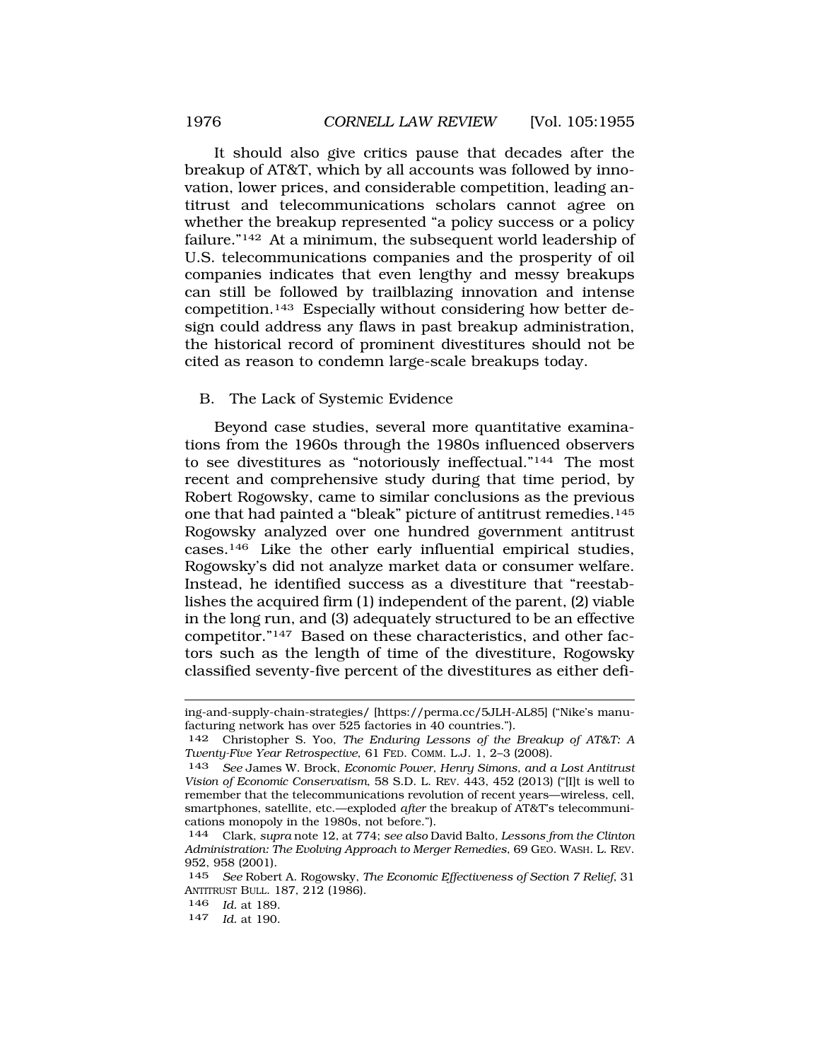It should also give critics pause that decades after the breakup of AT&T, which by all accounts was followed by innovation, lower prices, and considerable competition, leading antitrust and telecommunications scholars cannot agree on whether the breakup represented "a policy success or a policy failure."[142] At a minimum, the subsequent world leadership of U.S. telecommunications companies and the prosperity of oil companies indicates that even lengthy and messy breakups can still be followed by trailblazing innovation and intense competition.[143] Especially without considering how better design could address any flaws in past breakup administration, the historical record of prominent divestitures should not be cited as reason to condemn large-scale breakups today.

## B. The Lack of Systemic Evidence

Beyond case studies, several more quantitative examinations from the 1960s through the 1980s influenced observers to see divestitures as "notoriously ineffectual."[144] The most recent and comprehensive study during that time period, by Robert Rogowsky, came to similar conclusions as the previous one that had painted a "bleak" picture of antitrust remedies.[145] Rogowsky analyzed over one hundred government antitrust cases.[146] Like the other early influential empirical studies, Rogowsky's did not analyze market data or consumer welfare. Instead, he identified success as a divestiture that "reestablishes the acquired firm (1) independent of the parent, (2) viable in the long run, and (3) adequately structured to be an effective competitor."[147] Based on these characteristics, and other factors such as the length of time of the divestiture, Rogowsky classified seventy-five percent of the divestitures as either defi-

---

ing-and-supply-chain-strategies/ [https://perma.cc/5JLH-AL85] ("Nike's manufacturing network has over 525 factories in 40 countries.").

142 Christopher S. Yoo, *The Enduring Lessons of the Breakup of AT&T: A Twenty-Five Year Retrospective*, 61 FED. COMM. L.J. 1, 2–3 (2008).

143 *See* James W. Brock, *Economic Power, Henry Simons, and a Lost Antitrust Vision of Economic Conservatism*, 58 S.D. L. REV. 443, 452 (2013) ("[I]t is well to remember that the telecommunications revolution of recent years—wireless, cell, smartphones, satellite, etc.—exploded *after* the breakup of AT&T's telecommunications monopoly in the 1980s, not before.").

144 Clark, *supra* note 12, at 774; *see also* David Balto, *Lessons from the Clinton Administration: The Evolving Approach to Merger Remedies*, 69 GEO. WASH. L. REV. 952, 958 (2001).

145 *See* Robert A. Rogowsky, *The Economic Effectiveness of Section 7 Relief*, 31 ANTITRUST BULL. 187, 212 (1986).

146 *Id.* at 189.

147 *Id.* at 190.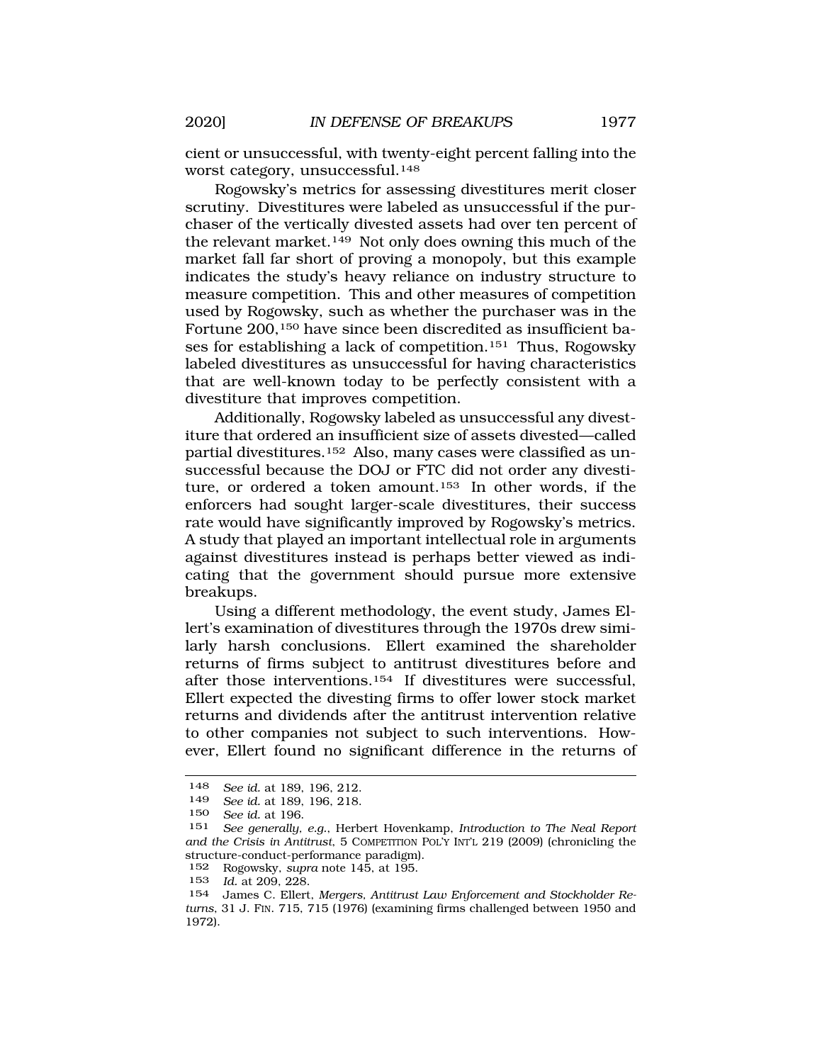cient or unsuccessful, with twenty-eight percent falling into the worst category, unsuccessful.[148]

Rogowsky's metrics for assessing divestitures merit closer scrutiny. Divestitures were labeled as unsuccessful if the purchaser of the vertically divested assets had over ten percent of the relevant market.[149] Not only does owning this much of the market fall far short of proving a monopoly, but this example indicates the study's heavy reliance on industry structure to measure competition. This and other measures of competition used by Rogowsky, such as whether the purchaser was in the Fortune 200,[150] have since been discredited as insufficient bases for establishing a lack of competition.[151] Thus, Rogowsky labeled divestitures as unsuccessful for having characteristics that are well-known today to be perfectly consistent with a divestiture that improves competition.

Additionally, Rogowsky labeled as unsuccessful any divestiture that ordered an insufficient size of assets divested—called partial divestitures.[152] Also, many cases were classified as unsuccessful because the DOJ or FTC did not order any divestiture, or ordered a token amount.[153] In other words, if the enforcers had sought larger-scale divestitures, their success rate would have significantly improved by Rogowsky's metrics. A study that played an important intellectual role in arguments against divestitures instead is perhaps better viewed as indicating that the government should pursue more extensive breakups.

Using a different methodology, the event study, James Ellert's examination of divestitures through the 1970s drew similarly harsh conclusions. Ellert examined the shareholder returns of firms subject to antitrust divestitures before and after those interventions.[154] If divestitures were successful, Ellert expected the divesting firms to offer lower stock market returns and dividends after the antitrust intervention relative to other companies not subject to such interventions. However, Ellert found no significant difference in the returns of

---

148 *See id.* at 189, 196, 212.

149 *See id.* at 189, 196, 218.

150 *See id.* at 196.

151 *See generally, e.g.*, Herbert Hovenkamp, *Introduction to The Neal Report and the Crisis in Antitrust*, 5 COMPETITION POL'Y INT'L 219 (2009) (chronicling the structure-conduct-performance paradigm).

152 Rogowsky, *supra* note 145, at 195.

153 *Id.* at 209, 228.

154 James C. Ellert, *Mergers, Antitrust Law Enforcement and Stockholder Returns*, 31 J. FIN. 715, 715 (1976) (examining firms challenged between 1950 and 1972).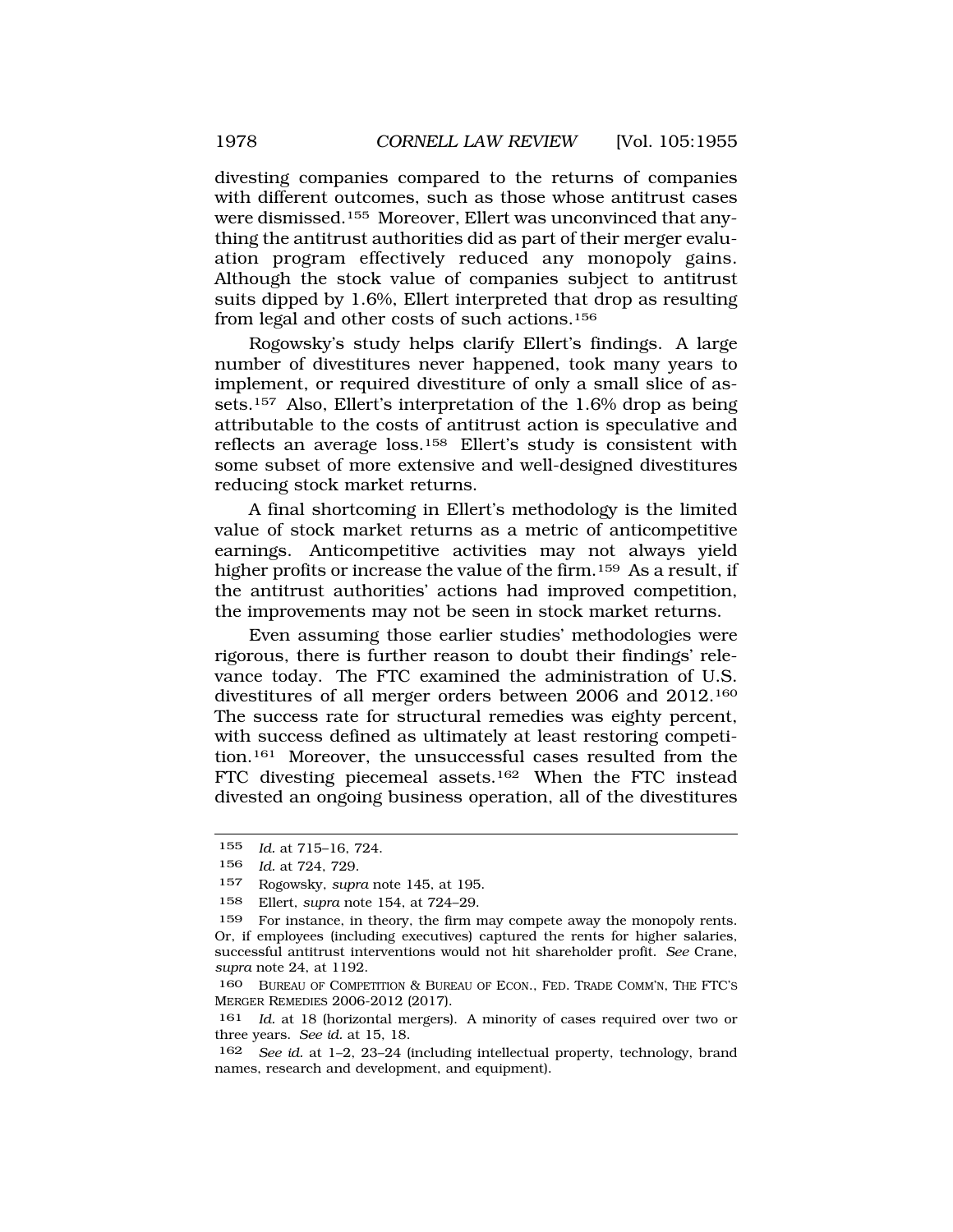divesting companies compared to the returns of companies with different outcomes, such as those whose antitrust cases were dismissed.[155] Moreover, Ellert was unconvinced that anything the antitrust authorities did as part of their merger evaluation program effectively reduced any monopoly gains. Although the stock value of companies subject to antitrust suits dipped by 1.6%, Ellert interpreted that drop as resulting from legal and other costs of such actions.[156]

Rogowsky's study helps clarify Ellert's findings. A large number of divestitures never happened, took many years to implement, or required divestiture of only a small slice of assets.[157] Also, Ellert's interpretation of the 1.6% drop as being attributable to the costs of antitrust action is speculative and reflects an average loss.[158] Ellert's study is consistent with some subset of more extensive and well-designed divestitures reducing stock market returns.

A final shortcoming in Ellert's methodology is the limited value of stock market returns as a metric of anticompetitive earnings. Anticompetitive activities may not always yield higher profits or increase the value of the firm.[159] As a result, if the antitrust authorities' actions had improved competition, the improvements may not be seen in stock market returns.

Even assuming those earlier studies' methodologies were rigorous, there is further reason to doubt their findings' relevance today. The FTC examined the administration of U.S. divestitures of all merger orders between 2006 and 2012.[160] The success rate for structural remedies was eighty percent, with success defined as ultimately at least restoring competition.[161] Moreover, the unsuccessful cases resulted from the FTC divesting piecemeal assets.[162] When the FTC instead divested an ongoing business operation, all of the divestitures

---

155 *Id.* at 715–16, 724.

156 *Id.* at 724, 729.

157 Rogowsky, *supra* note 145, at 195.

158 Ellert, *supra* note 154, at 724–29.

159 For instance, in theory, the firm may compete away the monopoly rents. Or, if employees (including executives) captured the rents for higher salaries, successful antitrust interventions would not hit shareholder profit. *See* Crane, *supra* note 24, at 1192.

160 BUREAU OF COMPETITION & BUREAU OF ECON., FED. TRADE COMM'N, THE FTC'S MERGER REMEDIES 2006-2012 (2017).

161 *Id.* at 18 (horizontal mergers). A minority of cases required over two or three years. *See id.* at 15, 18.

162 *See id.* at 1–2, 23–24 (including intellectual property, technology, brand names, research and development, and equipment).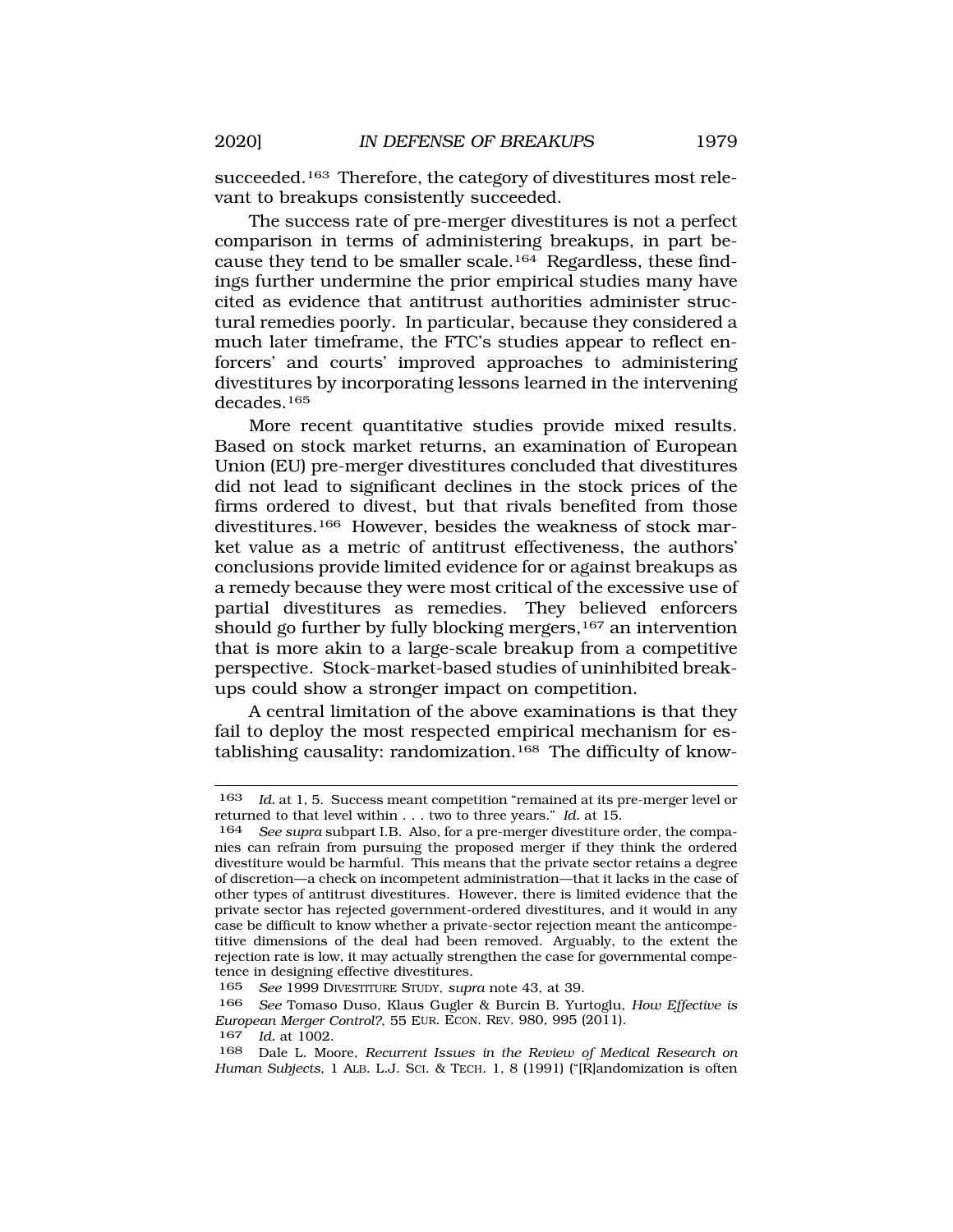succeeded.[163] Therefore, the category of divestitures most relevant to breakups consistently succeeded.

The success rate of pre-merger divestitures is not a perfect comparison in terms of administering breakups, in part because they tend to be smaller scale.[164] Regardless, these findings further undermine the prior empirical studies many have cited as evidence that antitrust authorities administer structural remedies poorly. In particular, because they considered a much later timeframe, the FTC's studies appear to reflect enforcers' and courts' improved approaches to administering divestitures by incorporating lessons learned in the intervening decades.[165]

More recent quantitative studies provide mixed results. Based on stock market returns, an examination of European Union (EU) pre-merger divestitures concluded that divestitures did not lead to significant declines in the stock prices of the firms ordered to divest, but that rivals benefited from those divestitures.[166] However, besides the weakness of stock market value as a metric of antitrust effectiveness, the authors' conclusions provide limited evidence for or against breakups as a remedy because they were most critical of the excessive use of partial divestitures as remedies. They believed enforcers should go further by fully blocking mergers,[167] an intervention that is more akin to a large-scale breakup from a competitive perspective. Stock-market-based studies of uninhibited breakups could show a stronger impact on competition.

A central limitation of the above examinations is that they fail to deploy the most respected empirical mechanism for establishing causality: randomization.[168] The difficulty of know-

---

163 *Id.* at 1, 5. Success meant competition "remained at its pre-merger level or returned to that level within . . . two to three years." *Id.* at 15.

164 *See supra* subpart I.B. Also, for a pre-merger divestiture order, the companies can refrain from pursuing the proposed merger if they think the ordered divestiture would be harmful. This means that the private sector retains a degree of discretion—a check on incompetent administration—that it lacks in the case of other types of antitrust divestitures. However, there is limited evidence that the private sector has rejected government-ordered divestitures, and it would in any case be difficult to know whether a private-sector rejection meant the anticompetitive dimensions of the deal had been removed. Arguably, to the extent the rejection rate is low, it may actually strengthen the case for governmental competence in designing effective divestitures.

165 *See* 1999 DIVESTITURE STUDY, *supra* note 43, at 39.

166 *See* Tomaso Duso, Klaus Gugler & Burcin B. Yurtoglu, *How Effective is European Merger Control?*, 55 EUR. ECON. REV. 980, 995 (2011).

167 *Id.* at 1002.

168 Dale L. Moore, *Recurrent Issues in the Review of Medical Research on Human Subjects*, 1 ALB. L.J. SCI. & TECH. 1, 8 (1991) ("[R]andomization is often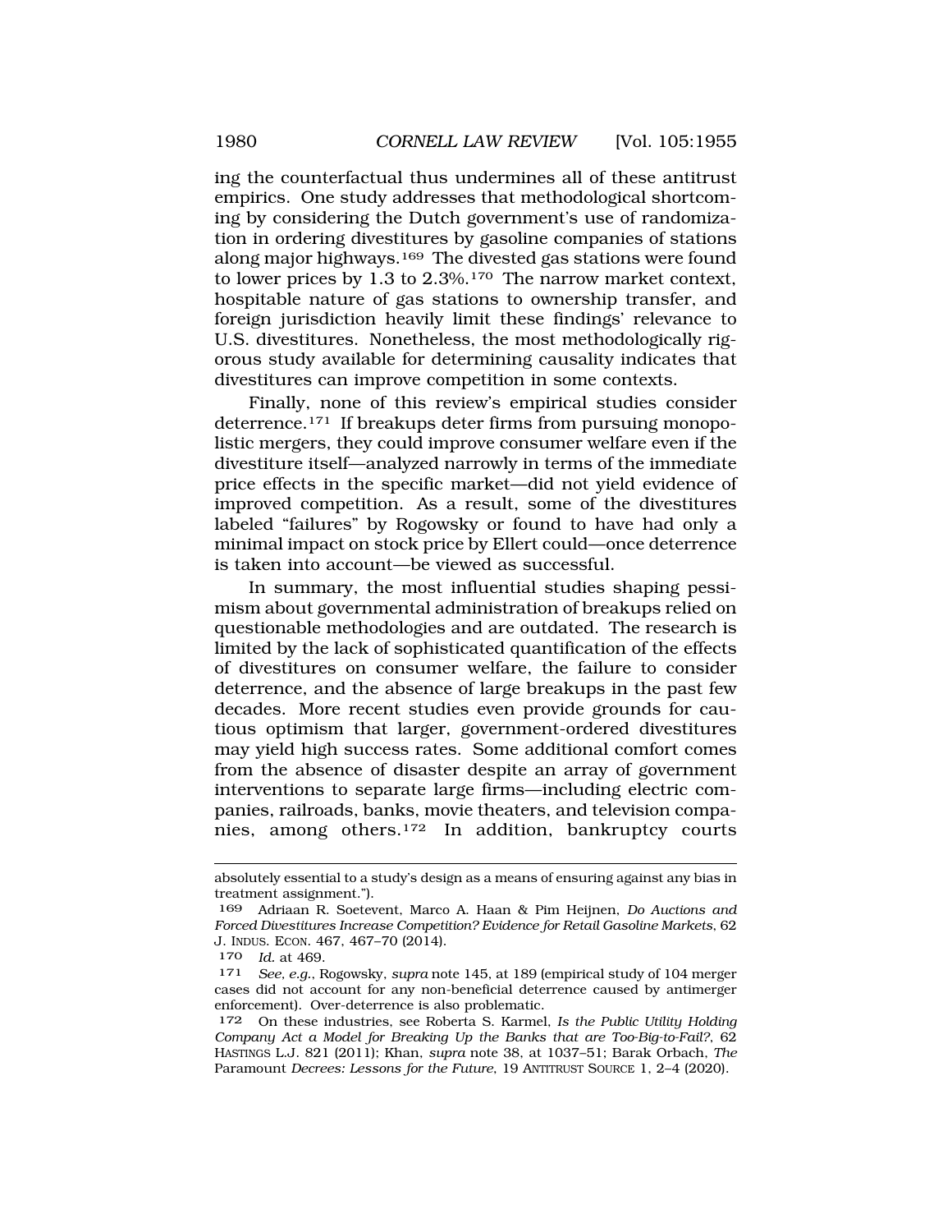ing the counterfactual thus undermines all of these antitrust empirics. One study addresses that methodological shortcoming by considering the Dutch government's use of randomization in ordering divestitures by gasoline companies of stations along major highways.[169] The divested gas stations were found to lower prices by 1.3 to 2.3%.[170] The narrow market context, hospitable nature of gas stations to ownership transfer, and foreign jurisdiction heavily limit these findings' relevance to U.S. divestitures. Nonetheless, the most methodologically rigorous study available for determining causality indicates that divestitures can improve competition in some contexts.

Finally, none of this review's empirical studies consider deterrence.[171] If breakups deter firms from pursuing monopolistic mergers, they could improve consumer welfare even if the divestiture itself—analyzed narrowly in terms of the immediate price effects in the specific market—did not yield evidence of improved competition. As a result, some of the divestitures labeled "failures" by Rogowsky or found to have had only a minimal impact on stock price by Ellert could—once deterrence is taken into account—be viewed as successful.

In summary, the most influential studies shaping pessimism about governmental administration of breakups relied on questionable methodologies and are outdated. The research is limited by the lack of sophisticated quantification of the effects of divestitures on consumer welfare, the failure to consider deterrence, and the absence of large breakups in the past few decades. More recent studies even provide grounds for cautious optimism that larger, government-ordered divestitures may yield high success rates. Some additional comfort comes from the absence of disaster despite an array of government interventions to separate large firms—including electric companies, railroads, banks, movie theaters, and television companies, among others.[172] In addition, bankruptcy courts

---

absolutely essential to a study's design as a means of ensuring against any bias in treatment assignment.").

169 Adriaan R. Soetevent, Marco A. Haan & Pim Heijnen, *Do Auctions and Forced Divestitures Increase Competition? Evidence for Retail Gasoline Markets*, 62 J. INDUS. ECON. 467, 467–70 (2014).

170 *Id.* at 469.

171 *See, e.g.*, Rogowsky, *supra* note 145, at 189 (empirical study of 104 merger cases did not account for any non-beneficial deterrence caused by antimerger enforcement). Over-deterrence is also problematic.

172 On these industries, see Roberta S. Karmel, *Is the Public Utility Holding Company Act a Model for Breaking Up the Banks that are Too-Big-to-Fail?*, 62 HASTINGS L.J. 821 (2011); Khan, *supra* note 38, at 1037–51; Barak Orbach, *The* Paramount *Decrees: Lessons for the Future*, 19 ANTITRUST SOURCE 1, 2–4 (2020).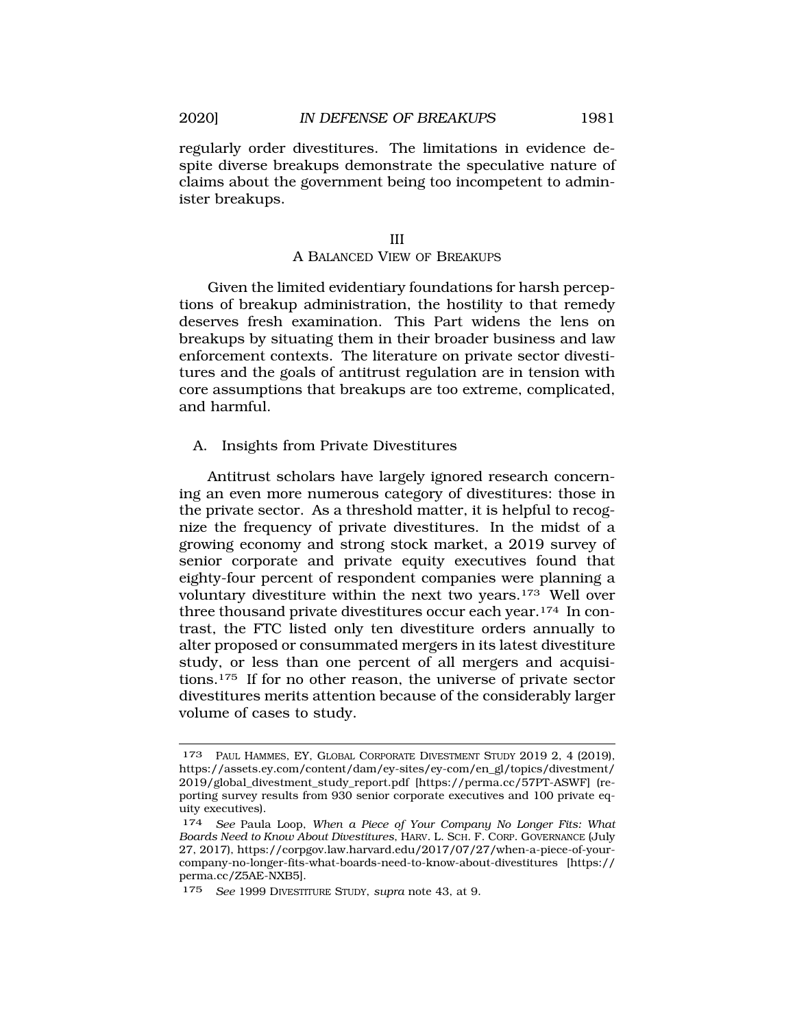regularly order divestitures. The limitations in evidence despite diverse breakups demonstrate the speculative nature of claims about the government being too incompetent to administer breakups.

## III
## A Balanced View of Breakups

Given the limited evidentiary foundations for harsh perceptions of breakup administration, the hostility to that remedy deserves fresh examination. This Part widens the lens on breakups by situating them in their broader business and law enforcement contexts. The literature on private sector divestitures and the goals of antitrust regulation are in tension with core assumptions that breakups are too extreme, complicated, and harmful.

### A. Insights from Private Divestitures

Antitrust scholars have largely ignored research concerning an even more numerous category of divestitures: those in the private sector. As a threshold matter, it is helpful to recognize the frequency of private divestitures. In the midst of a growing economy and strong stock market, a 2019 survey of senior corporate and private equity executives found that eighty-four percent of respondent companies were planning a voluntary divestiture within the next two years.[173] Well over three thousand private divestitures occur each year.[174] In contrast, the FTC listed only ten divestiture orders annually to alter proposed or consummated mergers in its latest divestiture study, or less than one percent of all mergers and acquisitions.[175] If for no other reason, the universe of private sector divestitures merits attention because of the considerably larger volume of cases to study.

---

173 Paul Hammes, EY, Global Corporate Divestment Study 2019 2, 4 (2019), https://assets.ey.com/content/dam/ey-sites/ey-com/en_gl/topics/divestment/2019/global_divestment_study_report.pdf [https://perma.cc/57PT-ASWF] (reporting survey results from 930 senior corporate executives and 100 private equity executives).

174 *See* Paula Loop, *When a Piece of Your Company No Longer Fits: What Boards Need to Know About Divestitures*, Harv. L. Sch. F. Corp. Governance (July 27, 2017), https://corpgov.law.harvard.edu/2017/07/27/when-a-piece-of-your-company-no-longer-fits-what-boards-need-to-know-about-divestitures [https://perma.cc/Z5AE-NXB5].

175 *See* 1999 Divestiture Study, *supra* note 43, at 9.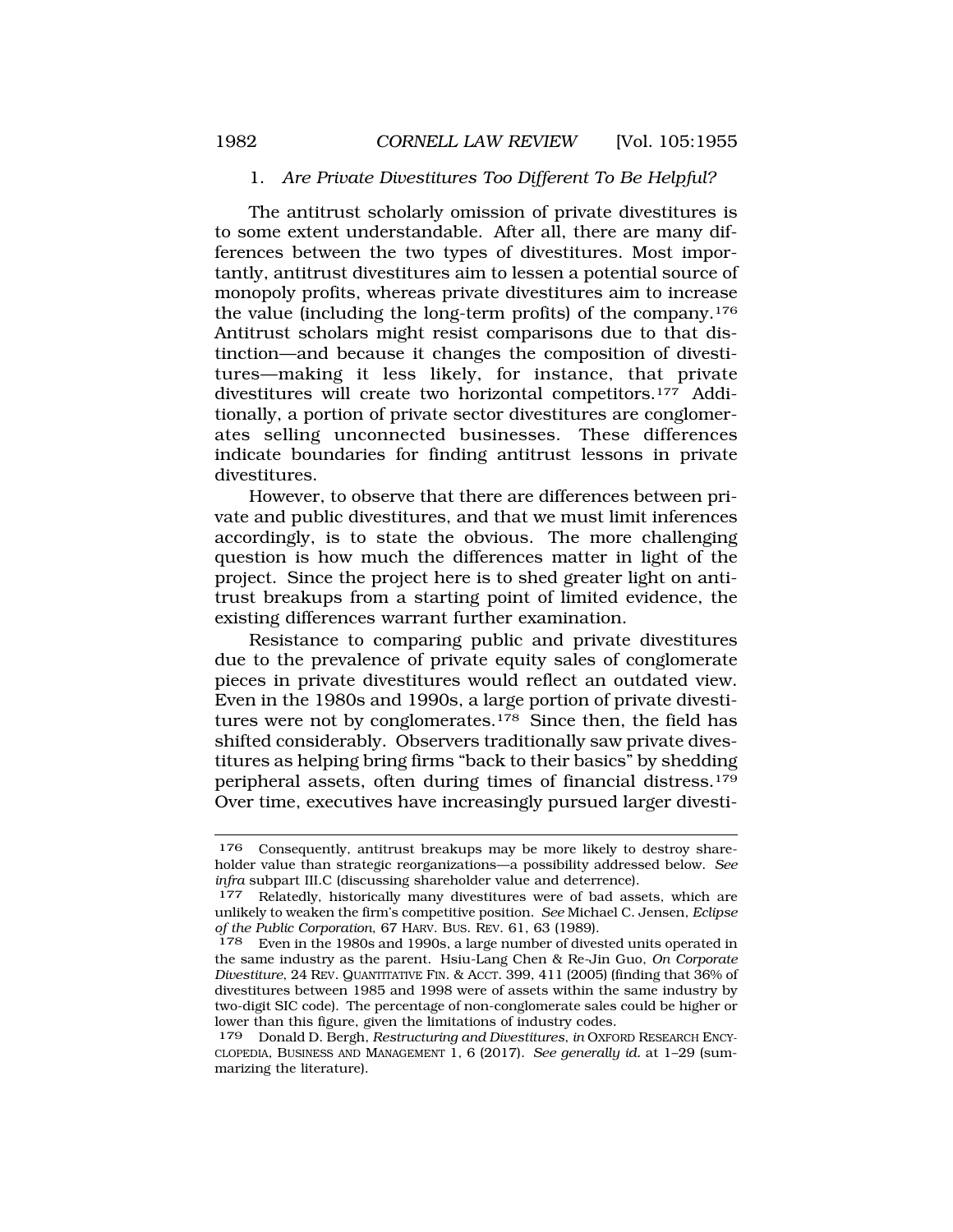### 1. *Are Private Divestitures Too Different To Be Helpful?*

The antitrust scholarly omission of private divestitures is to some extent understandable. After all, there are many differences between the two types of divestitures. Most importantly, antitrust divestitures aim to lessen a potential source of monopoly profits, whereas private divestitures aim to increase the value (including the long-term profits) of the company.[176] Antitrust scholars might resist comparisons due to that distinction—and because it changes the composition of divestitures—making it less likely, for instance, that private divestitures will create two horizontal competitors.[177] Additionally, a portion of private sector divestitures are conglomerates selling unconnected businesses. These differences indicate boundaries for finding antitrust lessons in private divestitures.

However, to observe that there are differences between private and public divestitures, and that we must limit inferences accordingly, is to state the obvious. The more challenging question is how much the differences matter in light of the project. Since the project here is to shed greater light on antitrust breakups from a starting point of limited evidence, the existing differences warrant further examination.

Resistance to comparing public and private divestitures due to the prevalence of private equity sales of conglomerate pieces in private divestitures would reflect an outdated view. Even in the 1980s and 1990s, a large portion of private divestitures were not by conglomerates.[178] Since then, the field has shifted considerably. Observers traditionally saw private divestitures as helping bring firms "back to their basics" by shedding peripheral assets, often during times of financial distress.[179] Over time, executives have increasingly pursued larger divesti-

---

[176] Consequently, antitrust breakups may be more likely to destroy shareholder value than strategic reorganizations—a possibility addressed below. *See infra* subpart III.C (discussing shareholder value and deterrence).

[177] Relatedly, historically many divestitures were of bad assets, which are unlikely to weaken the firm's competitive position. *See* Michael C. Jensen, *Eclipse of the Public Corporation*, 67 HARV. BUS. REV. 61, 63 (1989).

[178] Even in the 1980s and 1990s, a large number of divested units operated in the same industry as the parent. Hsiu-Lang Chen & Re-Jin Guo, *On Corporate Divestiture*, 24 REV. QUANTITATIVE FIN. & ACCT. 399, 411 (2005) (finding that 36% of divestitures between 1985 and 1998 were of assets within the same industry by two-digit SIC code). The percentage of non-conglomerate sales could be higher or lower than this figure, given the limitations of industry codes.

[179] Donald D. Bergh, *Restructuring and Divestitures*, *in* OXFORD RESEARCH ENCYCLOPEDIA, BUSINESS AND MANAGEMENT 1, 6 (2017). *See generally id.* at 1–29 (summarizing the literature).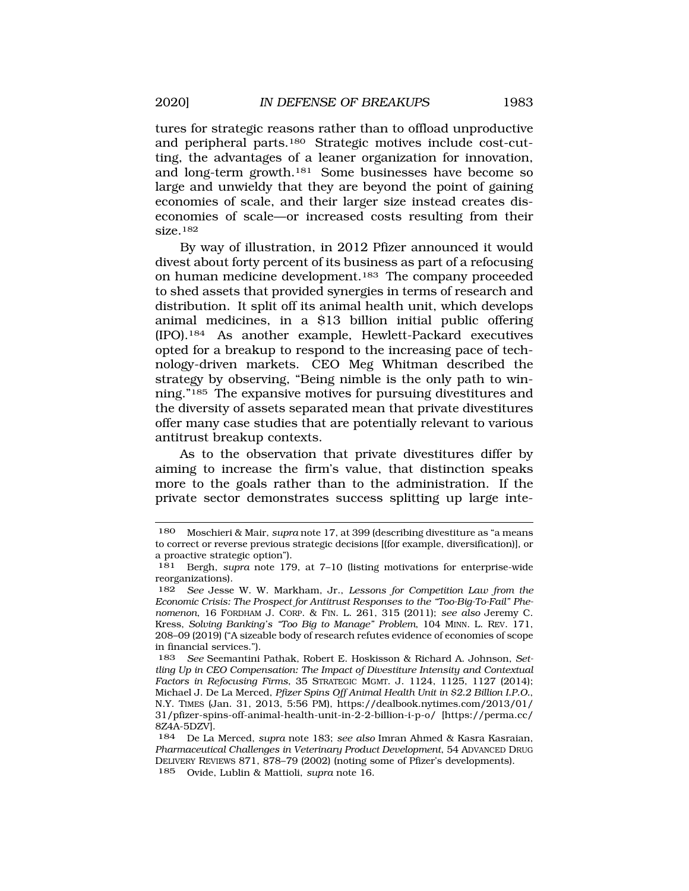tures for strategic reasons rather than to offload unproductive and peripheral parts.[180] Strategic motives include cost-cutting, the advantages of a leaner organization for innovation, and long-term growth.[181] Some businesses have become so large and unwieldy that they are beyond the point of gaining economies of scale, and their larger size instead creates diseconomies of scale—or increased costs resulting from their size.[182]

By way of illustration, in 2012 Pfizer announced it would divest about forty percent of its business as part of a refocusing on human medicine development.[183] The company proceeded to shed assets that provided synergies in terms of research and distribution. It split off its animal health unit, which develops animal medicines, in a $13 billion initial public offering (IPO).[184] As another example, Hewlett-Packard executives opted for a breakup to respond to the increasing pace of technology-driven markets. CEO Meg Whitman described the strategy by observing, "Being nimble is the only path to winning."[185] The expansive motives for pursuing divestitures and the diversity of assets separated mean that private divestitures offer many case studies that are potentially relevant to various antitrust breakup contexts.

As to the observation that private divestitures differ by aiming to increase the firm's value, that distinction speaks more to the goals rather than to the administration. If the private sector demonstrates success splitting up large inte-

---

180 Moschieri & Mair, *supra* note 17, at 399 (describing divestiture as "a means to correct or reverse previous strategic decisions [(for example, diversification)], or a proactive strategic option").

181 Bergh, *supra* note 179, at 7–10 (listing motivations for enterprise-wide reorganizations).

182 *See* Jesse W. W. Markham, Jr., *Lessons for Competition Law from the Economic Crisis: The Prospect for Antitrust Responses to the "Too-Big-To-Fail" Phenomenon*, 16 FORDHAM J. CORP. & FIN. L. 261, 315 (2011); *see also* Jeremy C. Kress, *Solving Banking's "Too Big to Manage" Problem*, 104 MINN. L. REV. 171, 208–09 (2019) ("A sizeable body of research refutes evidence of economies of scope in financial services.").

183 *See* Seemantini Pathak, Robert E. Hoskisson & Richard A. Johnson, *Settling Up in CEO Compensation: The Impact of Divestiture Intensity and Contextual Factors in Refocusing Firms*, 35 STRATEGIC MGMT. J. 1124, 1125, 1127 (2014); Michael J. De La Merced, *Pfizer Spins Off Animal Health Unit in $2.2 Billion I.P.O.*, N.Y. TIMES (Jan. 31, 2013, 5:56 PM), https://dealbook.nytimes.com/2013/01/31/pfizer-spins-off-animal-health-unit-in-2-2-billion-i-p-o/ [https://perma.cc/8Z4A-5DZV].

184 De La Merced, *supra* note 183; *see also* Imran Ahmed & Kasra Kasraian, *Pharmaceutical Challenges in Veterinary Product Development*, 54 ADVANCED DRUG DELIVERY REVIEWS 871, 878–79 (2002) (noting some of Pfizer's developments).

185 Ovide, Lublin & Mattioli, *supra* note 16.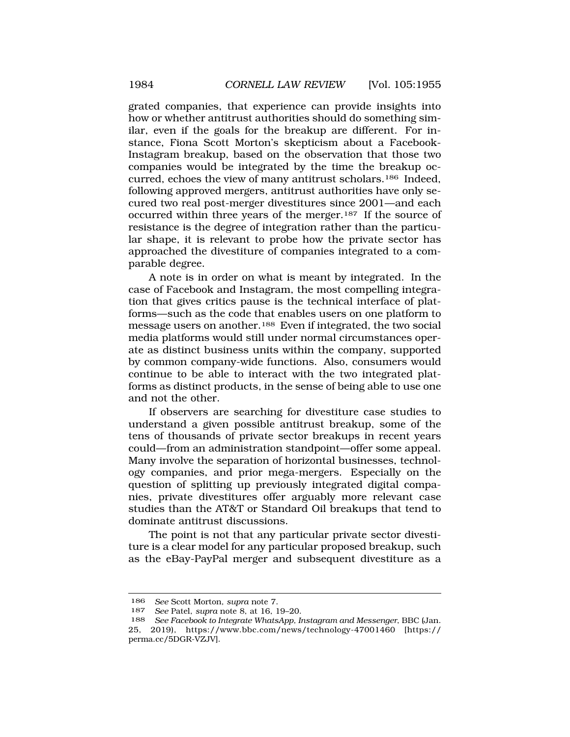grated companies, that experience can provide insights into how or whether antitrust authorities should do something similar, even if the goals for the breakup are different. For instance, Fiona Scott Morton's skepticism about a Facebook-Instagram breakup, based on the observation that those two companies would be integrated by the time the breakup occurred, echoes the view of many antitrust scholars.[186] Indeed, following approved mergers, antitrust authorities have only secured two real post-merger divestitures since 2001—and each occurred within three years of the merger.[187] If the source of resistance is the degree of integration rather than the particular shape, it is relevant to probe how the private sector has approached the divestiture of companies integrated to a comparable degree.

A note is in order on what is meant by integrated. In the case of Facebook and Instagram, the most compelling integration that gives critics pause is the technical interface of platforms—such as the code that enables users on one platform to message users on another.[188] Even if integrated, the two social media platforms would still under normal circumstances operate as distinct business units within the company, supported by common company-wide functions. Also, consumers would continue to be able to interact with the two integrated platforms as distinct products, in the sense of being able to use one and not the other.

If observers are searching for divestiture case studies to understand a given possible antitrust breakup, some of the tens of thousands of private sector breakups in recent years could—from an administration standpoint—offer some appeal. Many involve the separation of horizontal businesses, technology companies, and prior mega-mergers. Especially on the question of splitting up previously integrated digital companies, private divestitures offer arguably more relevant case studies than the AT&T or Standard Oil breakups that tend to dominate antitrust discussions.

The point is not that any particular private sector divestiture is a clear model for any particular proposed breakup, such as the eBay-PayPal merger and subsequent divestiture as a

---

186 *See* Scott Morton, *supra* note 7.

187 *See* Patel, *supra* note 8, at 16, 19–20.

188 *See Facebook to Integrate WhatsApp, Instagram and Messenger*, BBC (Jan. 25, 2019), https://www.bbc.com/news/technology-47001460 [https://perma.cc/5DGR-VZJV].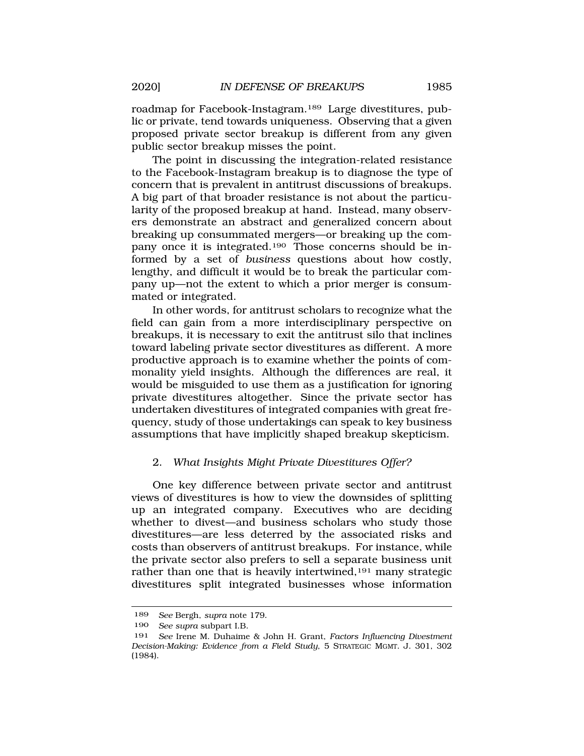roadmap for Facebook-Instagram.[189] Large divestitures, public or private, tend towards uniqueness. Observing that a given proposed private sector breakup is different from any given public sector breakup misses the point.

The point in discussing the integration-related resistance to the Facebook-Instagram breakup is to diagnose the type of concern that is prevalent in antitrust discussions of breakups. A big part of that broader resistance is not about the particularity of the proposed breakup at hand. Instead, many observers demonstrate an abstract and generalized concern about breaking up consummated mergers—or breaking up the company once it is integrated.[190] Those concerns should be informed by a set of *business* questions about how costly, lengthy, and difficult it would be to break the particular company up—not the extent to which a prior merger is consummated or integrated.

In other words, for antitrust scholars to recognize what the field can gain from a more interdisciplinary perspective on breakups, it is necessary to exit the antitrust silo that inclines toward labeling private sector divestitures as different. A more productive approach is to examine whether the points of commonality yield insights. Although the differences are real, it would be misguided to use them as a justification for ignoring private divestitures altogether. Since the private sector has undertaken divestitures of integrated companies with great frequency, study of those undertakings can speak to key business assumptions that have implicitly shaped breakup skepticism.

### 2. *What Insights Might Private Divestitures Offer?*

One key difference between private sector and antitrust views of divestitures is how to view the downsides of splitting up an integrated company. Executives who are deciding whether to divest—and business scholars who study those divestitures—are less deterred by the associated risks and costs than observers of antitrust breakups. For instance, while the private sector also prefers to sell a separate business unit rather than one that is heavily intertwined,[191] many strategic divestitures split integrated businesses whose information

---

189 *See* Bergh, *supra* note 179.

190 *See supra* subpart I.B.

191 *See* Irene M. Duhaime & John H. Grant, *Factors Influencing Divestment Decision-Making: Evidence from a Field Study*, 5 STRATEGIC MGMT. J. 301, 302 (1984).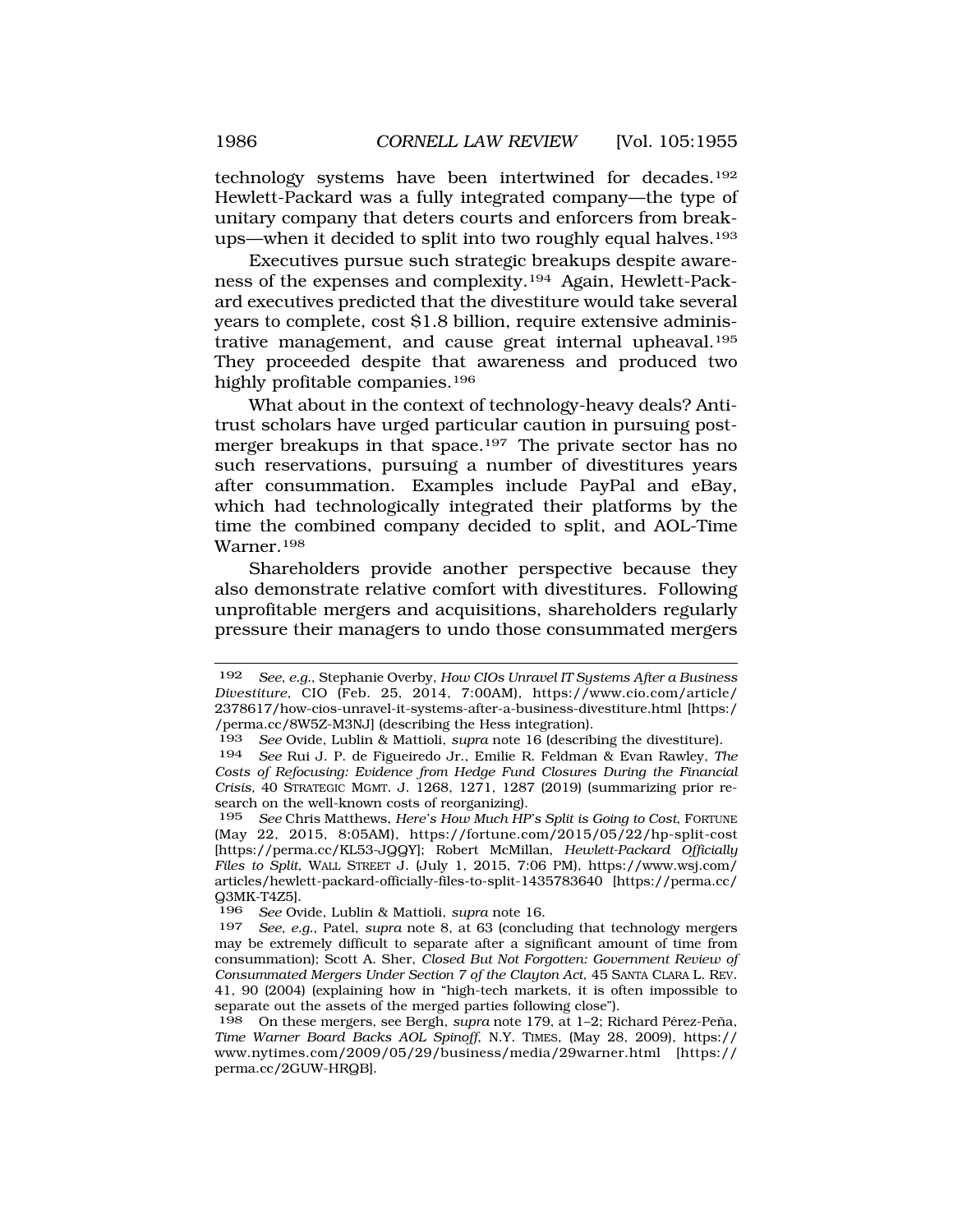technology systems have been intertwined for decades.[192] Hewlett-Packard was a fully integrated company—the type of unitary company that deters courts and enforcers from breakups—when it decided to split into two roughly equal halves.[193]

Executives pursue such strategic breakups despite awareness of the expenses and complexity.[194] Again, Hewlett-Packard executives predicted that the divestiture would take several years to complete, cost $1.8 billion, require extensive administrative management, and cause great internal upheaval.[195] They proceeded despite that awareness and produced two highly profitable companies.[196]

What about in the context of technology-heavy deals? Antitrust scholars have urged particular caution in pursuing post-merger breakups in that space.[197] The private sector has no such reservations, pursuing a number of divestitures years after consummation. Examples include PayPal and eBay, which had technologically integrated their platforms by the time the combined company decided to split, and AOL-Time Warner.[198]

Shareholders provide another perspective because they also demonstrate relative comfort with divestitures. Following unprofitable mergers and acquisitions, shareholders regularly pressure their managers to undo those consummated mergers

---

192 *See, e.g.*, Stephanie Overby, *How CIOs Unravel IT Systems After a Business Divestiture*, CIO (Feb. 25, 2014, 7:00AM), https://www.cio.com/article/2378617/how-cios-unravel-it-systems-after-a-business-divestiture.html [https://perma.cc/8W5Z-M3NJ] (describing the Hess integration).

193 *See* Ovide, Lublin & Mattioli, *supra* note 16 (describing the divestiture).

194 *See* Rui J. P. de Figueiredo Jr., Emilie R. Feldman & Evan Rawley, *The Costs of Refocusing: Evidence from Hedge Fund Closures During the Financial Crisis*, 40 STRATEGIC MGMT. J. 1268, 1271, 1287 (2019) (summarizing prior research on the well-known costs of reorganizing).

195 *See* Chris Matthews, *Here's How Much HP's Split is Going to Cost*, FORTUNE (May 22, 2015, 8:05AM), https://fortune.com/2015/05/22/hp-split-cost [https://perma.cc/KL53-JQQY]; Robert McMillan, *Hewlett-Packard Officially Files to Split*, WALL STREET J. (July 1, 2015, 7:06 PM), https://www.wsj.com/articles/hewlett-packard-officially-files-to-split-1435783640 [https://perma.cc/Q3MK-T4Z5].

196 *See* Ovide, Lublin & Mattioli, *supra* note 16.

197 *See, e.g.*, Patel, *supra* note 8, at 63 (concluding that technology mergers may be extremely difficult to separate after a significant amount of time from consummation); Scott A. Sher, *Closed But Not Forgotten: Government Review of Consummated Mergers Under Section 7 of the Clayton Act*, 45 SANTA CLARA L. REV. 41, 90 (2004) (explaining how in "high-tech markets, it is often impossible to separate out the assets of the merged parties following close").

198 On these mergers, see Bergh, *supra* note 179, at 1–2; Richard Pérez-Peña, *Time Warner Board Backs AOL Spinoff*, N.Y. TIMES, (May 28, 2009), https://www.nytimes.com/2009/05/29/business/media/29warner.html [https://perma.cc/2GUW-HRQB].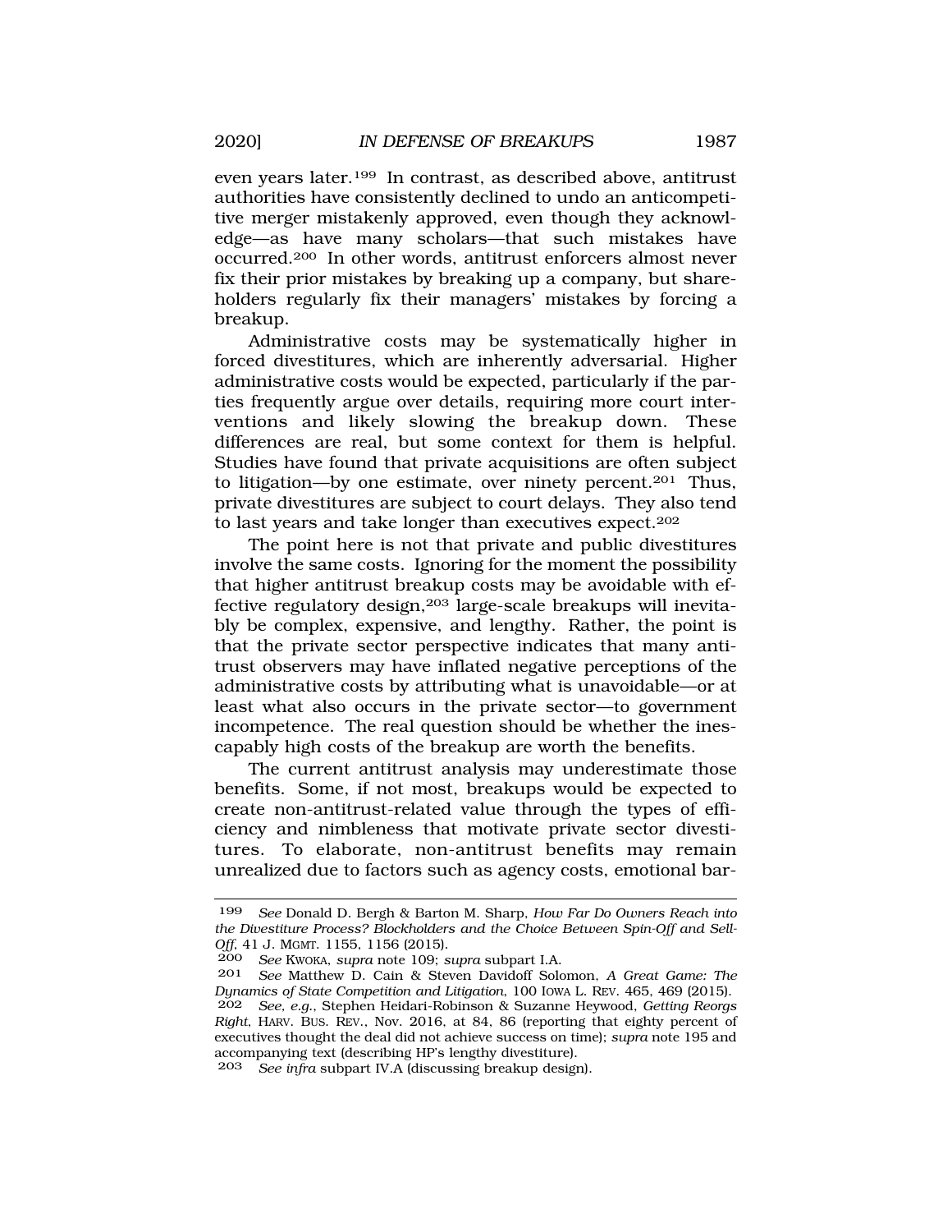even years later.[199] In contrast, as described above, antitrust authorities have consistently declined to undo an anticompetitive merger mistakenly approved, even though they acknowledge—as have many scholars—that such mistakes have occurred.[200] In other words, antitrust enforcers almost never fix their prior mistakes by breaking up a company, but shareholders regularly fix their managers' mistakes by forcing a breakup.

Administrative costs may be systematically higher in forced divestitures, which are inherently adversarial. Higher administrative costs would be expected, particularly if the parties frequently argue over details, requiring more court interventions and likely slowing the breakup down. These differences are real, but some context for them is helpful. Studies have found that private acquisitions are often subject to litigation—by one estimate, over ninety percent.[201] Thus, private divestitures are subject to court delays. They also tend to last years and take longer than executives expect.[202]

The point here is not that private and public divestitures involve the same costs. Ignoring for the moment the possibility that higher antitrust breakup costs may be avoidable with effective regulatory design,[203] large-scale breakups will inevitably be complex, expensive, and lengthy. Rather, the point is that the private sector perspective indicates that many antitrust observers may have inflated negative perceptions of the administrative costs by attributing what is unavoidable—or at least what also occurs in the private sector—to government incompetence. The real question should be whether the inescapably high costs of the breakup are worth the benefits.

The current antitrust analysis may underestimate those benefits. Some, if not most, breakups would be expected to create non-antitrust-related value through the types of efficiency and nimbleness that motivate private sector divestitures. To elaborate, non-antitrust benefits may remain unrealized due to factors such as agency costs, emotional bar-

---

199 *See* Donald D. Bergh & Barton M. Sharp, *How Far Do Owners Reach into the Divestiture Process? Blockholders and the Choice Between Spin-Off and Sell-Off*, 41 J. MGMT. 1155, 1156 (2015).

200 *See* KWOKA, *supra* note 109; *supra* subpart I.A.

201 *See* Matthew D. Cain & Steven Davidoff Solomon, *A Great Game: The Dynamics of State Competition and Litigation*, 100 IOWA L. REV. 465, 469 (2015).

202 *See, e.g.*, Stephen Heidari-Robinson & Suzanne Heywood, *Getting Reorgs Right*, HARV. BUS. REV., Nov. 2016, at 84, 86 (reporting that eighty percent of executives thought the deal did not achieve success on time); *supra* note 195 and accompanying text (describing HP's lengthy divestiture).

203 *See infra* subpart IV.A (discussing breakup design).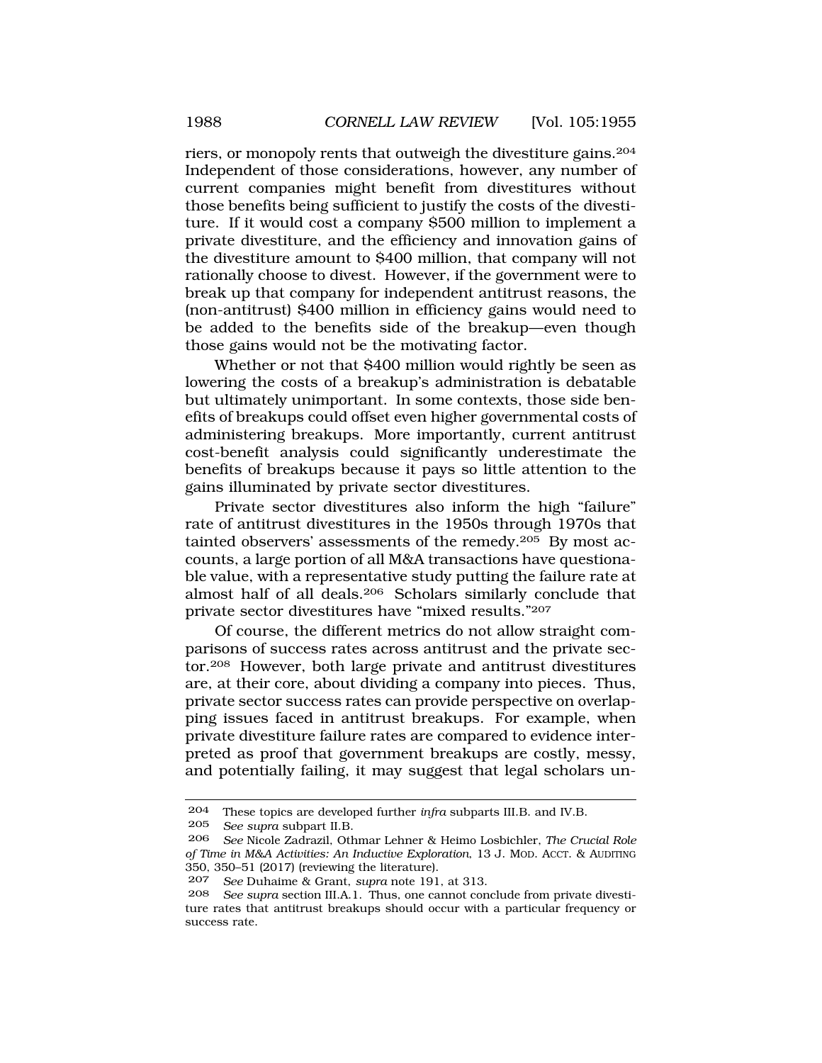riers, or monopoly rents that outweigh the divestiture gains.[204] Independent of those considerations, however, any number of current companies might benefit from divestitures without those benefits being sufficient to justify the costs of the divestiture. If it would cost a company $500 million to implement a private divestiture, and the efficiency and innovation gains of the divestiture amount to $400 million, that company will not rationally choose to divest. However, if the government were to break up that company for independent antitrust reasons, the (non-antitrust) $400 million in efficiency gains would need to be added to the benefits side of the breakup—even though those gains would not be the motivating factor.

Whether or not that $400 million would rightly be seen as lowering the costs of a breakup's administration is debatable but ultimately unimportant. In some contexts, those side benefits of breakups could offset even higher governmental costs of administering breakups. More importantly, current antitrust cost-benefit analysis could significantly underestimate the benefits of breakups because it pays so little attention to the gains illuminated by private sector divestitures.

Private sector divestitures also inform the high "failure" rate of antitrust divestitures in the 1950s through 1970s that tainted observers' assessments of the remedy.[205] By most accounts, a large portion of all M&A transactions have questionable value, with a representative study putting the failure rate at almost half of all deals.[206] Scholars similarly conclude that private sector divestitures have "mixed results."[207]

Of course, the different metrics do not allow straight comparisons of success rates across antitrust and the private sector.[208] However, both large private and antitrust divestitures are, at their core, about dividing a company into pieces. Thus, private sector success rates can provide perspective on overlapping issues faced in antitrust breakups. For example, when private divestiture failure rates are compared to evidence interpreted as proof that government breakups are costly, messy, and potentially failing, it may suggest that legal scholars un-

---

204 These topics are developed further *infra* subparts III.B. and IV.B.

205 *See supra* subpart II.B.

206 *See* Nicole Zadrazil, Othmar Lehner & Heimo Losbichler, *The Crucial Role of Time in M&A Activities: An Inductive Exploration*, 13 J. MOD. ACCT. & AUDITING 350, 350–51 (2017) (reviewing the literature).

207 *See* Duhaime & Grant, *supra* note 191, at 313.

208 *See supra* section III.A.1. Thus, one cannot conclude from private divestiture rates that antitrust breakups should occur with a particular frequency or success rate.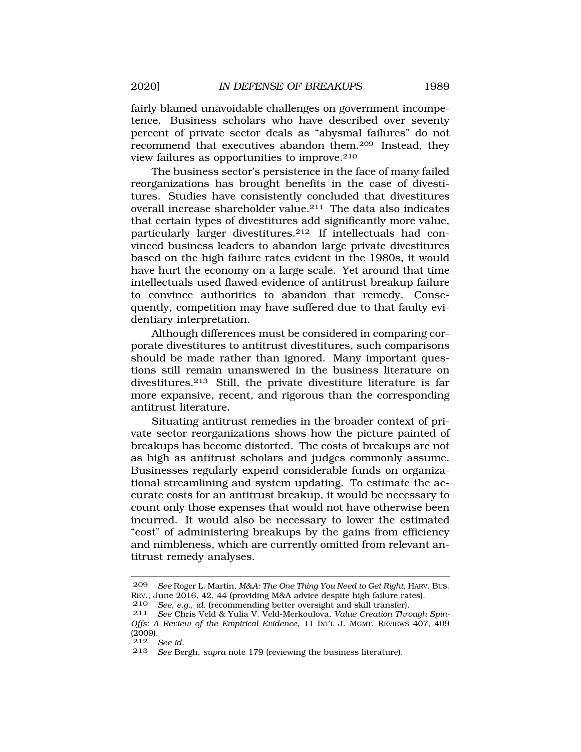fairly blamed unavoidable challenges on government incompetence. Business scholars who have described over seventy percent of private sector deals as "abysmal failures" do not recommend that executives abandon them.[209] Instead, they view failures as opportunities to improve.[210]

The business sector's persistence in the face of many failed reorganizations has brought benefits in the case of divestitures. Studies have consistently concluded that divestitures overall increase shareholder value.[211] The data also indicates that certain types of divestitures add significantly more value, particularly larger divestitures.[212] If intellectuals had convinced business leaders to abandon large private divestitures based on the high failure rates evident in the 1980s, it would have hurt the economy on a large scale. Yet around that time intellectuals used flawed evidence of antitrust breakup failure to convince authorities to abandon that remedy. Consequently, competition may have suffered due to that faulty evidentiary interpretation.

Although differences must be considered in comparing corporate divestitures to antitrust divestitures, such comparisons should be made rather than ignored. Many important questions still remain unanswered in the business literature on divestitures.[213] Still, the private divestiture literature is far more expansive, recent, and rigorous than the corresponding antitrust literature.

Situating antitrust remedies in the broader context of private sector reorganizations shows how the picture painted of breakups has become distorted. The costs of breakups are not as high as antitrust scholars and judges commonly assume. Businesses regularly expend considerable funds on organizational streamlining and system updating. To estimate the accurate costs for an antitrust breakup, it would be necessary to count only those expenses that would not have otherwise been incurred. It would also be necessary to lower the estimated "cost" of administering breakups by the gains from efficiency and nimbleness, which are currently omitted from relevant antitrust remedy analyses.

---

209 *See* Roger L. Martin, *M&A: The One Thing You Need to Get Right*, HARV. BUS. REV., June 2016, 42, 44 (providing M&A advice despite high failure rates).

210 *See, e.g.*, *id.* (recommending better oversight and skill transfer).

211 *See* Chris Veld & Yulia V. Veld-Merkoulova, *Value Creation Through Spin-Offs: A Review of the Empirical Evidence*, 11 INT'L J. MGMT. REVIEWS 407, 409 (2009).

212 *See id.*

213 *See* Bergh, *supra* note 179 (reviewing the business literature).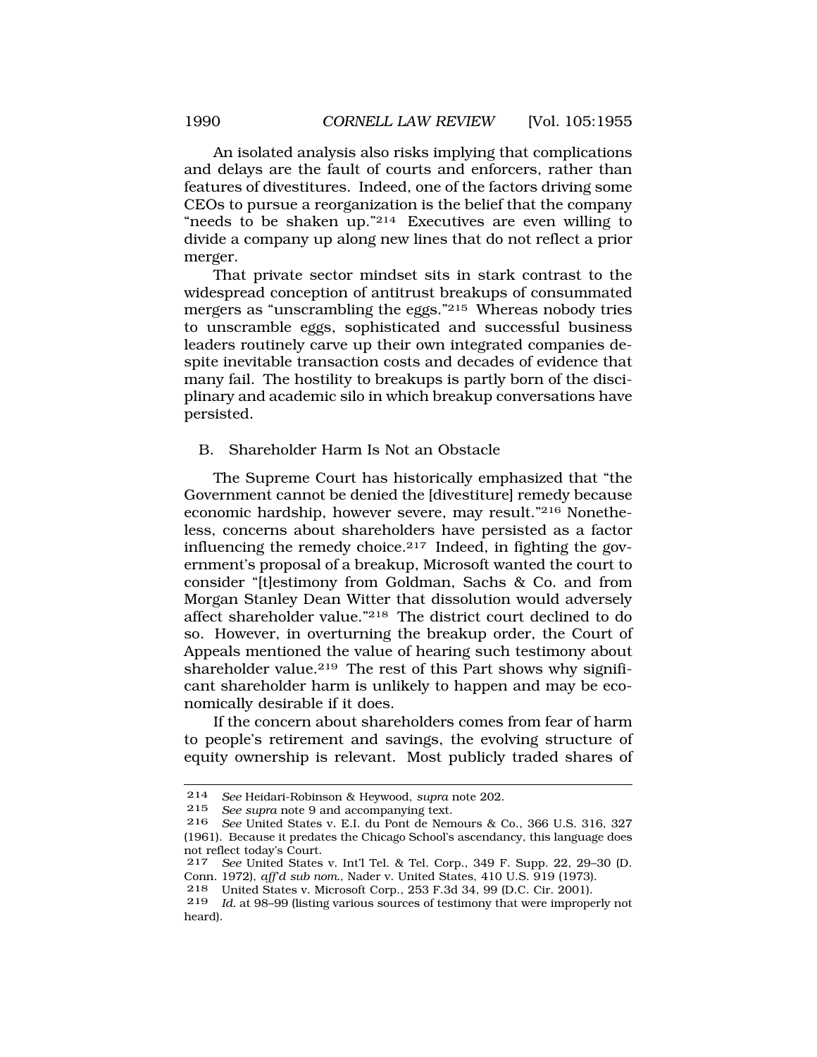An isolated analysis also risks implying that complications and delays are the fault of courts and enforcers, rather than features of divestitures. Indeed, one of the factors driving some CEOs to pursue a reorganization is the belief that the company "needs to be shaken up."[214] Executives are even willing to divide a company up along new lines that do not reflect a prior merger.

That private sector mindset sits in stark contrast to the widespread conception of antitrust breakups of consummated mergers as "unscrambling the eggs."[215] Whereas nobody tries to unscramble eggs, sophisticated and successful business leaders routinely carve up their own integrated companies despite inevitable transaction costs and decades of evidence that many fail. The hostility to breakups is partly born of the disciplinary and academic silo in which breakup conversations have persisted.

### B. Shareholder Harm Is Not an Obstacle

The Supreme Court has historically emphasized that "the Government cannot be denied the [divestiture] remedy because economic hardship, however severe, may result."[216] Nonetheless, concerns about shareholders have persisted as a factor influencing the remedy choice.[217] Indeed, in fighting the government's proposal of a breakup, Microsoft wanted the court to consider "[t]estimony from Goldman, Sachs & Co. and from Morgan Stanley Dean Witter that dissolution would adversely affect shareholder value."[218] The district court declined to do so. However, in overturning the breakup order, the Court of Appeals mentioned the value of hearing such testimony about shareholder value.[219] The rest of this Part shows why significant shareholder harm is unlikely to happen and may be economically desirable if it does.

If the concern about shareholders comes from fear of harm to people's retirement and savings, the evolving structure of equity ownership is relevant. Most publicly traded shares of

---

214 *See* Heidari-Robinson & Heywood, *supra* note 202.

215 *See supra* note 9 and accompanying text.

216 *See* United States v. E.I. du Pont de Nemours & Co., 366 U.S. 316, 327 (1961). Because it predates the Chicago School's ascendancy, this language does not reflect today's Court.

217 *See* United States v. Int'l Tel. & Tel. Corp., 349 F. Supp. 22, 29–30 (D. Conn. 1972), *aff'd sub nom.*, Nader v. United States, 410 U.S. 919 (1973).

218 United States v. Microsoft Corp., 253 F.3d 34, 99 (D.C. Cir. 2001).

219 *Id.* at 98–99 (listing various sources of testimony that were improperly not heard).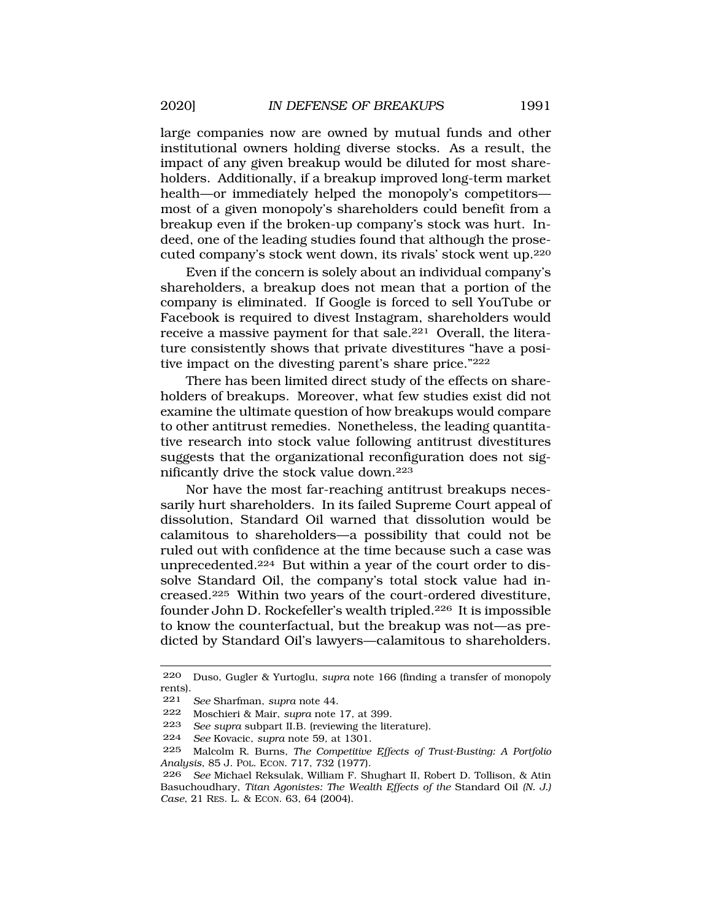large companies now are owned by mutual funds and other institutional owners holding diverse stocks. As a result, the impact of any given breakup would be diluted for most shareholders. Additionally, if a breakup improved long-term market health—or immediately helped the monopoly's competitors—most of a given monopoly's shareholders could benefit from a breakup even if the broken-up company's stock was hurt. Indeed, one of the leading studies found that although the prosecuted company's stock went down, its rivals' stock went up.[220]

Even if the concern is solely about an individual company's shareholders, a breakup does not mean that a portion of the company is eliminated. If Google is forced to sell YouTube or Facebook is required to divest Instagram, shareholders would receive a massive payment for that sale.[221] Overall, the literature consistently shows that private divestitures "have a positive impact on the divesting parent's share price."[222]

There has been limited direct study of the effects on shareholders of breakups. Moreover, what few studies exist did not examine the ultimate question of how breakups would compare to other antitrust remedies. Nonetheless, the leading quantitative research into stock value following antitrust divestitures suggests that the organizational reconfiguration does not significantly drive the stock value down.[223]

Nor have the most far-reaching antitrust breakups necessarily hurt shareholders. In its failed Supreme Court appeal of dissolution, Standard Oil warned that dissolution would be calamitous to shareholders—a possibility that could not be ruled out with confidence at the time because such a case was unprecedented.[224] But within a year of the court order to dissolve Standard Oil, the company's total stock value had increased.[225] Within two years of the court-ordered divestiture, founder John D. Rockefeller's wealth tripled.[226] It is impossible to know the counterfactual, but the breakup was not—as predicted by Standard Oil's lawyers—calamitous to shareholders.

---

220 Duso, Gugler & Yurtoglu, *supra* note 166 (finding a transfer of monopoly rents).

221 *See* Sharfman, *supra* note 44.

222 Moschieri & Mair, *supra* note 17, at 399.

223 *See supra* subpart II.B. (reviewing the literature).

224 *See* Kovacic, *supra* note 59, at 1301.

225 Malcolm R. Burns, *The Competitive Effects of Trust-Busting: A Portfolio Analysis*, 85 J. POL. ECON. 717, 732 (1977).

226 *See* Michael Reksulak, William F. Shughart II, Robert D. Tollison, & Atin Basuchoudhary, *Titan Agonistes: The Wealth Effects of the* Standard Oil *(N. J.) Case*, 21 RES. L. & ECON. 63, 64 (2004).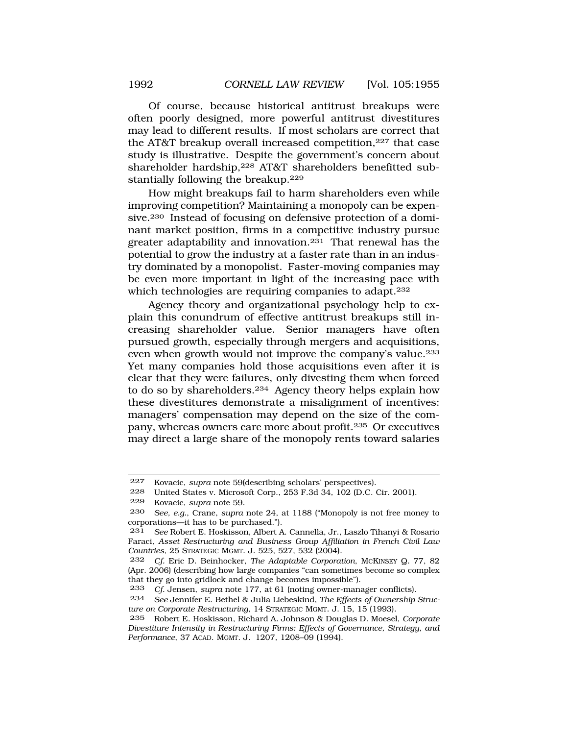Of course, because historical antitrust breakups were often poorly designed, more powerful antitrust divestitures may lead to different results. If most scholars are correct that the AT&T breakup overall increased competition,[227] that case study is illustrative. Despite the government's concern about shareholder hardship,[228] AT&T shareholders benefitted substantially following the breakup.[229]

How might breakups fail to harm shareholders even while improving competition? Maintaining a monopoly can be expensive.[230] Instead of focusing on defensive protection of a dominant market position, firms in a competitive industry pursue greater adaptability and innovation.[231] That renewal has the potential to grow the industry at a faster rate than in an industry dominated by a monopolist. Faster-moving companies may be even more important in light of the increasing pace with which technologies are requiring companies to adapt.[232]

Agency theory and organizational psychology help to explain this conundrum of effective antitrust breakups still increasing shareholder value. Senior managers have often pursued growth, especially through mergers and acquisitions, even when growth would not improve the company's value.[233] Yet many companies hold those acquisitions even after it is clear that they were failures, only divesting them when forced to do so by shareholders.[234] Agency theory helps explain how these divestitures demonstrate a misalignment of incentives: managers' compensation may depend on the size of the company, whereas owners care more about profit.[235] Or executives may direct a large share of the monopoly rents toward salaries

---

227 Kovacic, *supra* note 59(describing scholars' perspectives).

228 United States v. Microsoft Corp., 253 F.3d 34, 102 (D.C. Cir. 2001).

229 Kovacic, *supra* note 59.

230 *See, e.g.*, Crane, *supra* note 24, at 1188 ("Monopoly is not free money to corporations—it has to be purchased.").

231 *See* Robert E. Hoskisson, Albert A. Cannella, Jr., Laszlo Tihanyi & Rosario Faraci, *Asset Restructuring and Business Group Affiliation in French Civil Law Countries*, 25 STRATEGIC MGMT. J. 525, 527, 532 (2004).

232 *Cf.* Eric D. Beinhocker, *The Adaptable Corporation*, MCKINSEY Q. 77, 82 (Apr. 2006) (describing how large companies "can sometimes become so complex that they go into gridlock and change becomes impossible").

233 *Cf.* Jensen, *supra* note 177, at 61 (noting owner-manager conflicts).

234 *See* Jennifer E. Bethel & Julia Liebeskind, *The Effects of Ownership Structure on Corporate Restructuring*, 14 STRATEGIC MGMT. J. 15, 15 (1993).

235 Robert E. Hoskisson, Richard A. Johnson & Douglas D. Moesel, *Corporate Divestiture Intensity in Restructuring Firms: Effects of Governance, Strategy, and Performance*, 37 ACAD. MGMT. J. 1207, 1208–09 (1994).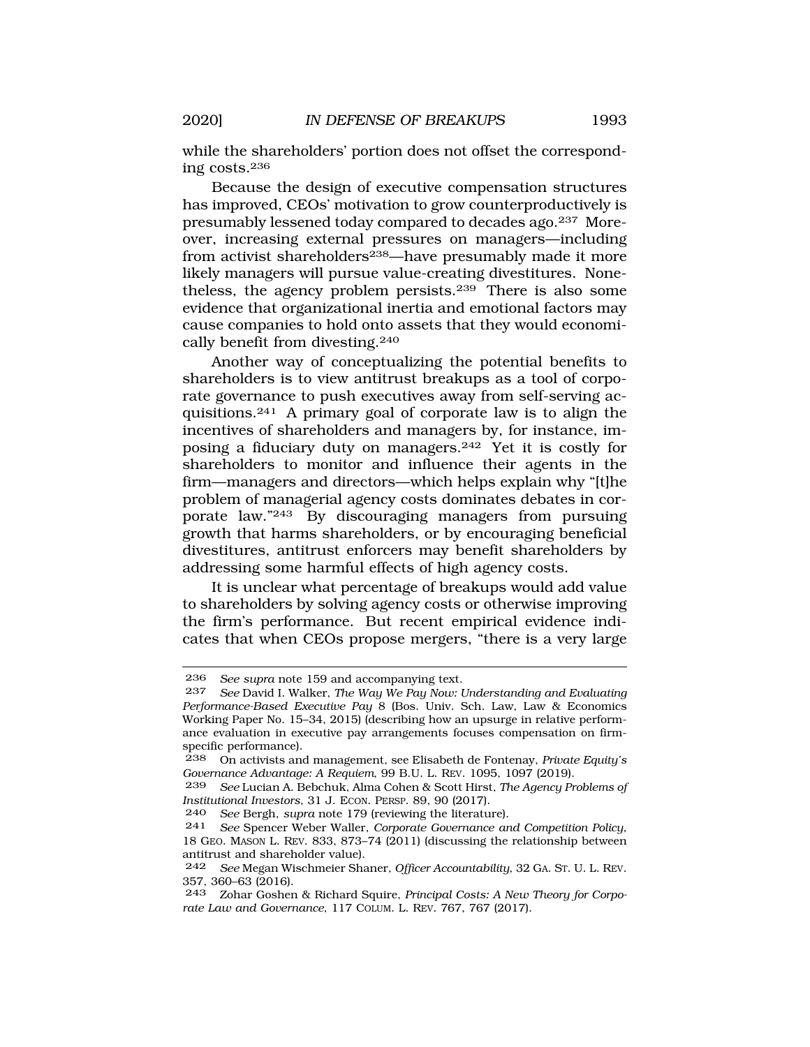while the shareholders' portion does not offset the corresponding costs.[236]

Because the design of executive compensation structures has improved, CEOs' motivation to grow counterproductively is presumably lessened today compared to decades ago.[237] Moreover, increasing external pressures on managers—including from activist shareholders[238]—have presumably made it more likely managers will pursue value-creating divestitures. Nonetheless, the agency problem persists.[239] There is also some evidence that organizational inertia and emotional factors may cause companies to hold onto assets that they would economically benefit from divesting.[240]

Another way of conceptualizing the potential benefits to shareholders is to view antitrust breakups as a tool of corporate governance to push executives away from self-serving acquisitions.[241] A primary goal of corporate law is to align the incentives of shareholders and managers by, for instance, imposing a fiduciary duty on managers.[242] Yet it is costly for shareholders to monitor and influence their agents in the firm—managers and directors—which helps explain why "[t]he problem of managerial agency costs dominates debates in corporate law."[243] By discouraging managers from pursuing growth that harms shareholders, or by encouraging beneficial divestitures, antitrust enforcers may benefit shareholders by addressing some harmful effects of high agency costs.

It is unclear what percentage of breakups would add value to shareholders by solving agency costs or otherwise improving the firm's performance. But recent empirical evidence indicates that when CEOs propose mergers, "there is a very large

---

236 *See supra* note 159 and accompanying text.

237 *See* David I. Walker, *The Way We Pay Now: Understanding and Evaluating Performance-Based Executive Pay* 8 (Bos. Univ. Sch. Law, Law & Economics Working Paper No. 15–34, 2015) (describing how an upsurge in relative performance evaluation in executive pay arrangements focuses compensation on firm-specific performance).

238 On activists and management, see Elisabeth de Fontenay, *Private Equity's Governance Advantage: A Requiem*, 99 B.U. L. REV. 1095, 1097 (2019).

239 *See* Lucian A. Bebchuk, Alma Cohen & Scott Hirst, *The Agency Problems of Institutional Investors*, 31 J. ECON. PERSP. 89, 90 (2017).

240 *See* Bergh, *supra* note 179 (reviewing the literature).

241 *See* Spencer Weber Waller, *Corporate Governance and Competition Policy*, 18 GEO. MASON L. REV. 833, 873–74 (2011) (discussing the relationship between antitrust and shareholder value).

242 *See* Megan Wischmeier Shaner, *Officer Accountability*, 32 GA. ST. U. L. REV. 357, 360–63 (2016).

243 Zohar Goshen & Richard Squire, *Principal Costs: A New Theory for Corporate Law and Governance*, 117 COLUM. L. REV. 767, 767 (2017).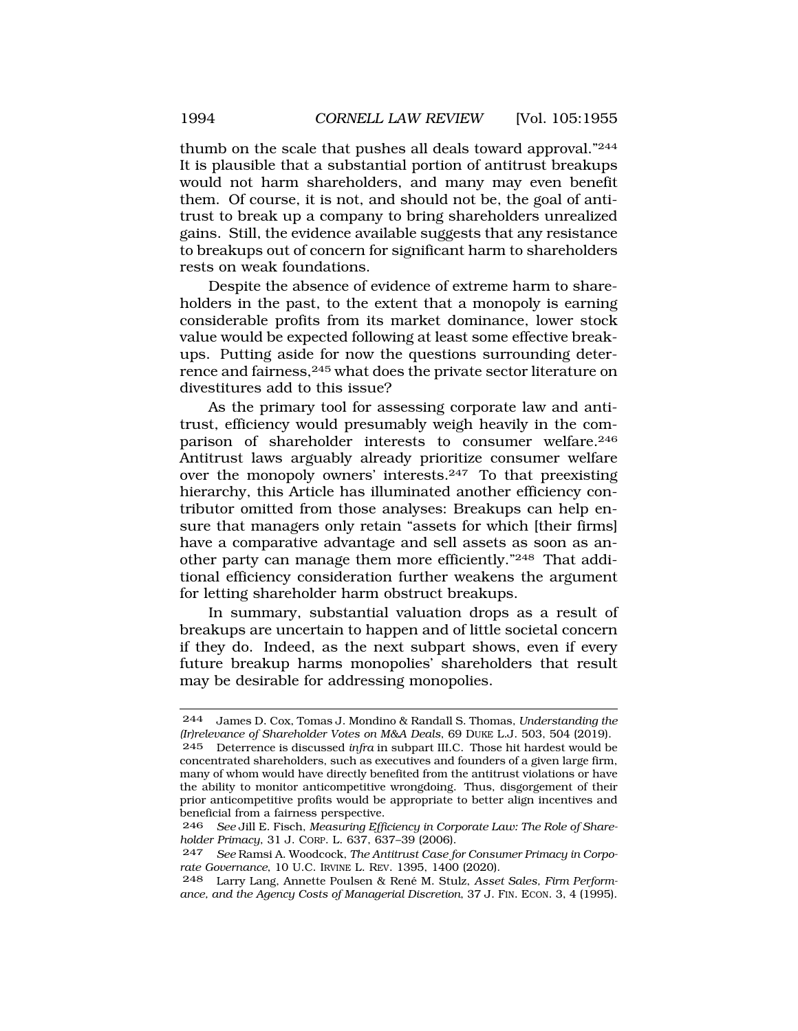thumb on the scale that pushes all deals toward approval."[244] It is plausible that a substantial portion of antitrust breakups would not harm shareholders, and many may even benefit them. Of course, it is not, and should not be, the goal of antitrust to break up a company to bring shareholders unrealized gains. Still, the evidence available suggests that any resistance to breakups out of concern for significant harm to shareholders rests on weak foundations.

Despite the absence of evidence of extreme harm to shareholders in the past, to the extent that a monopoly is earning considerable profits from its market dominance, lower stock value would be expected following at least some effective breakups. Putting aside for now the questions surrounding deterrence and fairness,[245] what does the private sector literature on divestitures add to this issue?

As the primary tool for assessing corporate law and antitrust, efficiency would presumably weigh heavily in the comparison of shareholder interests to consumer welfare.[246] Antitrust laws arguably already prioritize consumer welfare over the monopoly owners' interests.[247] To that preexisting hierarchy, this Article has illuminated another efficiency contributor omitted from those analyses: Breakups can help ensure that managers only retain "assets for which [their firms] have a comparative advantage and sell assets as soon as another party can manage them more efficiently."[248] That additional efficiency consideration further weakens the argument for letting shareholder harm obstruct breakups.

In summary, substantial valuation drops as a result of breakups are uncertain to happen and of little societal concern if they do. Indeed, as the next subpart shows, even if every future breakup harms monopolies' shareholders that result may be desirable for addressing monopolies.

---

244 James D. Cox, Tomas J. Mondino & Randall S. Thomas, *Understanding the (Ir)relevance of Shareholder Votes on M&A Deals*, 69 DUKE L.J. 503, 504 (2019).

245 Deterrence is discussed *infra* in subpart III.C. Those hit hardest would be concentrated shareholders, such as executives and founders of a given large firm, many of whom would have directly benefited from the antitrust violations or have the ability to monitor anticompetitive wrongdoing. Thus, disgorgement of their prior anticompetitive profits would be appropriate to better align incentives and beneficial from a fairness perspective.

246 *See* Jill E. Fisch, *Measuring Efficiency in Corporate Law: The Role of Shareholder Primacy*, 31 J. CORP. L. 637, 637–39 (2006).

247 *See* Ramsi A. Woodcock, *The Antitrust Case for Consumer Primacy in Corporate Governance*, 10 U.C. IRVINE L. REV. 1395, 1400 (2020).

248 Larry Lang, Annette Poulsen & René M. Stulz, *Asset Sales, Firm Performance, and the Agency Costs of Managerial Discretion*, 37 J. FIN. ECON. 3, 4 (1995).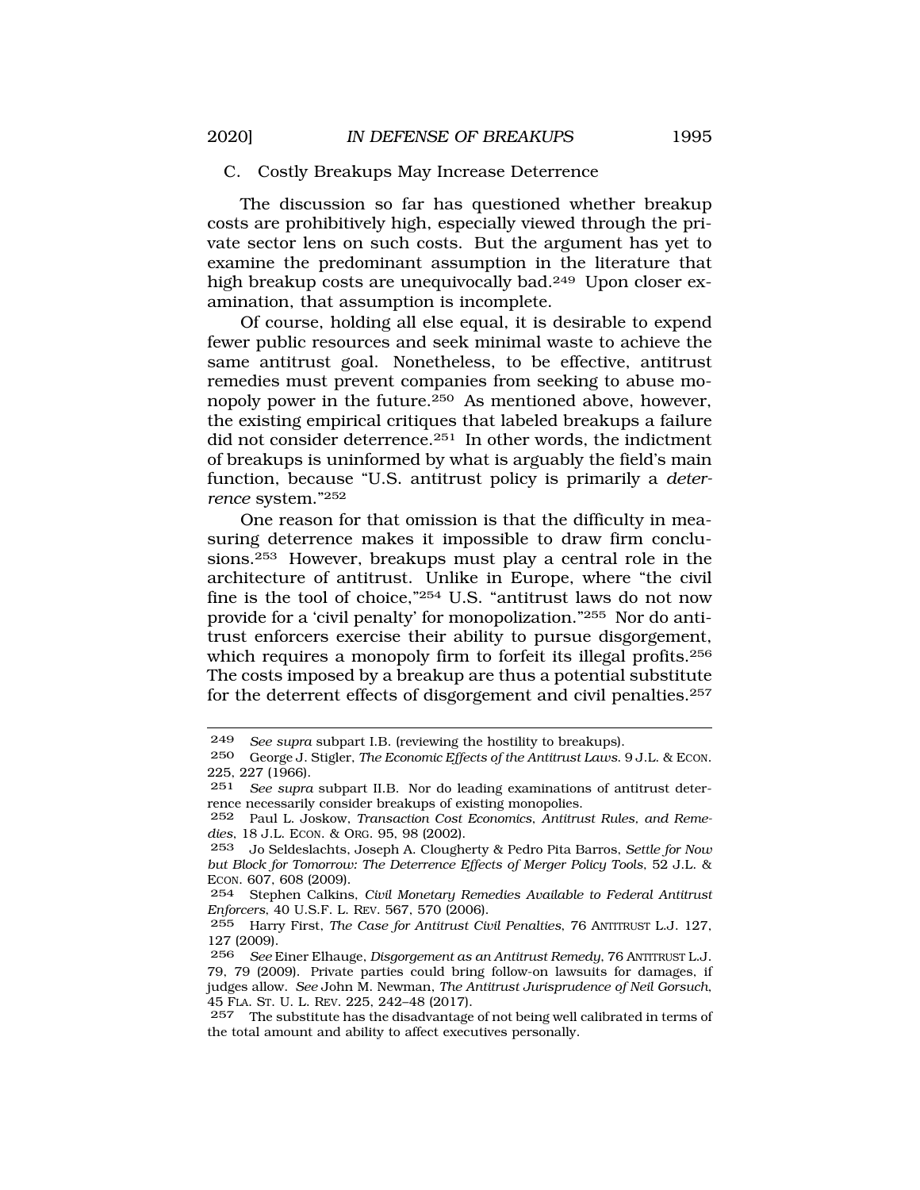### C. Costly Breakups May Increase Deterrence

The discussion so far has questioned whether breakup costs are prohibitively high, especially viewed through the private sector lens on such costs. But the argument has yet to examine the predominant assumption in the literature that high breakup costs are unequivocally bad.[249] Upon closer examination, that assumption is incomplete.

Of course, holding all else equal, it is desirable to expend fewer public resources and seek minimal waste to achieve the same antitrust goal. Nonetheless, to be effective, antitrust remedies must prevent companies from seeking to abuse monopoly power in the future.[250] As mentioned above, however, the existing empirical critiques that labeled breakups a failure did not consider deterrence.[251] In other words, the indictment of breakups is uninformed by what is arguably the field's main function, because "U.S. antitrust policy is primarily a *deterrence* system."[252]

One reason for that omission is that the difficulty in measuring deterrence makes it impossible to draw firm conclusions.[253] However, breakups must play a central role in the architecture of antitrust. Unlike in Europe, where "the civil fine is the tool of choice,"[254] U.S. "antitrust laws do not now provide for a 'civil penalty' for monopolization."[255] Nor do antitrust enforcers exercise their ability to pursue disgorgement, which requires a monopoly firm to forfeit its illegal profits.[256] The costs imposed by a breakup are thus a potential substitute for the deterrent effects of disgorgement and civil penalties.[257]

---

249 *See supra* subpart I.B. (reviewing the hostility to breakups).

250 George J. Stigler, *The Economic Effects of the Antitrust Laws*. 9 J.L. & ECON. 225, 227 (1966).

251 *See supra* subpart II.B. Nor do leading examinations of antitrust deterrence necessarily consider breakups of existing monopolies.

252 Paul L. Joskow, *Transaction Cost Economics, Antitrust Rules, and Remedies*, 18 J.L. ECON. & ORG. 95, 98 (2002).

253 Jo Seldeslachts, Joseph A. Clougherty & Pedro Pita Barros, *Settle for Now but Block for Tomorrow: The Deterrence Effects of Merger Policy Tools*, 52 J.L. & ECON. 607, 608 (2009).

254 Stephen Calkins, *Civil Monetary Remedies Available to Federal Antitrust Enforcers*, 40 U.S.F. L. REV. 567, 570 (2006).

255 Harry First, *The Case for Antitrust Civil Penalties*, 76 ANTITRUST L.J. 127, 127 (2009).

256 *See* Einer Elhauge, *Disgorgement as an Antitrust Remedy*, 76 ANTITRUST L.J. 79, 79 (2009). Private parties could bring follow-on lawsuits for damages, if judges allow. *See* John M. Newman, *The Antitrust Jurisprudence of Neil Gorsuch*, 45 FLA. ST. U. L. REV. 225, 242–48 (2017).

257 The substitute has the disadvantage of not being well calibrated in terms of the total amount and ability to affect executives personally.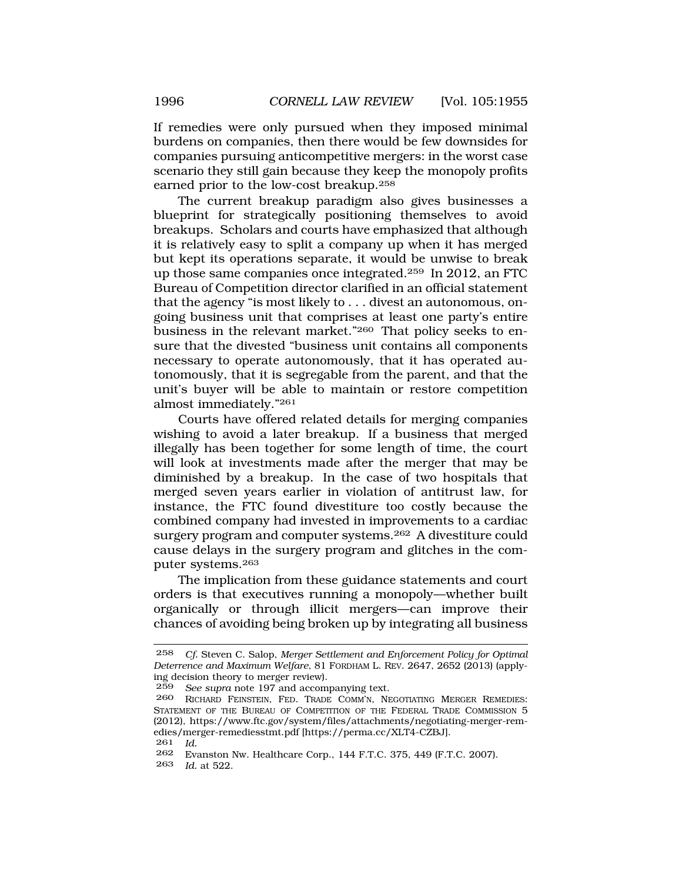If remedies were only pursued when they imposed minimal burdens on companies, then there would be few downsides for companies pursuing anticompetitive mergers: in the worst case scenario they still gain because they keep the monopoly profits earned prior to the low-cost breakup.[258]

The current breakup paradigm also gives businesses a blueprint for strategically positioning themselves to avoid breakups. Scholars and courts have emphasized that although it is relatively easy to split a company up when it has merged but kept its operations separate, it would be unwise to break up those same companies once integrated.[259] In 2012, an FTC Bureau of Competition director clarified in an official statement that the agency "is most likely to . . . divest an autonomous, on-going business unit that comprises at least one party's entire business in the relevant market."[260] That policy seeks to ensure that the divested "business unit contains all components necessary to operate autonomously, that it has operated autonomously, that it is segregable from the parent, and that the unit's buyer will be able to maintain or restore competition almost immediately."[261]

Courts have offered related details for merging companies wishing to avoid a later breakup. If a business that merged illegally has been together for some length of time, the court will look at investments made after the merger that may be diminished by a breakup. In the case of two hospitals that merged seven years earlier in violation of antitrust law, for instance, the FTC found divestiture too costly because the combined company had invested in improvements to a cardiac surgery program and computer systems.[262] A divestiture could cause delays in the surgery program and glitches in the computer systems.[263]

The implication from these guidance statements and court orders is that executives running a monopoly—whether built organically or through illicit mergers—can improve their chances of avoiding being broken up by integrating all business

---

[258] *Cf.* Steven C. Salop, *Merger Settlement and Enforcement Policy for Optimal Deterrence and Maximum Welfare*, 81 FORDHAM L. REV. 2647, 2652 (2013) (applying decision theory to merger review).

[259] *See supra* note 197 and accompanying text.

[260] RICHARD FEINSTEIN, FED. TRADE COMM'N, NEGOTIATING MERGER REMEDIES: STATEMENT OF THE BUREAU OF COMPETITION OF THE FEDERAL TRADE COMMISSION 5 (2012), https://www.ftc.gov/system/files/attachments/negotiating-merger-remedies/merger-remediesstmt.pdf [https://perma.cc/XLT4-CZBJ].

[261] *Id.*

[262] Evanston Nw. Healthcare Corp., 144 F.T.C. 375, 449 (F.T.C. 2007).

[263] *Id.* at 522.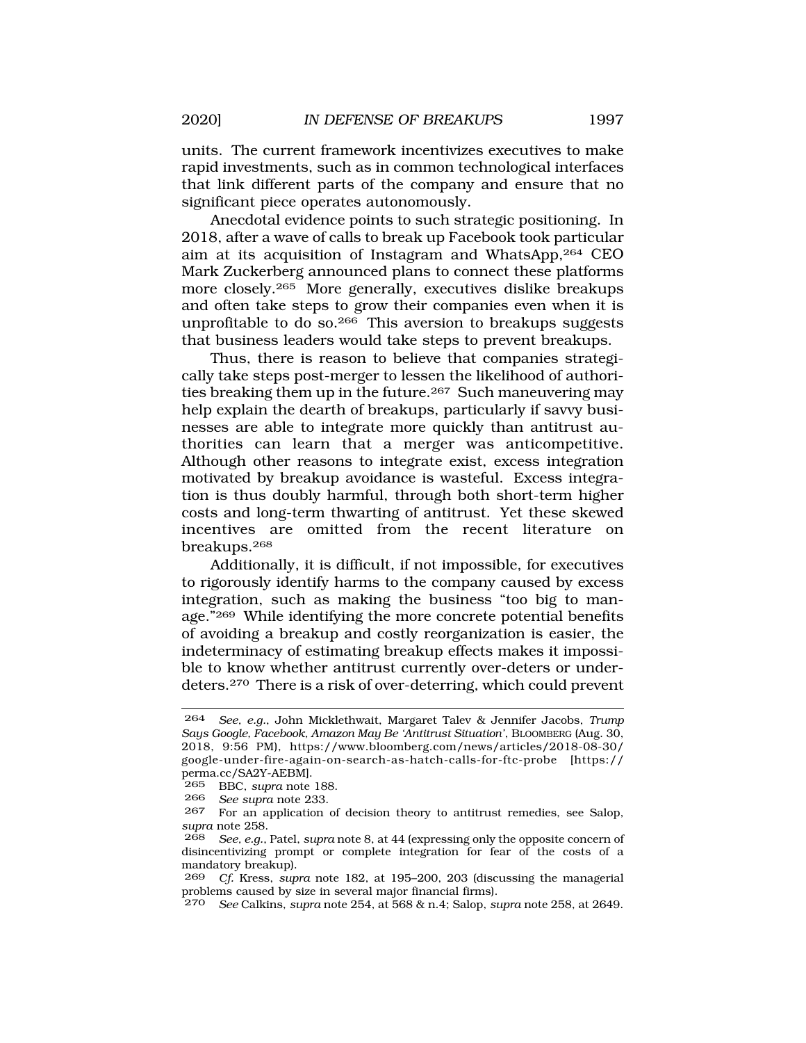units. The current framework incentivizes executives to make rapid investments, such as in common technological interfaces that link different parts of the company and ensure that no significant piece operates autonomously.

Anecdotal evidence points to such strategic positioning. In 2018, after a wave of calls to break up Facebook took particular aim at its acquisition of Instagram and WhatsApp,[264] CEO Mark Zuckerberg announced plans to connect these platforms more closely.[265] More generally, executives dislike breakups and often take steps to grow their companies even when it is unprofitable to do so.[266] This aversion to breakups suggests that business leaders would take steps to prevent breakups.

Thus, there is reason to believe that companies strategically take steps post-merger to lessen the likelihood of authorities breaking them up in the future.[267] Such maneuvering may help explain the dearth of breakups, particularly if savvy businesses are able to integrate more quickly than antitrust authorities can learn that a merger was anticompetitive. Although other reasons to integrate exist, excess integration motivated by breakup avoidance is wasteful. Excess integration is thus doubly harmful, through both short-term higher costs and long-term thwarting of antitrust. Yet these skewed incentives are omitted from the recent literature on breakups.[268]

Additionally, it is difficult, if not impossible, for executives to rigorously identify harms to the company caused by excess integration, such as making the business "too big to manage."[269] While identifying the more concrete potential benefits of avoiding a breakup and costly reorganization is easier, the indeterminacy of estimating breakup effects makes it impossible to know whether antitrust currently over-deters or under-deters.[270] There is a risk of over-deterring, which could prevent

---

264 *See, e.g.*, John Micklethwait, Margaret Talev & Jennifer Jacobs, *Trump Says Google, Facebook, Amazon May Be 'Antitrust Situation'*, BLOOMBERG (Aug. 30, 2018, 9:56 PM), https://www.bloomberg.com/news/articles/2018-08-30/google-under-fire-again-on-search-as-hatch-calls-for-ftc-probe [https://perma.cc/SA2Y-AEBM].

265 BBC, *supra* note 188.

266 *See supra* note 233.

267 For an application of decision theory to antitrust remedies, see Salop, *supra* note 258.

268 *See, e.g.*, Patel, *supra* note 8, at 44 (expressing only the opposite concern of disincentivizing prompt or complete integration for fear of the costs of a mandatory breakup).

269 *Cf.* Kress, *supra* note 182, at 195–200, 203 (discussing the managerial problems caused by size in several major financial firms).

270 *See* Calkins, *supra* note 254, at 568 & n.4; Salop, *supra* note 258, at 2649.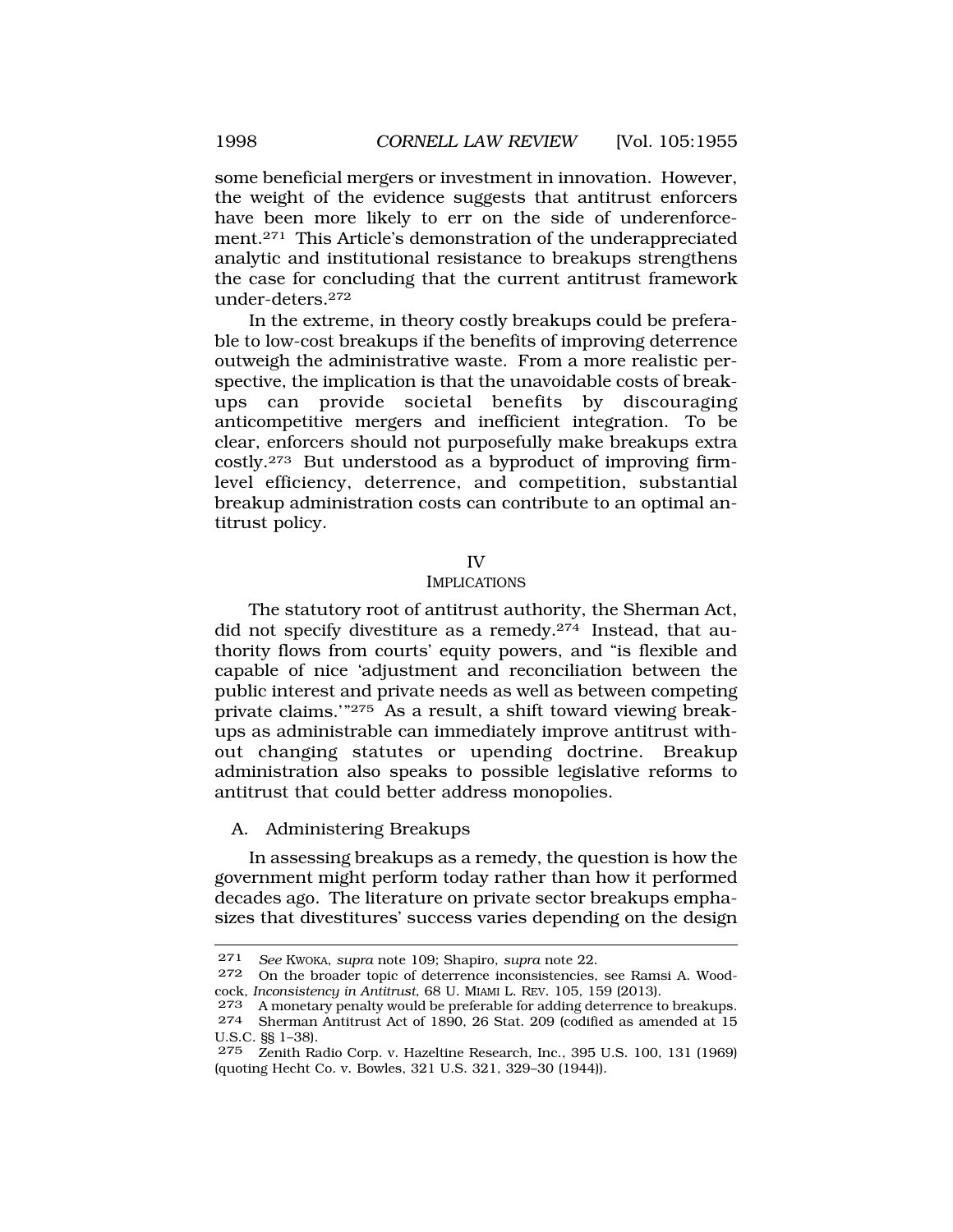some beneficial mergers or investment in innovation. However, the weight of the evidence suggests that antitrust enforcers have been more likely to err on the side of underenforcement.[271] This Article's demonstration of the underappreciated analytic and institutional resistance to breakups strengthens the case for concluding that the current antitrust framework under-deters.[272]

In the extreme, in theory costly breakups could be preferable to low-cost breakups if the benefits of improving deterrence outweigh the administrative waste. From a more realistic perspective, the implication is that the unavoidable costs of breakups can provide societal benefits by discouraging anticompetitive mergers and inefficient integration. To be clear, enforcers should not purposefully make breakups extra costly.[273] But understood as a byproduct of improving firm-level efficiency, deterrence, and competition, substantial breakup administration costs can contribute to an optimal antitrust policy.

## IV
## IMPLICATIONS

The statutory root of antitrust authority, the Sherman Act, did not specify divestiture as a remedy.[274] Instead, that authority flows from courts' equity powers, and "is flexible and capable of nice 'adjustment and reconciliation between the public interest and private needs as well as between competing private claims.'"[275] As a result, a shift toward viewing breakups as administrable can immediately improve antitrust without changing statutes or upending doctrine. Breakup administration also speaks to possible legislative reforms to antitrust that could better address monopolies.

### A. Administering Breakups

In assessing breakups as a remedy, the question is how the government might perform today rather than how it performed decades ago. The literature on private sector breakups emphasizes that divestitures' success varies depending on the design

---

[271] *See* KWOKA, *supra* note 109; Shapiro, *supra* note 22.

[272] On the broader topic of deterrence inconsistencies, see Ramsi A. Woodcock, *Inconsistency in Antitrust*, 68 U. MIAMI L. REV. 105, 159 (2013).

[273] A monetary penalty would be preferable for adding deterrence to breakups.

[274] Sherman Antitrust Act of 1890, 26 Stat. 209 (codified as amended at 15 U.S.C. §§ 1–38).

[275] Zenith Radio Corp. v. Hazeltine Research, Inc., 395 U.S. 100, 131 (1969) (quoting Hecht Co. v. Bowles, 321 U.S. 321, 329–30 (1944)).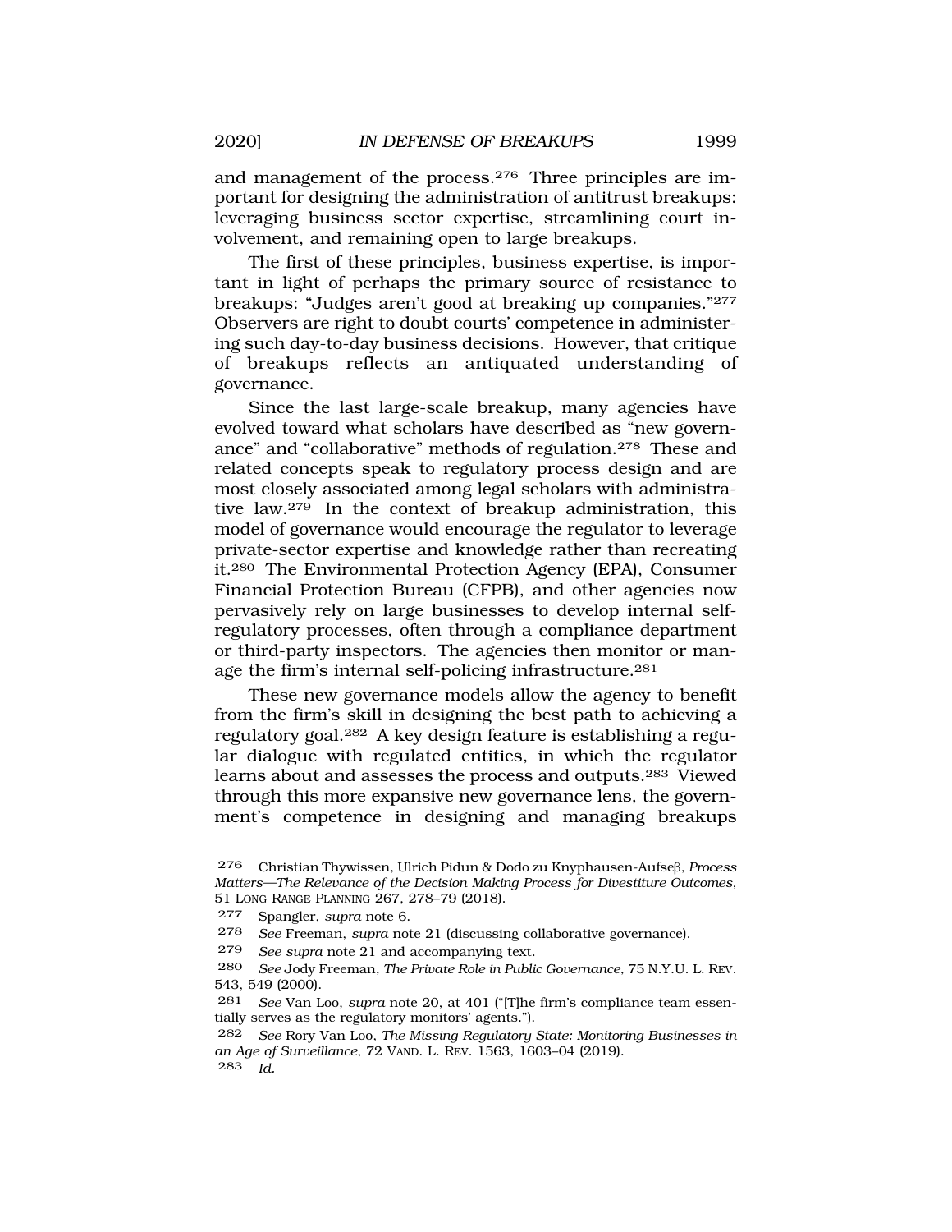and management of the process.[276] Three principles are important for designing the administration of antitrust breakups: leveraging business sector expertise, streamlining court involvement, and remaining open to large breakups.

The first of these principles, business expertise, is important in light of perhaps the primary source of resistance to breakups: "Judges aren't good at breaking up companies."[277] Observers are right to doubt courts' competence in administering such day-to-day business decisions. However, that critique of breakups reflects an antiquated understanding of governance.

Since the last large-scale breakup, many agencies have evolved toward what scholars have described as "new governance" and "collaborative" methods of regulation.[278] These and related concepts speak to regulatory process design and are most closely associated among legal scholars with administrative law.[279] In the context of breakup administration, this model of governance would encourage the regulator to leverage private-sector expertise and knowledge rather than recreating it.[280] The Environmental Protection Agency (EPA), Consumer Financial Protection Bureau (CFPB), and other agencies now pervasively rely on large businesses to develop internal self-regulatory processes, often through a compliance department or third-party inspectors. The agencies then monitor or manage the firm's internal self-policing infrastructure.[281]

These new governance models allow the agency to benefit from the firm's skill in designing the best path to achieving a regulatory goal.[282] A key design feature is establishing a regular dialogue with regulated entities, in which the regulator learns about and assesses the process and outputs.[283] Viewed through this more expansive new governance lens, the government's competence in designing and managing breakups

---

276 Christian Thywissen, Ulrich Pidun & Dodo zu Knyphausen-Aufseβ, *Process Matters—The Relevance of the Decision Making Process for Divestiture Outcomes*, 51 LONG RANGE PLANNING 267, 278–79 (2018).

277 Spangler, *supra* note 6.

278 *See* Freeman, *supra* note 21 (discussing collaborative governance).

279 *See supra* note 21 and accompanying text.

280 *See* Jody Freeman, *The Private Role in Public Governance*, 75 N.Y.U. L. REV. 543, 549 (2000).

281 *See* Van Loo, *supra* note 20, at 401 ("[T]he firm's compliance team essentially serves as the regulatory monitors' agents.").

282 *See* Rory Van Loo, *The Missing Regulatory State: Monitoring Businesses in an Age of Surveillance*, 72 VAND. L. REV. 1563, 1603–04 (2019).

283 *Id.*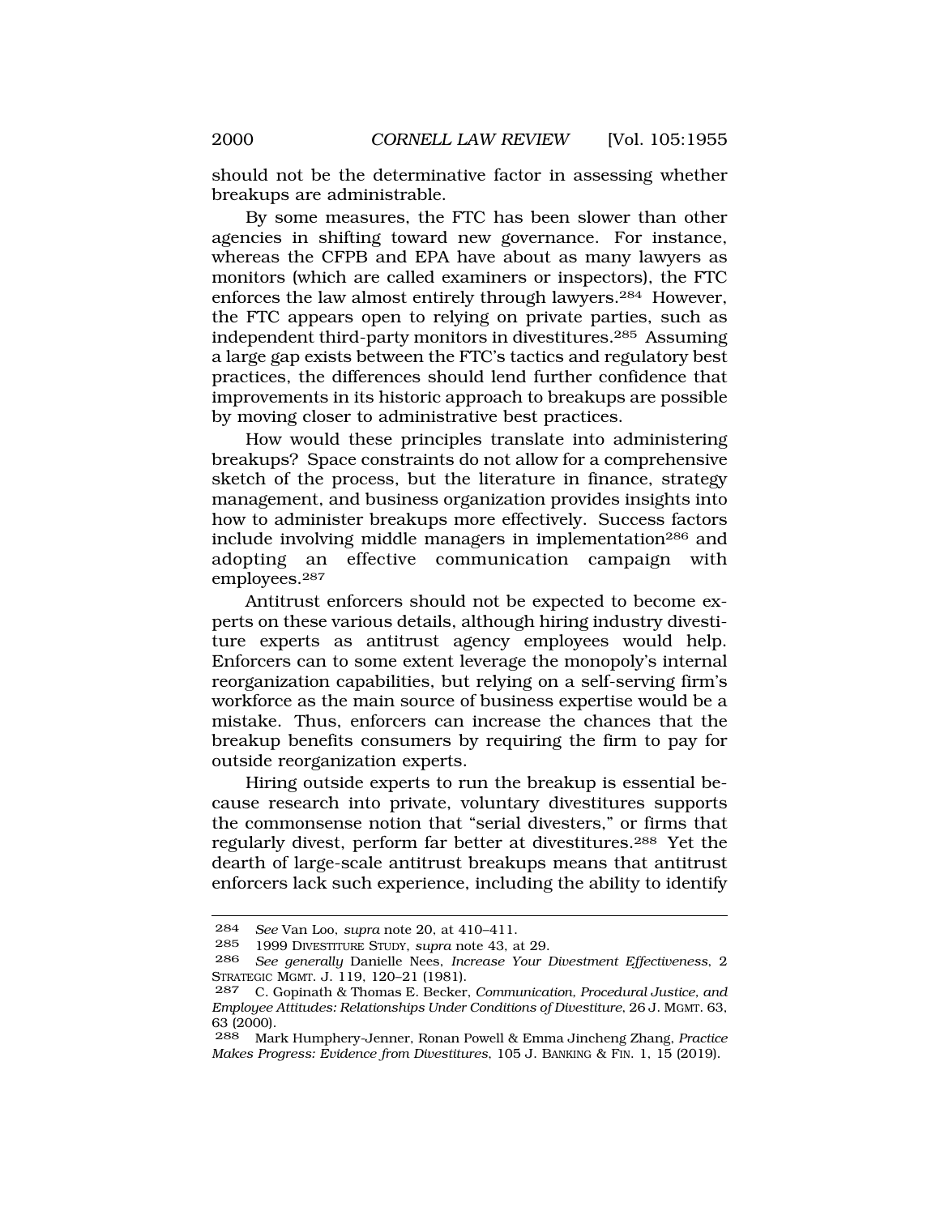should not be the determinative factor in assessing whether breakups are administrable.

By some measures, the FTC has been slower than other agencies in shifting toward new governance. For instance, whereas the CFPB and EPA have about as many lawyers as monitors (which are called examiners or inspectors), the FTC enforces the law almost entirely through lawyers.[284] However, the FTC appears open to relying on private parties, such as independent third-party monitors in divestitures.[285] Assuming a large gap exists between the FTC's tactics and regulatory best practices, the differences should lend further confidence that improvements in its historic approach to breakups are possible by moving closer to administrative best practices.

How would these principles translate into administering breakups? Space constraints do not allow for a comprehensive sketch of the process, but the literature in finance, strategy management, and business organization provides insights into how to administer breakups more effectively. Success factors include involving middle managers in implementation[286] and adopting an effective communication campaign with employees.[287]

Antitrust enforcers should not be expected to become experts on these various details, although hiring industry divestiture experts as antitrust agency employees would help. Enforcers can to some extent leverage the monopoly's internal reorganization capabilities, but relying on a self-serving firm's workforce as the main source of business expertise would be a mistake. Thus, enforcers can increase the chances that the breakup benefits consumers by requiring the firm to pay for outside reorganization experts.

Hiring outside experts to run the breakup is essential because research into private, voluntary divestitures supports the commonsense notion that "serial divesters," or firms that regularly divest, perform far better at divestitures.[288] Yet the dearth of large-scale antitrust breakups means that antitrust enforcers lack such experience, including the ability to identify

---

284 *See* Van Loo, *supra* note 20, at 410–411.

285 1999 DIVESTITURE STUDY, *supra* note 43, at 29.

286 *See generally* Danielle Nees, *Increase Your Divestment Effectiveness*, 2 STRATEGIC MGMT. J. 119, 120–21 (1981).

287 C. Gopinath & Thomas E. Becker, *Communication, Procedural Justice, and Employee Attitudes: Relationships Under Conditions of Divestiture*, 26 J. MGMT. 63, 63 (2000).

288 Mark Humphery-Jenner, Ronan Powell & Emma Jincheng Zhang, *Practice Makes Progress: Evidence from Divestitures*, 105 J. BANKING & FIN. 1, 15 (2019).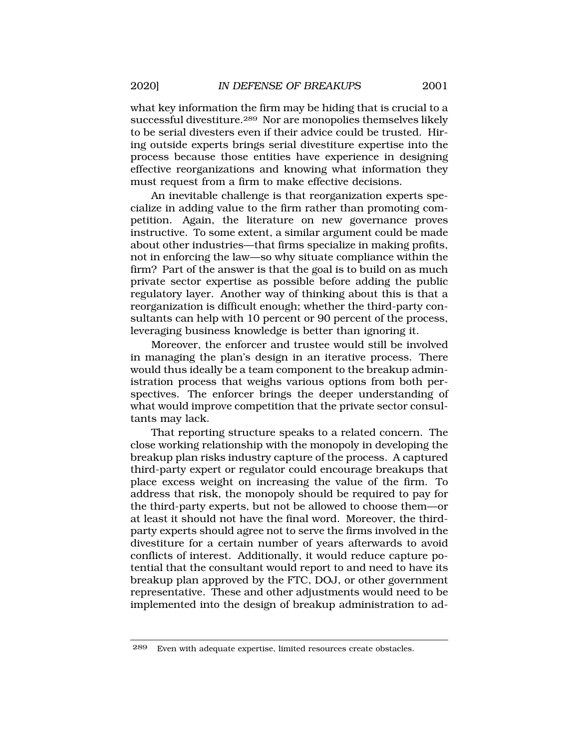what key information the firm may be hiding that is crucial to a successful divestiture.[289] Nor are monopolies themselves likely to be serial divesters even if their advice could be trusted. Hiring outside experts brings serial divestiture expertise into the process because those entities have experience in designing effective reorganizations and knowing what information they must request from a firm to make effective decisions.

An inevitable challenge is that reorganization experts specialize in adding value to the firm rather than promoting competition. Again, the literature on new governance proves instructive. To some extent, a similar argument could be made about other industries—that firms specialize in making profits, not in enforcing the law—so why situate compliance within the firm? Part of the answer is that the goal is to build on as much private sector expertise as possible before adding the public regulatory layer. Another way of thinking about this is that a reorganization is difficult enough; whether the third-party consultants can help with 10 percent or 90 percent of the process, leveraging business knowledge is better than ignoring it.

Moreover, the enforcer and trustee would still be involved in managing the plan's design in an iterative process. There would thus ideally be a team component to the breakup administration process that weighs various options from both perspectives. The enforcer brings the deeper understanding of what would improve competition that the private sector consultants may lack.

That reporting structure speaks to a related concern. The close working relationship with the monopoly in developing the breakup plan risks industry capture of the process. A captured third-party expert or regulator could encourage breakups that place excess weight on increasing the value of the firm. To address that risk, the monopoly should be required to pay for the third-party experts, but not be allowed to choose them—or at least it should not have the final word. Moreover, the third-party experts should agree not to serve the firms involved in the divestiture for a certain number of years afterwards to avoid conflicts of interest. Additionally, it would reduce capture potential that the consultant would report to and need to have its breakup plan approved by the FTC, DOJ, or other government representative. These and other adjustments would need to be implemented into the design of breakup administration to ad-

[289] Even with adequate expertise, limited resources create obstacles.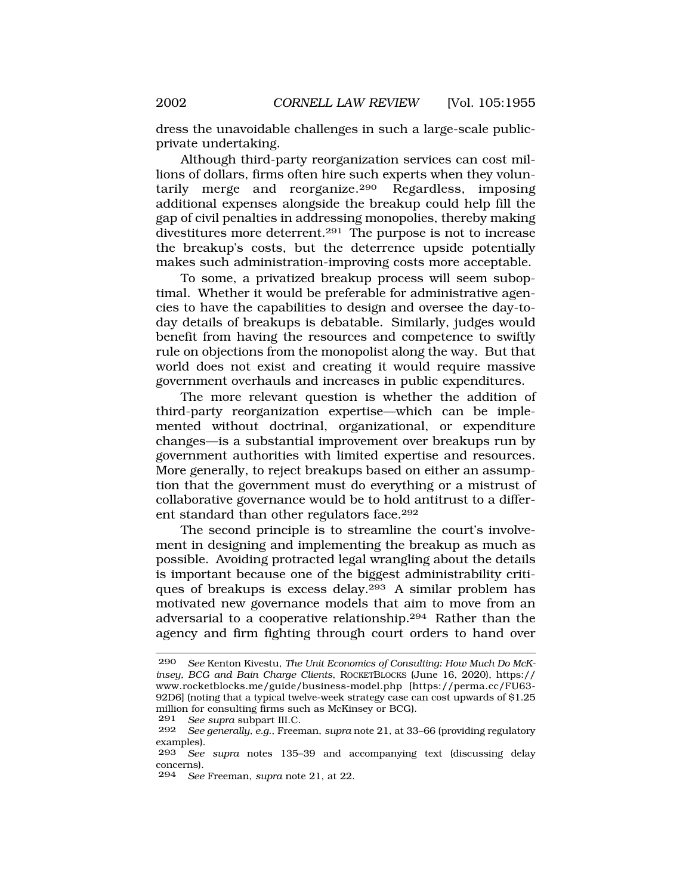dress the unavoidable challenges in such a large-scale public-private undertaking.

Although third-party reorganization services can cost millions of dollars, firms often hire such experts when they voluntarily merge and reorganize.[290] Regardless, imposing additional expenses alongside the breakup could help fill the gap of civil penalties in addressing monopolies, thereby making divestitures more deterrent.[291] The purpose is not to increase the breakup's costs, but the deterrence upside potentially makes such administration-improving costs more acceptable.

To some, a privatized breakup process will seem suboptimal. Whether it would be preferable for administrative agencies to have the capabilities to design and oversee the day-to-day details of breakups is debatable. Similarly, judges would benefit from having the resources and competence to swiftly rule on objections from the monopolist along the way. But that world does not exist and creating it would require massive government overhauls and increases in public expenditures.

The more relevant question is whether the addition of third-party reorganization expertise—which can be implemented without doctrinal, organizational, or expenditure changes—is a substantial improvement over breakups run by government authorities with limited expertise and resources. More generally, to reject breakups based on either an assumption that the government must do everything or a mistrust of collaborative governance would be to hold antitrust to a different standard than other regulators face.[292]

The second principle is to streamline the court's involvement in designing and implementing the breakup as much as possible. Avoiding protracted legal wrangling about the details is important because one of the biggest administrability critiques of breakups is excess delay.[293] A similar problem has motivated new governance models that aim to move from an adversarial to a cooperative relationship.[294] Rather than the agency and firm fighting through court orders to hand over

---

290 *See* Kenton Kivestu, *The Unit Economics of Consulting: How Much Do McKinsey, BCG and Bain Charge Clients*, ROCKETBLOCKS (June 16, 2020), https://www.rocketblocks.me/guide/business-model.php [https://perma.cc/FU63-92D6] (noting that a typical twelve-week strategy case can cost upwards of $1.25 million for consulting firms such as McKinsey or BCG).

291 *See supra* subpart III.C.

292 *See generally, e.g.*, Freeman, *supra* note 21, at 33–66 (providing regulatory examples).

293 *See supra* notes 135–39 and accompanying text (discussing delay concerns).

294 *See* Freeman, *supra* note 21, at 22.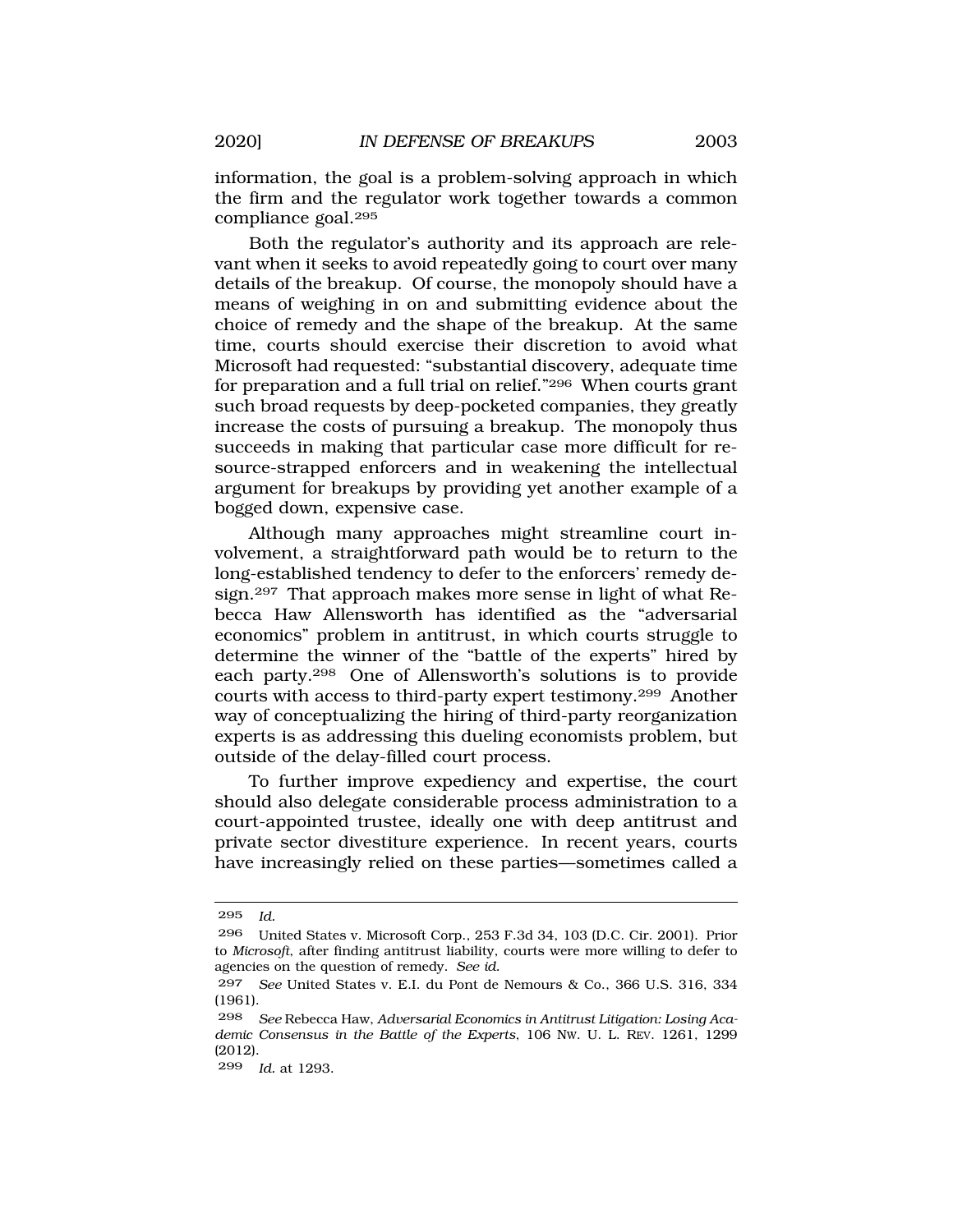information, the goal is a problem-solving approach in which the firm and the regulator work together towards a common compliance goal.[295]

Both the regulator's authority and its approach are relevant when it seeks to avoid repeatedly going to court over many details of the breakup. Of course, the monopoly should have a means of weighing in on and submitting evidence about the choice of remedy and the shape of the breakup. At the same time, courts should exercise their discretion to avoid what Microsoft had requested: "substantial discovery, adequate time for preparation and a full trial on relief."[296] When courts grant such broad requests by deep-pocketed companies, they greatly increase the costs of pursuing a breakup. The monopoly thus succeeds in making that particular case more difficult for resource-strapped enforcers and in weakening the intellectual argument for breakups by providing yet another example of a bogged down, expensive case.

Although many approaches might streamline court involvement, a straightforward path would be to return to the long-established tendency to defer to the enforcers' remedy design.[297] That approach makes more sense in light of what Rebecca Haw Allensworth has identified as the "adversarial economics" problem in antitrust, in which courts struggle to determine the winner of the "battle of the experts" hired by each party.[298] One of Allensworth's solutions is to provide courts with access to third-party expert testimony.[299] Another way of conceptualizing the hiring of third-party reorganization experts is as addressing this dueling economists problem, but outside of the delay-filled court process.

To further improve expediency and expertise, the court should also delegate considerable process administration to a court-appointed trustee, ideally one with deep antitrust and private sector divestiture experience. In recent years, courts have increasingly relied on these parties—sometimes called a

---

295 *Id.*

296 United States v. Microsoft Corp., 253 F.3d 34, 103 (D.C. Cir. 2001). Prior to *Microsoft*, after finding antitrust liability, courts were more willing to defer to agencies on the question of remedy. *See id.*

297 *See* United States v. E.I. du Pont de Nemours & Co., 366 U.S. 316, 334 (1961).

298 *See* Rebecca Haw, *Adversarial Economics in Antitrust Litigation: Losing Academic Consensus in the Battle of the Experts*, 106 NW. U. L. REV. 1261, 1299 (2012).

299 *Id.* at 1293.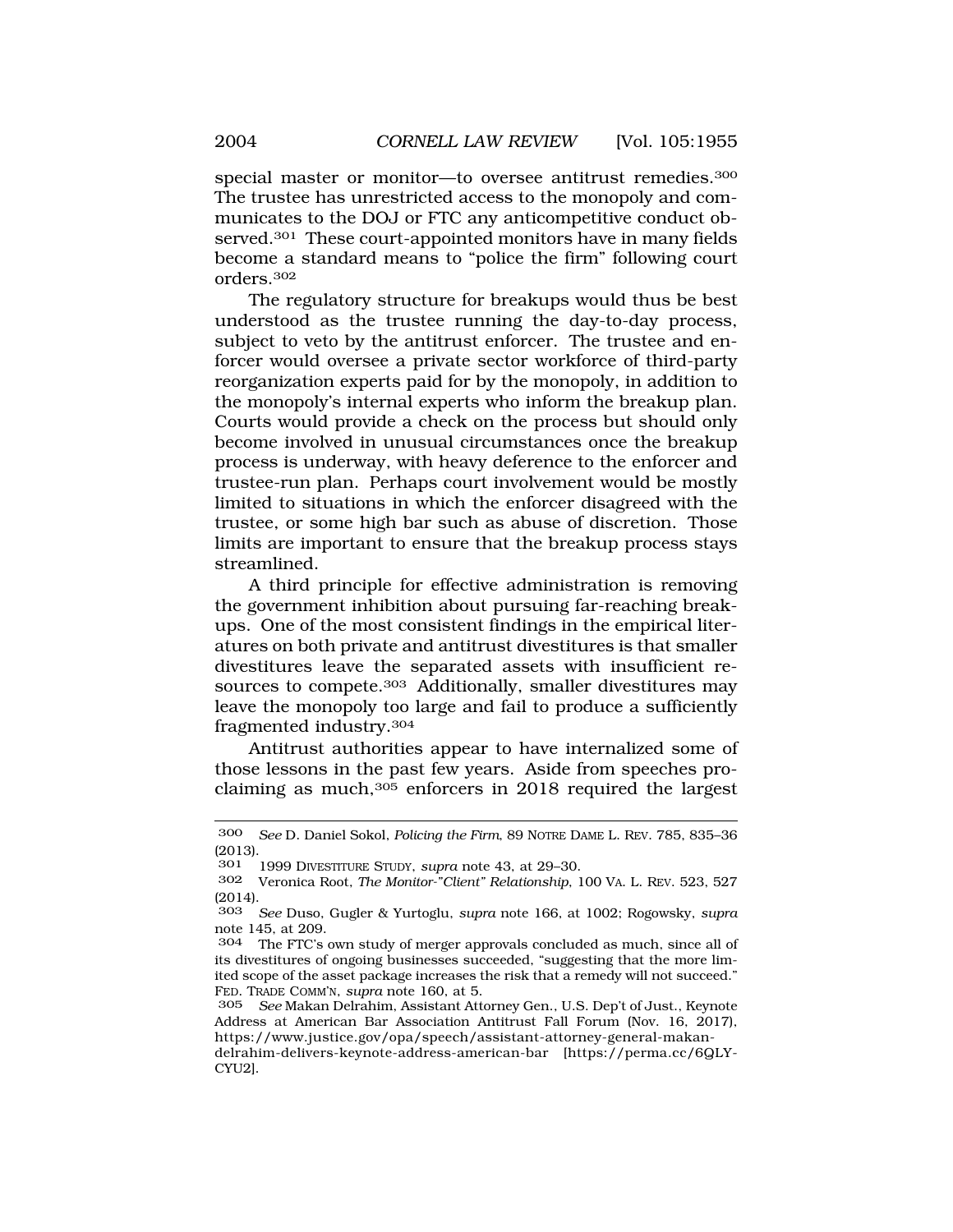special master or monitor—to oversee antitrust remedies.[300] The trustee has unrestricted access to the monopoly and communicates to the DOJ or FTC any anticompetitive conduct observed.[301] These court-appointed monitors have in many fields become a standard means to "police the firm" following court orders.[302]

The regulatory structure for breakups would thus be best understood as the trustee running the day-to-day process, subject to veto by the antitrust enforcer. The trustee and enforcer would oversee a private sector workforce of third-party reorganization experts paid for by the monopoly, in addition to the monopoly's internal experts who inform the breakup plan. Courts would provide a check on the process but should only become involved in unusual circumstances once the breakup process is underway, with heavy deference to the enforcer and trustee-run plan. Perhaps court involvement would be mostly limited to situations in which the enforcer disagreed with the trustee, or some high bar such as abuse of discretion. Those limits are important to ensure that the breakup process stays streamlined.

A third principle for effective administration is removing the government inhibition about pursuing far-reaching breakups. One of the most consistent findings in the empirical literatures on both private and antitrust divestitures is that smaller divestitures leave the separated assets with insufficient resources to compete.[303] Additionally, smaller divestitures may leave the monopoly too large and fail to produce a sufficiently fragmented industry.[304]

Antitrust authorities appear to have internalized some of those lessons in the past few years. Aside from speeches proclaiming as much,[305] enforcers in 2018 required the largest

---

300 *See* D. Daniel Sokol, *Policing the Firm*, 89 NOTRE DAME L. REV. 785, 835–36 (2013).

301 1999 DIVESTITURE STUDY, *supra* note 43, at 29–30.

302 Veronica Root, *The Monitor-"Client" Relationship*, 100 VA. L. REV. 523, 527 (2014).

303 *See* Duso, Gugler & Yurtoglu, *supra* note 166, at 1002; Rogowsky, *supra* note 145, at 209.

304 The FTC's own study of merger approvals concluded as much, since all of its divestitures of ongoing businesses succeeded, "suggesting that the more limited scope of the asset package increases the risk that a remedy will not succeed." FED. TRADE COMM'N, *supra* note 160, at 5.

305 *See* Makan Delrahim, Assistant Attorney Gen., U.S. Dep't of Just., Keynote Address at American Bar Association Antitrust Fall Forum (Nov. 16, 2017), https://www.justice.gov/opa/speech/assistant-attorney-general-makan-delrahim-delivers-keynote-address-american-bar [https://perma.cc/6QLY-CYU2].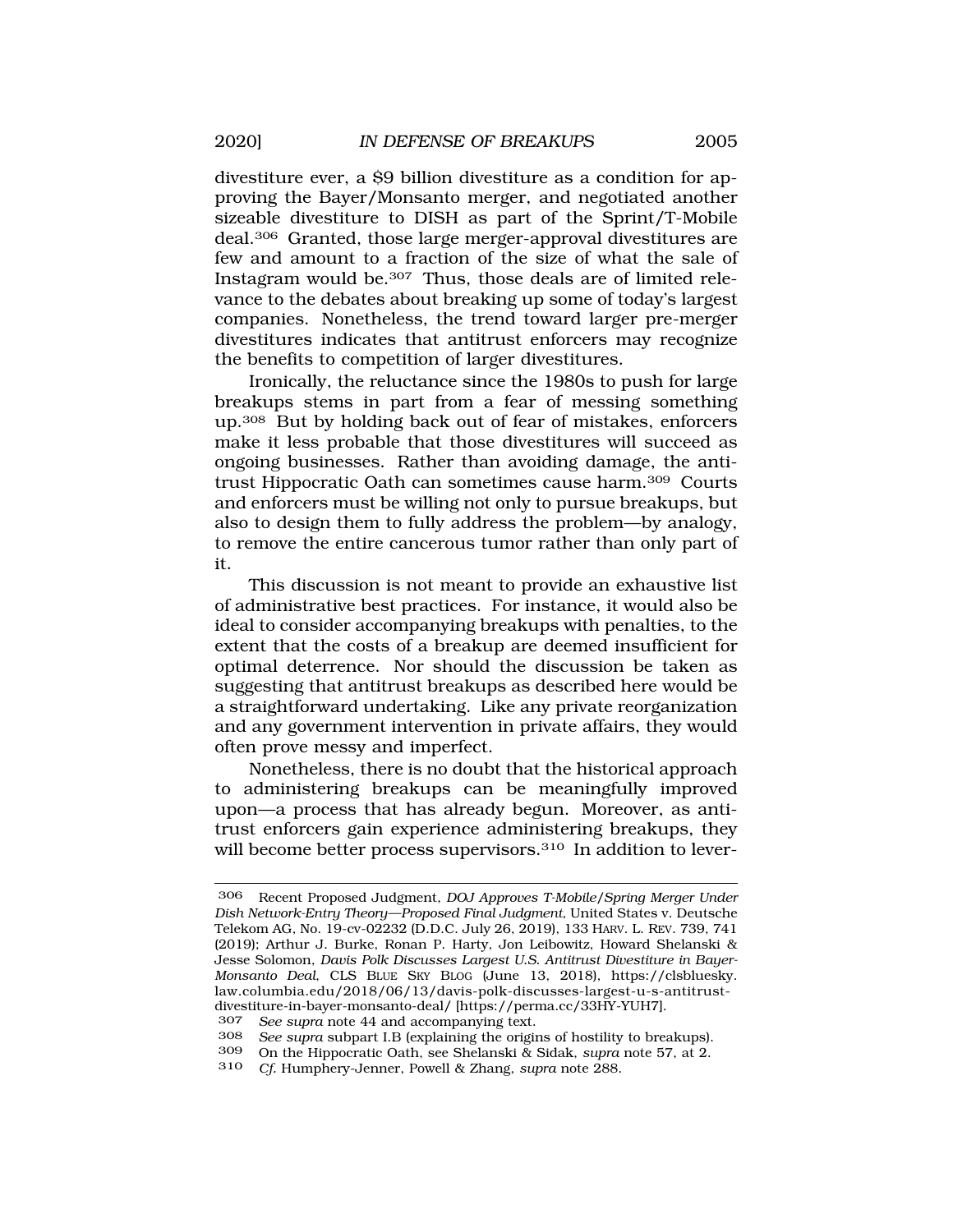divestiture ever, a $9 billion divestiture as a condition for approving the Bayer/Monsanto merger, and negotiated another sizeable divestiture to DISH as part of the Sprint/T-Mobile deal.[306] Granted, those large merger-approval divestitures are few and amount to a fraction of the size of what the sale of Instagram would be.[307] Thus, those deals are of limited relevance to the debates about breaking up some of today's largest companies. Nonetheless, the trend toward larger pre-merger divestitures indicates that antitrust enforcers may recognize the benefits to competition of larger divestitures.

Ironically, the reluctance since the 1980s to push for large breakups stems in part from a fear of messing something up.[308] But by holding back out of fear of mistakes, enforcers make it less probable that those divestitures will succeed as ongoing businesses. Rather than avoiding damage, the antitrust Hippocratic Oath can sometimes cause harm.[309] Courts and enforcers must be willing not only to pursue breakups, but also to design them to fully address the problem—by analogy, to remove the entire cancerous tumor rather than only part of it.

This discussion is not meant to provide an exhaustive list of administrative best practices. For instance, it would also be ideal to consider accompanying breakups with penalties, to the extent that the costs of a breakup are deemed insufficient for optimal deterrence. Nor should the discussion be taken as suggesting that antitrust breakups as described here would be a straightforward undertaking. Like any private reorganization and any government intervention in private affairs, they would often prove messy and imperfect.

Nonetheless, there is no doubt that the historical approach to administering breakups can be meaningfully improved upon—a process that has already begun. Moreover, as antitrust enforcers gain experience administering breakups, they will become better process supervisors.[310] In addition to lever-

---

306 Recent Proposed Judgment, *DOJ Approves T-Mobile/Spring Merger Under Dish Network-Entry Theory—Proposed Final Judgment*, United States v. Deutsche Telekom AG, No. 19-cv-02232 (D.D.C. July 26, 2019), 133 HARV. L. REV. 739, 741 (2019); Arthur J. Burke, Ronan P. Harty, Jon Leibowitz, Howard Shelanski & Jesse Solomon, *Davis Polk Discusses Largest U.S. Antitrust Divestiture in Bayer-Monsanto Deal*, CLS BLUE SKY BLOG (June 13, 2018), https://clsbluesky.law.columbia.edu/2018/06/13/davis-polk-discusses-largest-u-s-antitrust-divestiture-in-bayer-monsanto-deal/ [https://perma.cc/33HY-YUH7].

307 *See supra* note 44 and accompanying text.

308 *See supra* subpart I.B (explaining the origins of hostility to breakups).

309 On the Hippocratic Oath, see Shelanski & Sidak, *supra* note 57, at 2.

310 *Cf.* Humphery-Jenner, Powell & Zhang, *supra* note 288.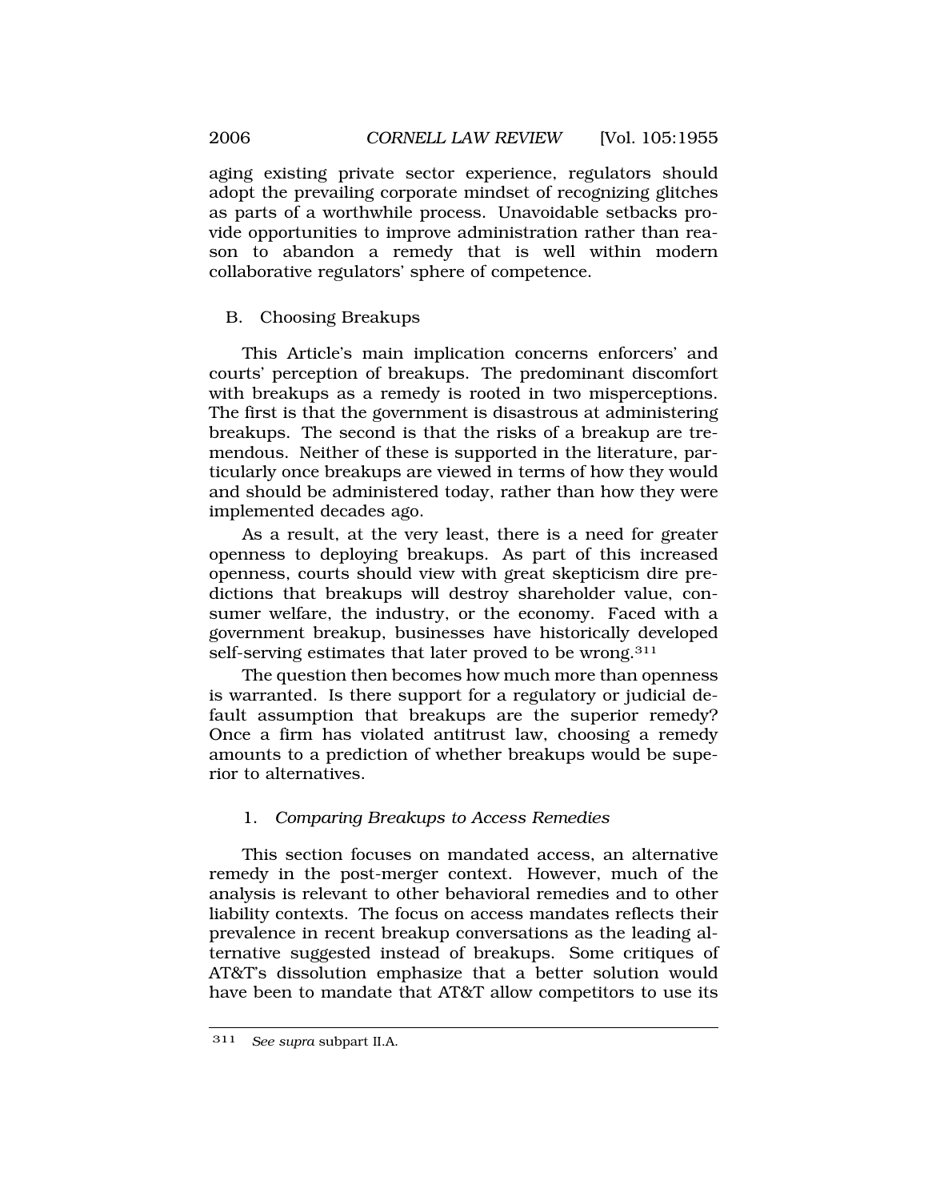aging existing private sector experience, regulators should adopt the prevailing corporate mindset of recognizing glitches as parts of a worthwhile process. Unavoidable setbacks provide opportunities to improve administration rather than reason to abandon a remedy that is well within modern collaborative regulators' sphere of competence.

## B. Choosing Breakups

This Article's main implication concerns enforcers' and courts' perception of breakups. The predominant discomfort with breakups as a remedy is rooted in two misperceptions. The first is that the government is disastrous at administering breakups. The second is that the risks of a breakup are tremendous. Neither of these is supported in the literature, particularly once breakups are viewed in terms of how they would and should be administered today, rather than how they were implemented decades ago.

As a result, at the very least, there is a need for greater openness to deploying breakups. As part of this increased openness, courts should view with great skepticism dire predictions that breakups will destroy shareholder value, consumer welfare, the industry, or the economy. Faced with a government breakup, businesses have historically developed self-serving estimates that later proved to be wrong.[311]

The question then becomes how much more than openness is warranted. Is there support for a regulatory or judicial default assumption that breakups are the superior remedy? Once a firm has violated antitrust law, choosing a remedy amounts to a prediction of whether breakups would be superior to alternatives.

### 1. *Comparing Breakups to Access Remedies*

This section focuses on mandated access, an alternative remedy in the post-merger context. However, much of the analysis is relevant to other behavioral remedies and to other liability contexts. The focus on access mandates reflects their prevalence in recent breakup conversations as the leading alternative suggested instead of breakups. Some critiques of AT&T's dissolution emphasize that a better solution would have been to mandate that AT&T allow competitors to use its

---

[311] *See supra* subpart II.A.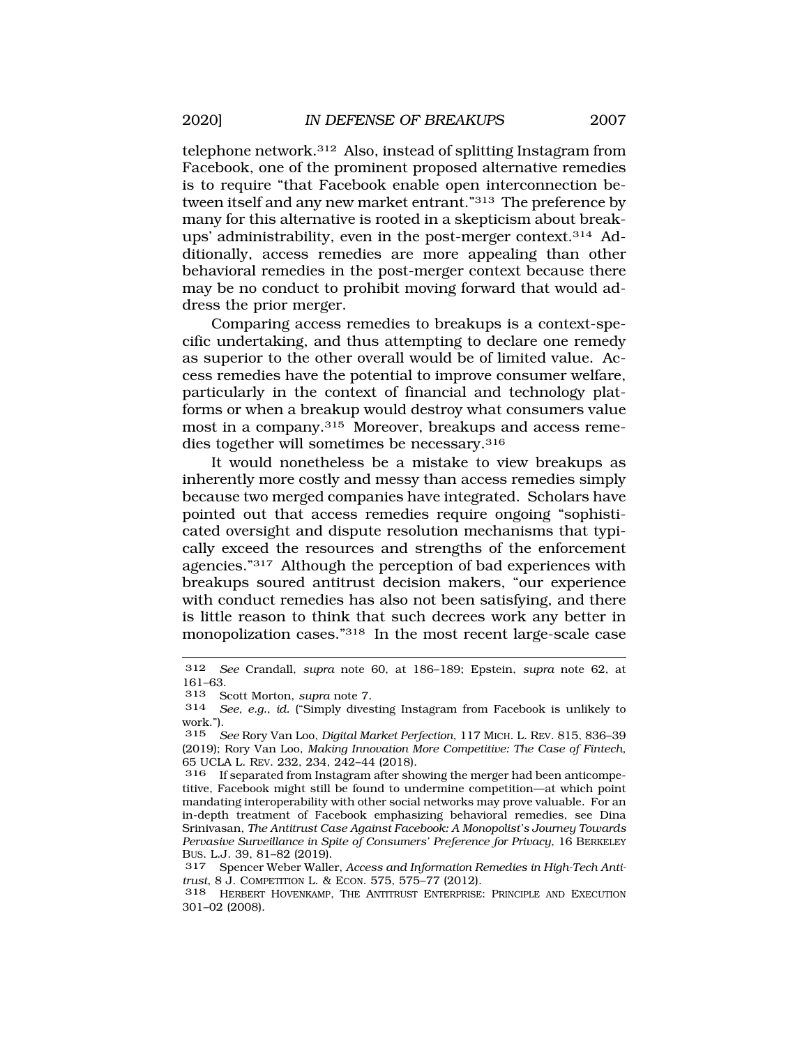telephone network.[312] Also, instead of splitting Instagram from Facebook, one of the prominent proposed alternative remedies is to require "that Facebook enable open interconnection between itself and any new market entrant."[313] The preference by many for this alternative is rooted in a skepticism about breakups' administrability, even in the post-merger context.[314] Additionally, access remedies are more appealing than other behavioral remedies in the post-merger context because there may be no conduct to prohibit moving forward that would address the prior merger.

Comparing access remedies to breakups is a context-specific undertaking, and thus attempting to declare one remedy as superior to the other overall would be of limited value. Access remedies have the potential to improve consumer welfare, particularly in the context of financial and technology platforms or when a breakup would destroy what consumers value most in a company.[315] Moreover, breakups and access remedies together will sometimes be necessary.[316]

It would nonetheless be a mistake to view breakups as inherently more costly and messy than access remedies simply because two merged companies have integrated. Scholars have pointed out that access remedies require ongoing "sophisticated oversight and dispute resolution mechanisms that typically exceed the resources and strengths of the enforcement agencies."[317] Although the perception of bad experiences with breakups soured antitrust decision makers, "our experience with conduct remedies has also not been satisfying, and there is little reason to think that such decrees work any better in monopolization cases."[318] In the most recent large-scale case

---

312 *See* Crandall, *supra* note 60, at 186–189; Epstein, *supra* note 62, at 161–63.

313 Scott Morton, *supra* note 7.

314 *See, e.g.*, *id.* ("Simply divesting Instagram from Facebook is unlikely to work.").

315 *See* Rory Van Loo, *Digital Market Perfection*, 117 MICH. L. REV. 815, 836–39 (2019); Rory Van Loo, *Making Innovation More Competitive: The Case of Fintech*, 65 UCLA L. REV. 232, 234, 242–44 (2018).

316 If separated from Instagram after showing the merger had been anticompetitive, Facebook might still be found to undermine competition—at which point mandating interoperability with other social networks may prove valuable. For an in-depth treatment of Facebook emphasizing behavioral remedies, see Dina Srinivasan, *The Antitrust Case Against Facebook: A Monopolist's Journey Towards Pervasive Surveillance in Spite of Consumers' Preference for Privacy*, 16 BERKELEY BUS. L.J. 39, 81–82 (2019).

317 Spencer Weber Waller, *Access and Information Remedies in High-Tech Antitrust*, 8 J. COMPETITION L. & ECON. 575, 575–77 (2012).

318 HERBERT HOVENKAMP, THE ANTITRUST ENTERPRISE: PRINCIPLE AND EXECUTION 301–02 (2008).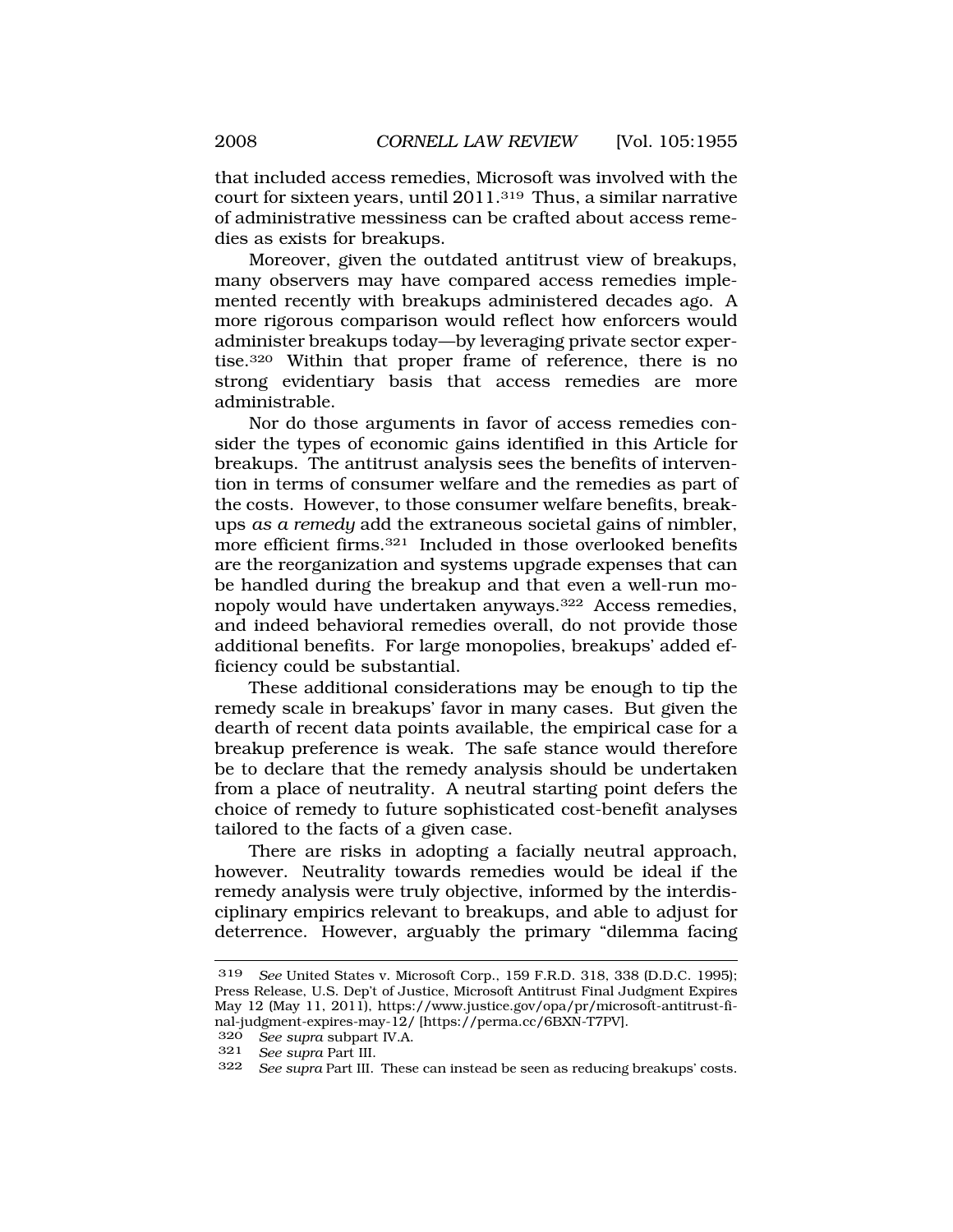that included access remedies, Microsoft was involved with the court for sixteen years, until 2011.[319] Thus, a similar narrative of administrative messiness can be crafted about access remedies as exists for breakups.

Moreover, given the outdated antitrust view of breakups, many observers may have compared access remedies implemented recently with breakups administered decades ago. A more rigorous comparison would reflect how enforcers would administer breakups today—by leveraging private sector expertise.[320] Within that proper frame of reference, there is no strong evidentiary basis that access remedies are more administrable.

Nor do those arguments in favor of access remedies consider the types of economic gains identified in this Article for breakups. The antitrust analysis sees the benefits of intervention in terms of consumer welfare and the remedies as part of the costs. However, to those consumer welfare benefits, breakups *as a remedy* add the extraneous societal gains of nimbler, more efficient firms.[321] Included in those overlooked benefits are the reorganization and systems upgrade expenses that can be handled during the breakup and that even a well-run monopoly would have undertaken anyways.[322] Access remedies, and indeed behavioral remedies overall, do not provide those additional benefits. For large monopolies, breakups' added efficiency could be substantial.

These additional considerations may be enough to tip the remedy scale in breakups' favor in many cases. But given the dearth of recent data points available, the empirical case for a breakup preference is weak. The safe stance would therefore be to declare that the remedy analysis should be undertaken from a place of neutrality. A neutral starting point defers the choice of remedy to future sophisticated cost-benefit analyses tailored to the facts of a given case.

There are risks in adopting a facially neutral approach, however. Neutrality towards remedies would be ideal if the remedy analysis were truly objective, informed by the interdisciplinary empirics relevant to breakups, and able to adjust for deterrence. However, arguably the primary "dilemma facing

---

319 *See* United States v. Microsoft Corp., 159 F.R.D. 318, 338 (D.D.C. 1995); Press Release, U.S. Dep't of Justice, Microsoft Antitrust Final Judgment Expires May 12 (May 11, 2011), https://www.justice.gov/opa/pr/microsoft-antitrust-final-judgment-expires-may-12/ [https://perma.cc/6BXN-T7PV].

320 *See supra* subpart IV.A.

321 *See supra* Part III.

322 *See supra* Part III. These can instead be seen as reducing breakups' costs.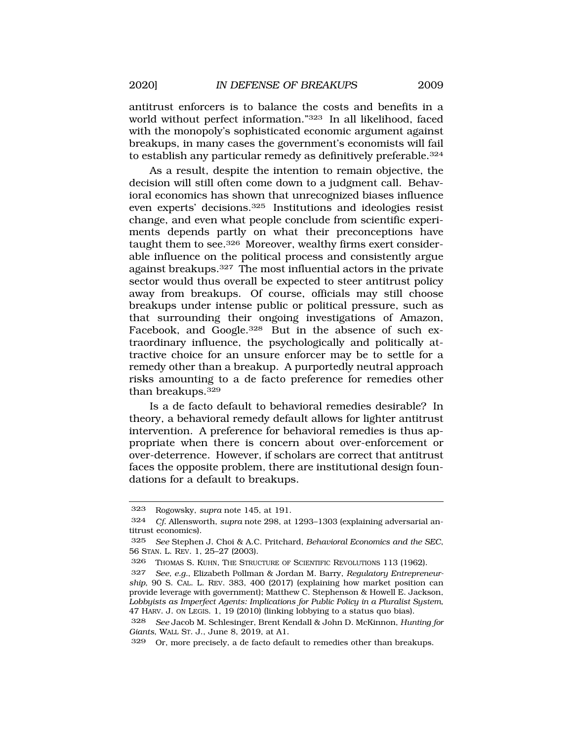antitrust enforcers is to balance the costs and benefits in a world without perfect information."[323] In all likelihood, faced with the monopoly's sophisticated economic argument against breakups, in many cases the government's economists will fail to establish any particular remedy as definitively preferable.[324]

As a result, despite the intention to remain objective, the decision will still often come down to a judgment call. Behavioral economics has shown that unrecognized biases influence even experts' decisions.[325] Institutions and ideologies resist change, and even what people conclude from scientific experiments depends partly on what their preconceptions have taught them to see.[326] Moreover, wealthy firms exert considerable influence on the political process and consistently argue against breakups.[327] The most influential actors in the private sector would thus overall be expected to steer antitrust policy away from breakups. Of course, officials may still choose breakups under intense public or political pressure, such as that surrounding their ongoing investigations of Amazon, Facebook, and Google.[328] But in the absence of such extraordinary influence, the psychologically and politically attractive choice for an unsure enforcer may be to settle for a remedy other than a breakup. A purportedly neutral approach risks amounting to a de facto preference for remedies other than breakups.[329]

Is a de facto default to behavioral remedies desirable? In theory, a behavioral remedy default allows for lighter antitrust intervention. A preference for behavioral remedies is thus appropriate when there is concern about over-enforcement or over-deterrence. However, if scholars are correct that antitrust faces the opposite problem, there are institutional design foundations for a default to breakups.

---

323 Rogowsky, *supra* note 145, at 191.

324 *Cf.* Allensworth, *supra* note 298, at 1293–1303 (explaining adversarial antitrust economics).

325 *See* Stephen J. Choi & A.C. Pritchard, *Behavioral Economics and the SEC*, 56 STAN. L. REV. 1, 25–27 (2003).

326 THOMAS S. KUHN, THE STRUCTURE OF SCIENTIFIC REVOLUTIONS 113 (1962).

327 *See, e.g.*, Elizabeth Pollman & Jordan M. Barry, *Regulatory Entrepreneurship*, 90 S. CAL. L. REV. 383, 400 (2017) (explaining how market position can provide leverage with government); Matthew C. Stephenson & Howell E. Jackson, *Lobbyists as Imperfect Agents: Implications for Public Policy in a Pluralist System*, 47 HARV. J. ON LEGIS. 1, 19 (2010) (linking lobbying to a status quo bias).

328 *See* Jacob M. Schlesinger, Brent Kendall & John D. McKinnon, *Hunting for Giants*, WALL ST. J., June 8, 2019, at A1.

329 Or, more precisely, a de facto default to remedies other than breakups.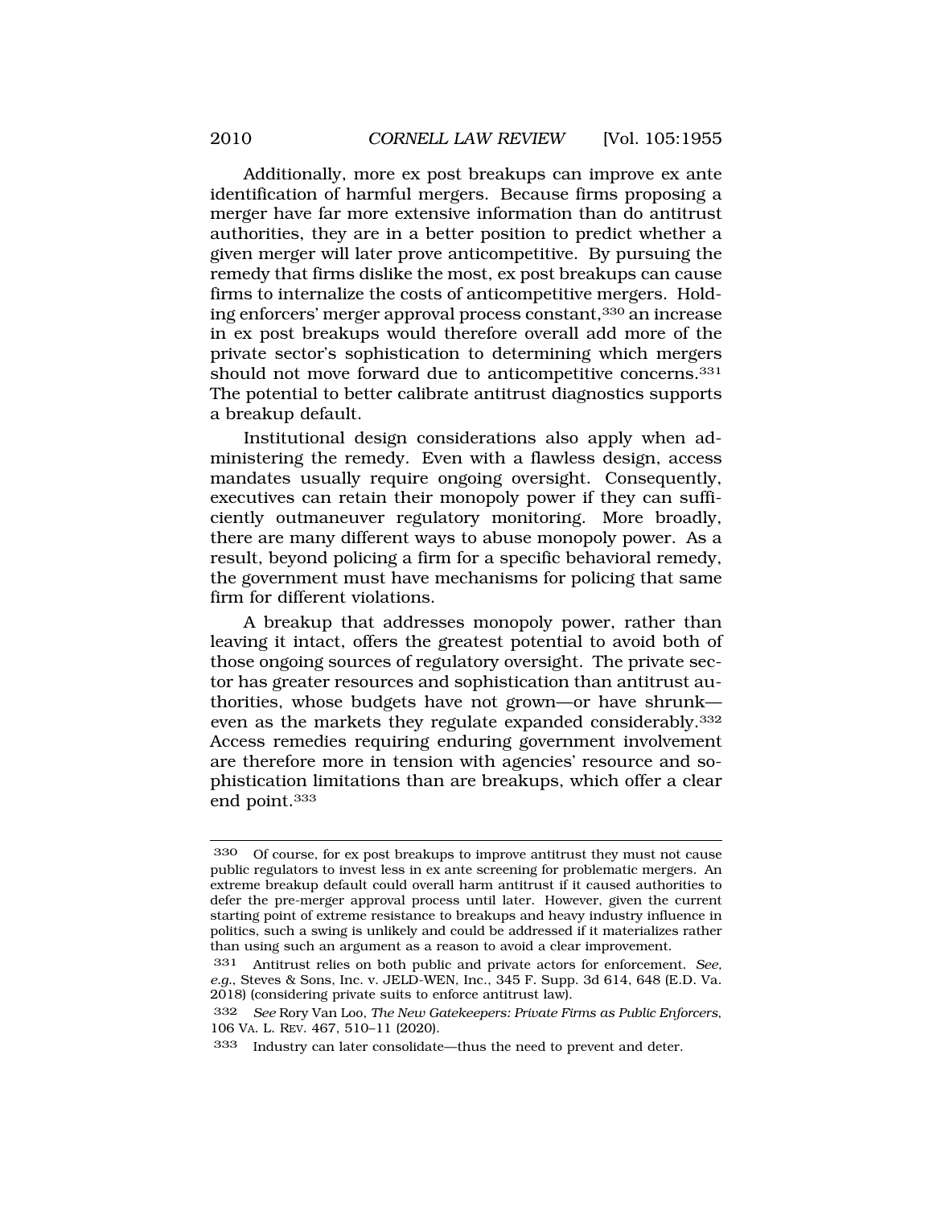Additionally, more ex post breakups can improve ex ante identification of harmful mergers. Because firms proposing a merger have far more extensive information than do antitrust authorities, they are in a better position to predict whether a given merger will later prove anticompetitive. By pursuing the remedy that firms dislike the most, ex post breakups can cause firms to internalize the costs of anticompetitive mergers. Holding enforcers' merger approval process constant,[330] an increase in ex post breakups would therefore overall add more of the private sector's sophistication to determining which mergers should not move forward due to anticompetitive concerns.[331] The potential to better calibrate antitrust diagnostics supports a breakup default.

Institutional design considerations also apply when administering the remedy. Even with a flawless design, access mandates usually require ongoing oversight. Consequently, executives can retain their monopoly power if they can sufficiently outmaneuver regulatory monitoring. More broadly, there are many different ways to abuse monopoly power. As a result, beyond policing a firm for a specific behavioral remedy, the government must have mechanisms for policing that same firm for different violations.

A breakup that addresses monopoly power, rather than leaving it intact, offers the greatest potential to avoid both of those ongoing sources of regulatory oversight. The private sector has greater resources and sophistication than antitrust authorities, whose budgets have not grown—or have shrunk—even as the markets they regulate expanded considerably.[332] Access remedies requiring enduring government involvement are therefore more in tension with agencies' resource and sophistication limitations than are breakups, which offer a clear end point.[333]

---

330 Of course, for ex post breakups to improve antitrust they must not cause public regulators to invest less in ex ante screening for problematic mergers. An extreme breakup default could overall harm antitrust if it caused authorities to defer the pre-merger approval process until later. However, given the current starting point of extreme resistance to breakups and heavy industry influence in politics, such a swing is unlikely and could be addressed if it materializes rather than using such an argument as a reason to avoid a clear improvement.

331 Antitrust relies on both public and private actors for enforcement. *See, e.g.*, Steves & Sons, Inc. v. JELD-WEN, Inc., 345 F. Supp. 3d 614, 648 (E.D. Va. 2018) (considering private suits to enforce antitrust law).

332 *See* Rory Van Loo, *The New Gatekeepers: Private Firms as Public Enforcers*, 106 VA. L. REV. 467, 510–11 (2020).

333 Industry can later consolidate—thus the need to prevent and deter.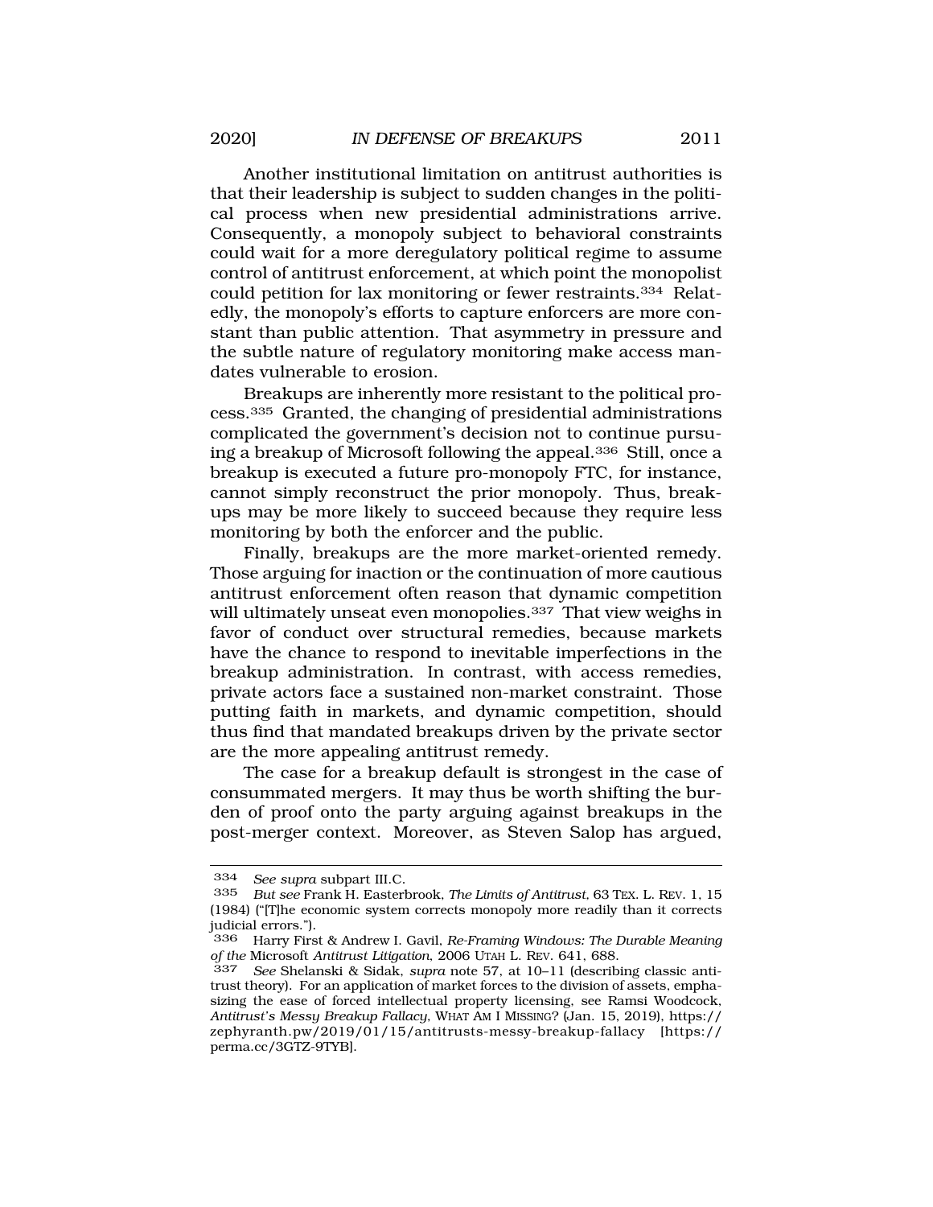Another institutional limitation on antitrust authorities is that their leadership is subject to sudden changes in the political process when new presidential administrations arrive. Consequently, a monopoly subject to behavioral constraints could wait for a more deregulatory political regime to assume control of antitrust enforcement, at which point the monopolist could petition for lax monitoring or fewer restraints.[334] Relatedly, the monopoly's efforts to capture enforcers are more constant than public attention. That asymmetry in pressure and the subtle nature of regulatory monitoring make access mandates vulnerable to erosion.

Breakups are inherently more resistant to the political process.[335] Granted, the changing of presidential administrations complicated the government's decision not to continue pursuing a breakup of Microsoft following the appeal.[336] Still, once a breakup is executed a future pro-monopoly FTC, for instance, cannot simply reconstruct the prior monopoly. Thus, breakups may be more likely to succeed because they require less monitoring by both the enforcer and the public.

Finally, breakups are the more market-oriented remedy. Those arguing for inaction or the continuation of more cautious antitrust enforcement often reason that dynamic competition will ultimately unseat even monopolies.[337] That view weighs in favor of conduct over structural remedies, because markets have the chance to respond to inevitable imperfections in the breakup administration. In contrast, with access remedies, private actors face a sustained non-market constraint. Those putting faith in markets, and dynamic competition, should thus find that mandated breakups driven by the private sector are the more appealing antitrust remedy.

The case for a breakup default is strongest in the case of consummated mergers. It may thus be worth shifting the burden of proof onto the party arguing against breakups in the post-merger context. Moreover, as Steven Salop has argued,

---

334 *See supra* subpart III.C.

335 *But see* Frank H. Easterbrook, *The Limits of Antitrust*, 63 TEX. L. REV. 1, 15 (1984) ("[T]he economic system corrects monopoly more readily than it corrects judicial errors.").

336 Harry First & Andrew I. Gavil, *Re-Framing Windows: The Durable Meaning of the* Microsoft *Antitrust Litigation*, 2006 UTAH L. REV. 641, 688.

337 *See* Shelanski & Sidak, *supra* note 57, at 10–11 (describing classic antitrust theory). For an application of market forces to the division of assets, emphasizing the ease of forced intellectual property licensing, see Ramsi Woodcock, *Antitrust's Messy Breakup Fallacy*, WHAT AM I MISSING? (Jan. 15, 2019), https://zephyranth.pw/2019/01/15/antitrusts-messy-breakup-fallacy [https://perma.cc/3GTZ-9TYB].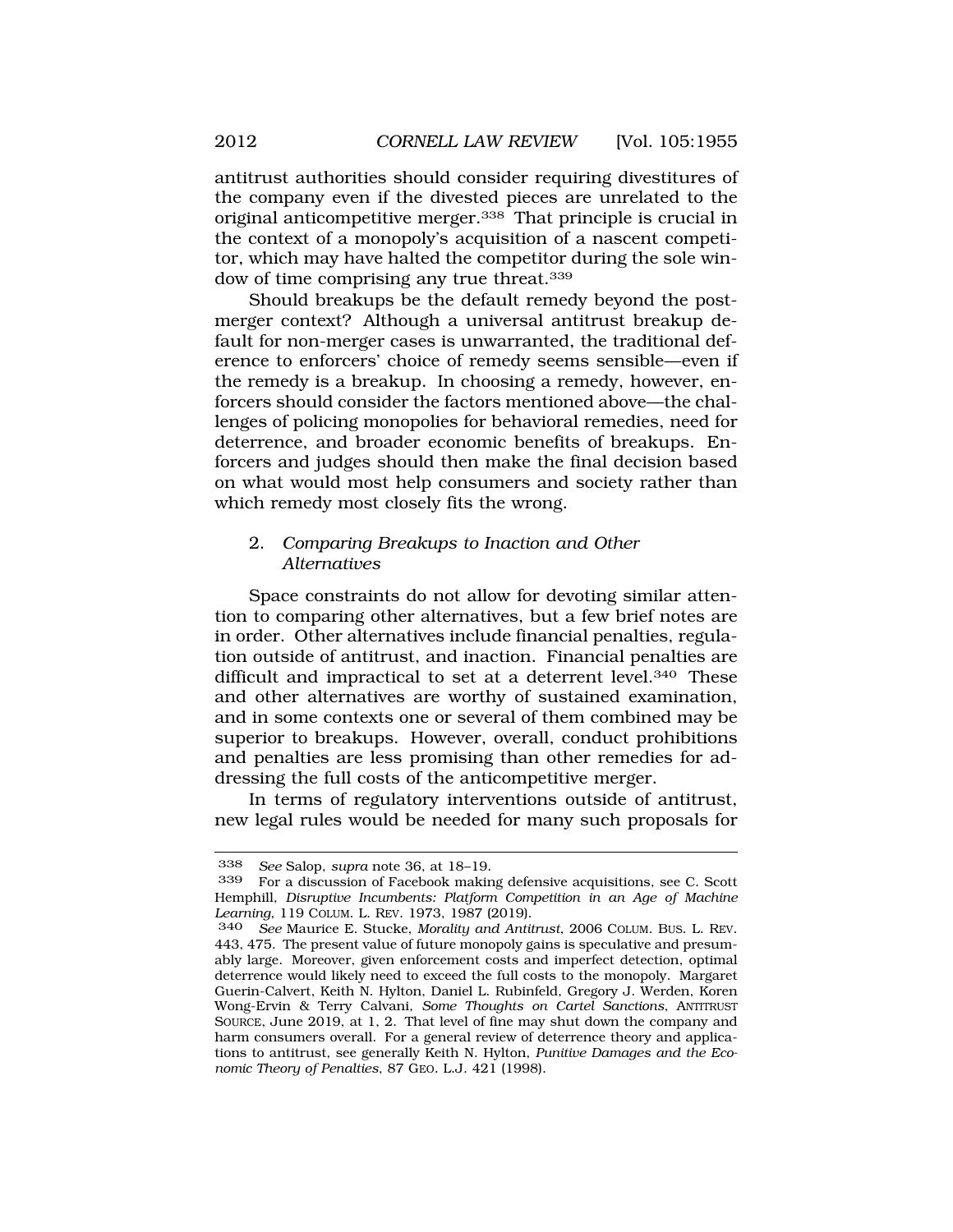antitrust authorities should consider requiring divestitures of the company even if the divested pieces are unrelated to the original anticompetitive merger.[338] That principle is crucial in the context of a monopoly's acquisition of a nascent competitor, which may have halted the competitor during the sole window of time comprising any true threat.[339]

Should breakups be the default remedy beyond the post-merger context? Although a universal antitrust breakup default for non-merger cases is unwarranted, the traditional deference to enforcers' choice of remedy seems sensible—even if the remedy is a breakup. In choosing a remedy, however, enforcers should consider the factors mentioned above—the challenges of policing monopolies for behavioral remedies, need for deterrence, and broader economic benefits of breakups. Enforcers and judges should then make the final decision based on what would most help consumers and society rather than which remedy most closely fits the wrong.

#### 2. *Comparing Breakups to Inaction and Other Alternatives*

Space constraints do not allow for devoting similar attention to comparing other alternatives, but a few brief notes are in order. Other alternatives include financial penalties, regulation outside of antitrust, and inaction. Financial penalties are difficult and impractical to set at a deterrent level.[340] These and other alternatives are worthy of sustained examination, and in some contexts one or several of them combined may be superior to breakups. However, overall, conduct prohibitions and penalties are less promising than other remedies for addressing the full costs of the anticompetitive merger.

In terms of regulatory interventions outside of antitrust, new legal rules would be needed for many such proposals for

---

338 *See* Salop, *supra* note 36, at 18–19.

339 For a discussion of Facebook making defensive acquisitions, see C. Scott Hemphill, *Disruptive Incumbents: Platform Competition in an Age of Machine Learning*, 119 COLUM. L. REV. 1973, 1987 (2019).

340 *See* Maurice E. Stucke, *Morality and Antitrust*, 2006 COLUM. BUS. L. REV. 443, 475. The present value of future monopoly gains is speculative and presumably large. Moreover, given enforcement costs and imperfect detection, optimal deterrence would likely need to exceed the full costs to the monopoly. Margaret Guerin-Calvert, Keith N. Hylton, Daniel L. Rubinfeld, Gregory J. Werden, Koren Wong-Ervin & Terry Calvani, *Some Thoughts on Cartel Sanctions*, ANTITRUST SOURCE, June 2019, at 1, 2. That level of fine may shut down the company and harm consumers overall. For a general review of deterrence theory and applications to antitrust, see generally Keith N. Hylton, *Punitive Damages and the Economic Theory of Penalties*, 87 GEO. L.J. 421 (1998).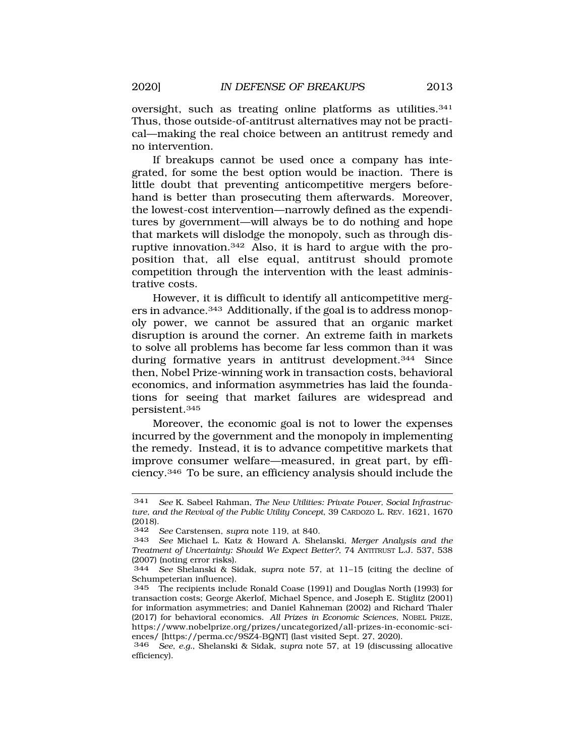oversight, such as treating online platforms as utilities.[341] Thus, those outside-of-antitrust alternatives may not be practical—making the real choice between an antitrust remedy and no intervention.

If breakups cannot be used once a company has integrated, for some the best option would be inaction. There is little doubt that preventing anticompetitive mergers beforehand is better than prosecuting them afterwards. Moreover, the lowest-cost intervention—narrowly defined as the expenditures by government—will always be to do nothing and hope that markets will dislodge the monopoly, such as through disruptive innovation.[342] Also, it is hard to argue with the proposition that, all else equal, antitrust should promote competition through the intervention with the least administrative costs.

However, it is difficult to identify all anticompetitive mergers in advance.[343] Additionally, if the goal is to address monopoly power, we cannot be assured that an organic market disruption is around the corner. An extreme faith in markets to solve all problems has become far less common than it was during formative years in antitrust development.[344] Since then, Nobel Prize-winning work in transaction costs, behavioral economics, and information asymmetries has laid the foundations for seeing that market failures are widespread and persistent.[345]

Moreover, the economic goal is not to lower the expenses incurred by the government and the monopoly in implementing the remedy. Instead, it is to advance competitive markets that improve consumer welfare—measured, in great part, by efficiency.[346] To be sure, an efficiency analysis should include the

---

341 *See* K. Sabeel Rahman, *The New Utilities: Private Power, Social Infrastructure, and the Revival of the Public Utility Concept*, 39 CARDOZO L. REV. 1621, 1670 (2018).

342 *See* Carstensen, *supra* note 119, at 840.

343 *See* Michael L. Katz & Howard A. Shelanski, *Merger Analysis and the Treatment of Uncertainty: Should We Expect Better?*, 74 ANTITRUST L.J. 537, 538 (2007) (noting error risks).

344 *See* Shelanski & Sidak, *supra* note 57, at 11–15 (citing the decline of Schumpeterian influence).

345 The recipients include Ronald Coase (1991) and Douglas North (1993) for transaction costs; George Akerlof, Michael Spence, and Joseph E. Stiglitz (2001) for information asymmetries; and Daniel Kahneman (2002) and Richard Thaler (2017) for behavioral economics. *All Prizes in Economic Sciences*, NOBEL PRIZE, https://www.nobelprize.org/prizes/uncategorized/all-prizes-in-economic-sciences/ [https://perma.cc/9SZ4-BQNT] (last visited Sept. 27, 2020).

346 *See, e.g.*, Shelanski & Sidak, *supra* note 57, at 19 (discussing allocative efficiency).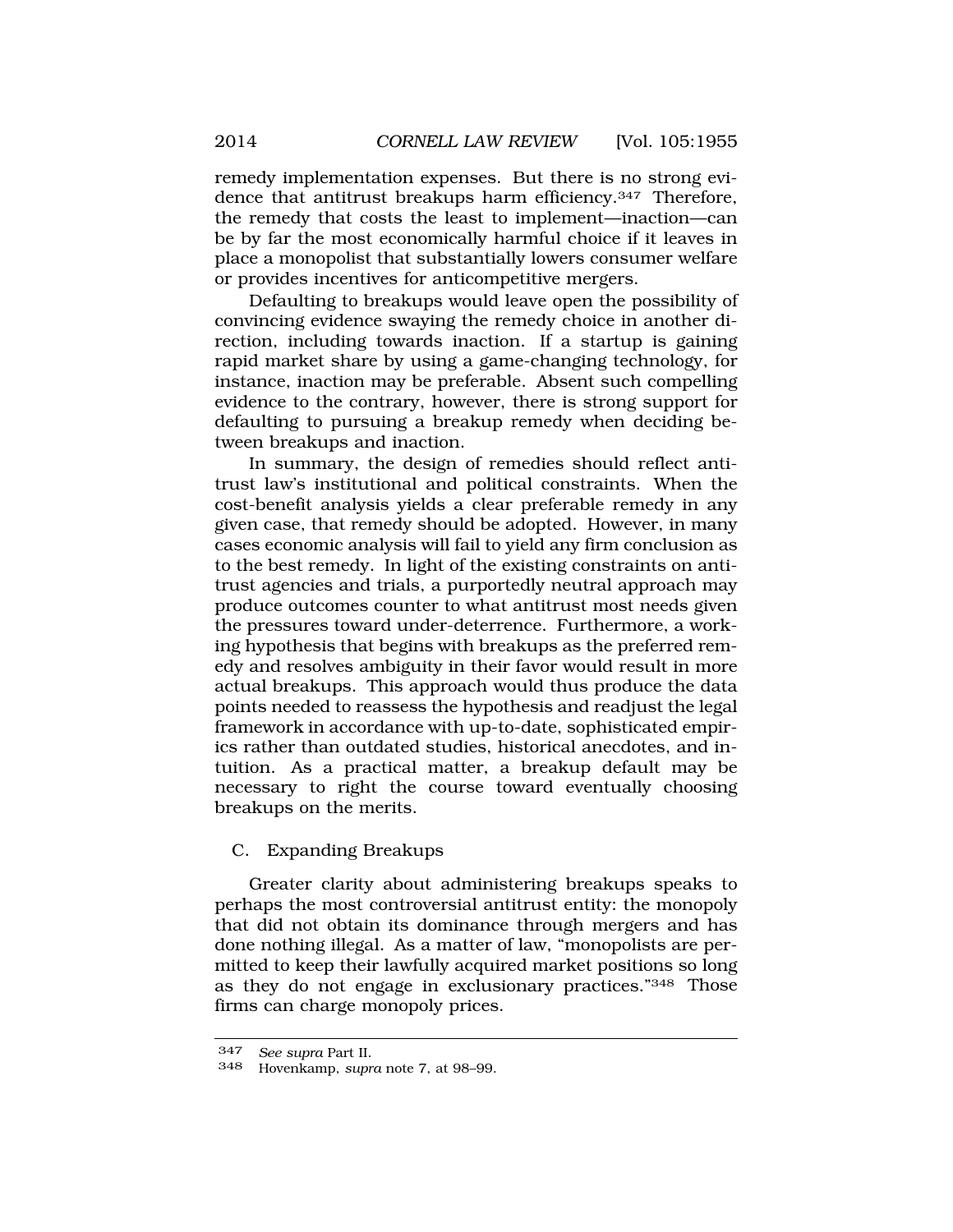remedy implementation expenses. But there is no strong evidence that antitrust breakups harm efficiency.[347] Therefore, the remedy that costs the least to implement—inaction—can be by far the most economically harmful choice if it leaves in place a monopolist that substantially lowers consumer welfare or provides incentives for anticompetitive mergers.

Defaulting to breakups would leave open the possibility of convincing evidence swaying the remedy choice in another direction, including towards inaction. If a startup is gaining rapid market share by using a game-changing technology, for instance, inaction may be preferable. Absent such compelling evidence to the contrary, however, there is strong support for defaulting to pursuing a breakup remedy when deciding between breakups and inaction.

In summary, the design of remedies should reflect antitrust law's institutional and political constraints. When the cost-benefit analysis yields a clear preferable remedy in any given case, that remedy should be adopted. However, in many cases economic analysis will fail to yield any firm conclusion as to the best remedy. In light of the existing constraints on antitrust agencies and trials, a purportedly neutral approach may produce outcomes counter to what antitrust most needs given the pressures toward under-deterrence. Furthermore, a working hypothesis that begins with breakups as the preferred remedy and resolves ambiguity in their favor would result in more actual breakups. This approach would thus produce the data points needed to reassess the hypothesis and readjust the legal framework in accordance with up-to-date, sophisticated empirics rather than outdated studies, historical anecdotes, and intuition. As a practical matter, a breakup default may be necessary to right the course toward eventually choosing breakups on the merits.

## C. Expanding Breakups

Greater clarity about administering breakups speaks to perhaps the most controversial antitrust entity: the monopoly that did not obtain its dominance through mergers and has done nothing illegal. As a matter of law, "monopolists are permitted to keep their lawfully acquired market positions so long as they do not engage in exclusionary practices."[348] Those firms can charge monopoly prices.

---

[347] *See supra* Part II.

[348] Hovenkamp, *supra* note 7, at 98–99.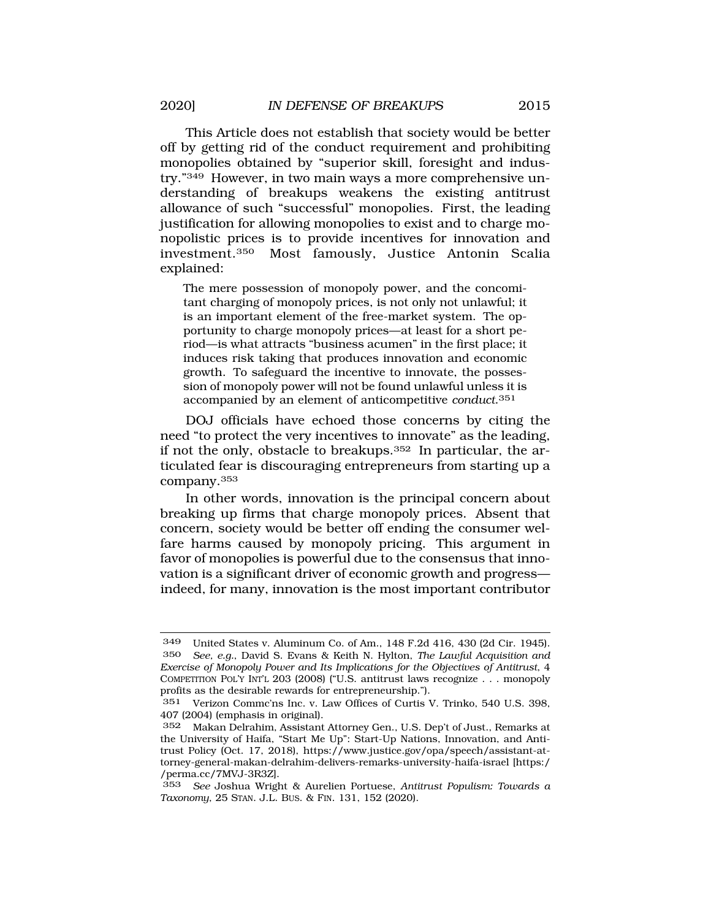This Article does not establish that society would be better off by getting rid of the conduct requirement and prohibiting monopolies obtained by "superior skill, foresight and industry."[349] However, in two main ways a more comprehensive understanding of breakups weakens the existing antitrust allowance of such "successful" monopolies. First, the leading justification for allowing monopolies to exist and to charge monopolistic prices is to provide incentives for innovation and investment.[350] Most famously, Justice Antonin Scalia explained:

> The mere possession of monopoly power, and the concomitant charging of monopoly prices, is not only not unlawful; it is an important element of the free-market system. The opportunity to charge monopoly prices—at least for a short period—is what attracts "business acumen" in the first place; it induces risk taking that produces innovation and economic growth. To safeguard the incentive to innovate, the possession of monopoly power will not be found unlawful unless it is accompanied by an element of anticompetitive *conduct*.[351]

DOJ officials have echoed those concerns by citing the need "to protect the very incentives to innovate" as the leading, if not the only, obstacle to breakups.[352] In particular, the articulated fear is discouraging entrepreneurs from starting up a company.[353]

In other words, innovation is the principal concern about breaking up firms that charge monopoly prices. Absent that concern, society would be better off ending the consumer welfare harms caused by monopoly pricing. This argument in favor of monopolies is powerful due to the consensus that innovation is a significant driver of economic growth and progress—indeed, for many, innovation is the most important contributor

---

349 United States v. Aluminum Co. of Am., 148 F.2d 416, 430 (2d Cir. 1945).

350 *See, e.g.*, David S. Evans & Keith N. Hylton, *The Lawful Acquisition and Exercise of Monopoly Power and Its Implications for the Objectives of Antitrust*, 4 COMPETITION POL'Y INT'L 203 (2008) ("U.S. antitrust laws recognize . . . monopoly profits as the desirable rewards for entrepreneurship.").

351 Verizon Commc'ns Inc. v. Law Offices of Curtis V. Trinko, 540 U.S. 398, 407 (2004) (emphasis in original).

352 Makan Delrahim, Assistant Attorney Gen., U.S. Dep't of Just., Remarks at the University of Haifa, "Start Me Up": Start-Up Nations, Innovation, and Antitrust Policy (Oct. 17, 2018), https://www.justice.gov/opa/speech/assistant-attorney-general-makan-delrahim-delivers-remarks-university-haifa-israel [https://perma.cc/7MVJ-3R3Z].

353 *See* Joshua Wright & Aurelien Portuese, *Antitrust Populism: Towards a Taxonomy*, 25 STAN. J.L. BUS. & FIN. 131, 152 (2020).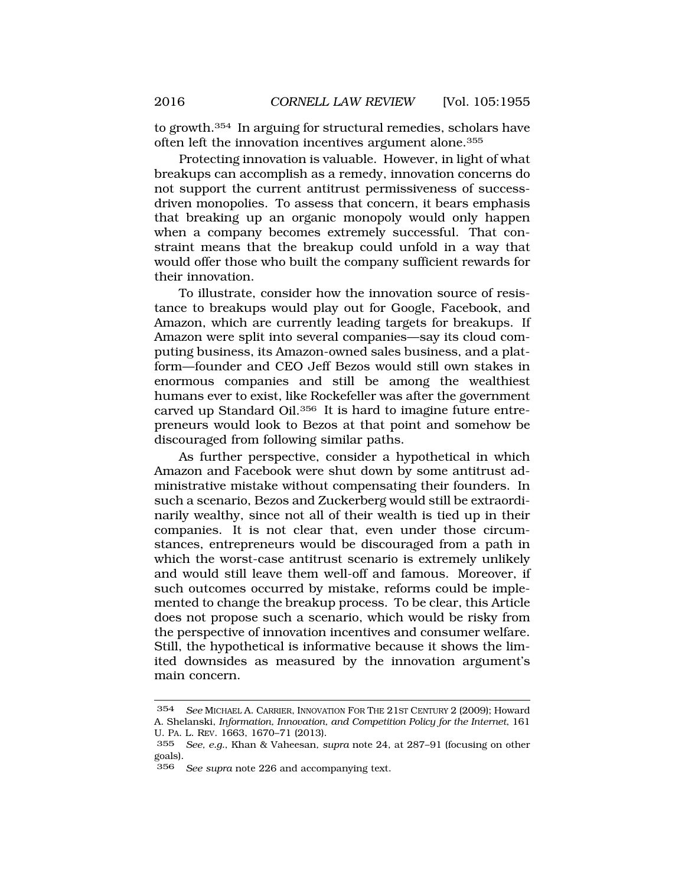to growth.[354] In arguing for structural remedies, scholars have often left the innovation incentives argument alone.[355]

Protecting innovation is valuable. However, in light of what breakups can accomplish as a remedy, innovation concerns do not support the current antitrust permissiveness of success-driven monopolies. To assess that concern, it bears emphasis that breaking up an organic monopoly would only happen when a company becomes extremely successful. That constraint means that the breakup could unfold in a way that would offer those who built the company sufficient rewards for their innovation.

To illustrate, consider how the innovation source of resistance to breakups would play out for Google, Facebook, and Amazon, which are currently leading targets for breakups. If Amazon were split into several companies—say its cloud computing business, its Amazon-owned sales business, and a platform—founder and CEO Jeff Bezos would still own stakes in enormous companies and still be among the wealthiest humans ever to exist, like Rockefeller was after the government carved up Standard Oil.[356] It is hard to imagine future entrepreneurs would look to Bezos at that point and somehow be discouraged from following similar paths.

As further perspective, consider a hypothetical in which Amazon and Facebook were shut down by some antitrust administrative mistake without compensating their founders. In such a scenario, Bezos and Zuckerberg would still be extraordinarily wealthy, since not all of their wealth is tied up in their companies. It is not clear that, even under those circumstances, entrepreneurs would be discouraged from a path in which the worst-case antitrust scenario is extremely unlikely and would still leave them well-off and famous. Moreover, if such outcomes occurred by mistake, reforms could be implemented to change the breakup process. To be clear, this Article does not propose such a scenario, which would be risky from the perspective of innovation incentives and consumer welfare. Still, the hypothetical is informative because it shows the limited downsides as measured by the innovation argument's main concern.

---

354 *See* MICHAEL A. CARRIER, INNOVATION FOR THE 21ST CENTURY 2 (2009); Howard A. Shelanski, *Information, Innovation, and Competition Policy for the Internet*, 161 U. PA. L. REV. 1663, 1670–71 (2013).

355 *See, e.g.*, Khan & Vaheesan, *supra* note 24, at 287–91 (focusing on other goals).

356 *See supra* note 226 and accompanying text.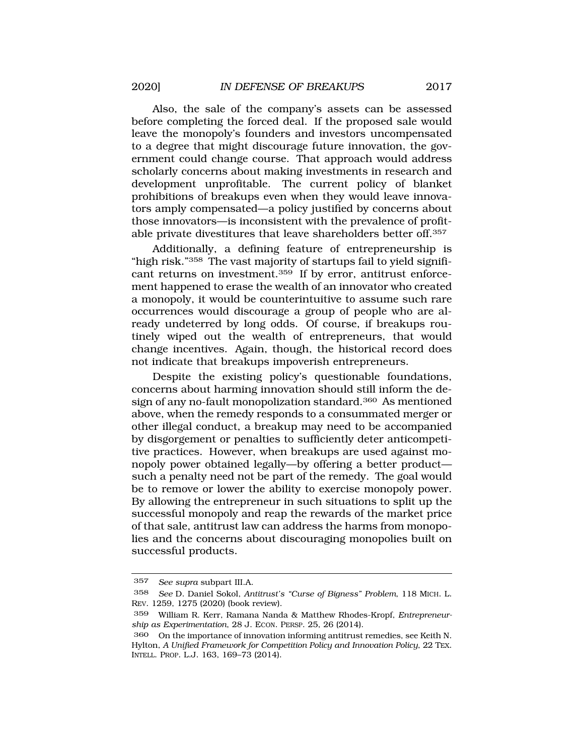Also, the sale of the company's assets can be assessed before completing the forced deal. If the proposed sale would leave the monopoly's founders and investors uncompensated to a degree that might discourage future innovation, the government could change course. That approach would address scholarly concerns about making investments in research and development unprofitable. The current policy of blanket prohibitions of breakups even when they would leave innovators amply compensated—a policy justified by concerns about those innovators—is inconsistent with the prevalence of profitable private divestitures that leave shareholders better off.[357]

Additionally, a defining feature of entrepreneurship is "high risk."[358] The vast majority of startups fail to yield significant returns on investment.[359] If by error, antitrust enforcement happened to erase the wealth of an innovator who created a monopoly, it would be counterintuitive to assume such rare occurrences would discourage a group of people who are already undeterred by long odds. Of course, if breakups routinely wiped out the wealth of entrepreneurs, that would change incentives. Again, though, the historical record does not indicate that breakups impoverish entrepreneurs.

Despite the existing policy's questionable foundations, concerns about harming innovation should still inform the design of any no-fault monopolization standard.[360] As mentioned above, when the remedy responds to a consummated merger or other illegal conduct, a breakup may need to be accompanied by disgorgement or penalties to sufficiently deter anticompetitive practices. However, when breakups are used against monopoly power obtained legally—by offering a better product—such a penalty need not be part of the remedy. The goal would be to remove or lower the ability to exercise monopoly power. By allowing the entrepreneur in such situations to split up the successful monopoly and reap the rewards of the market price of that sale, antitrust law can address the harms from monopolies and the concerns about discouraging monopolies built on successful products.

---

357 *See supra* subpart III.A.

358 *See* D. Daniel Sokol, *Antitrust's "Curse of Bigness" Problem*, 118 MICH. L. REV. 1259, 1275 (2020) (book review).

359 William R. Kerr, Ramana Nanda & Matthew Rhodes-Kropf, *Entrepreneurship as Experimentation*, 28 J. ECON. PERSP. 25, 26 (2014).

360 On the importance of innovation informing antitrust remedies, see Keith N. Hylton, *A Unified Framework for Competition Policy and Innovation Policy*, 22 TEX. INTELL. PROP. L.J. 163, 169–73 (2014).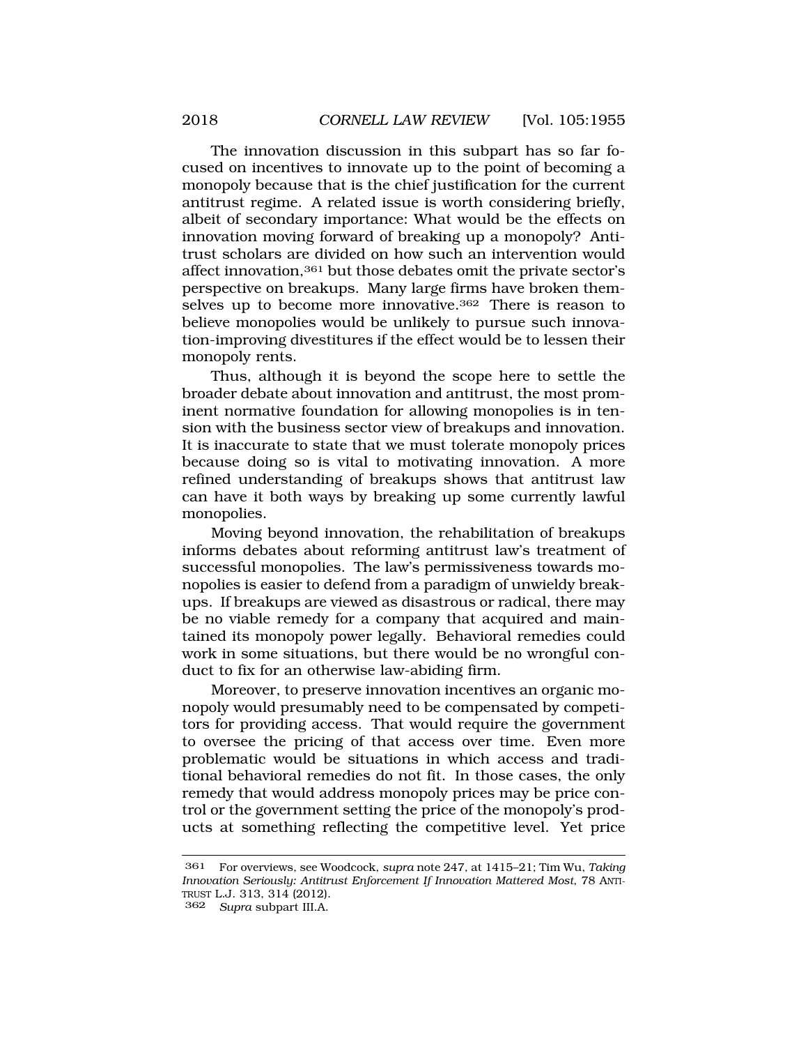The innovation discussion in this subpart has so far focused on incentives to innovate up to the point of becoming a monopoly because that is the chief justification for the current antitrust regime. A related issue is worth considering briefly, albeit of secondary importance: What would be the effects on innovation moving forward of breaking up a monopoly? Antitrust scholars are divided on how such an intervention would affect innovation,[361] but those debates omit the private sector's perspective on breakups. Many large firms have broken themselves up to become more innovative.[362] There is reason to believe monopolies would be unlikely to pursue such innovation-improving divestitures if the effect would be to lessen their monopoly rents.

Thus, although it is beyond the scope here to settle the broader debate about innovation and antitrust, the most prominent normative foundation for allowing monopolies is in tension with the business sector view of breakups and innovation. It is inaccurate to state that we must tolerate monopoly prices because doing so is vital to motivating innovation. A more refined understanding of breakups shows that antitrust law can have it both ways by breaking up some currently lawful monopolies.

Moving beyond innovation, the rehabilitation of breakups informs debates about reforming antitrust law's treatment of successful monopolies. The law's permissiveness towards monopolies is easier to defend from a paradigm of unwieldy breakups. If breakups are viewed as disastrous or radical, there may be no viable remedy for a company that acquired and maintained its monopoly power legally. Behavioral remedies could work in some situations, but there would be no wrongful conduct to fix for an otherwise law-abiding firm.

Moreover, to preserve innovation incentives an organic monopoly would presumably need to be compensated by competitors for providing access. That would require the government to oversee the pricing of that access over time. Even more problematic would be situations in which access and traditional behavioral remedies do not fit. In those cases, the only remedy that would address monopoly prices may be price control or the government setting the price of the monopoly's products at something reflecting the competitive level. Yet price

---

[361] For overviews, see Woodcock, *supra* note 247, at 1415–21; Tim Wu, *Taking Innovation Seriously: Antitrust Enforcement If Innovation Mattered Most*, 78 ANTITRUST L.J. 313, 314 (2012).

[362] *Supra* subpart III.A.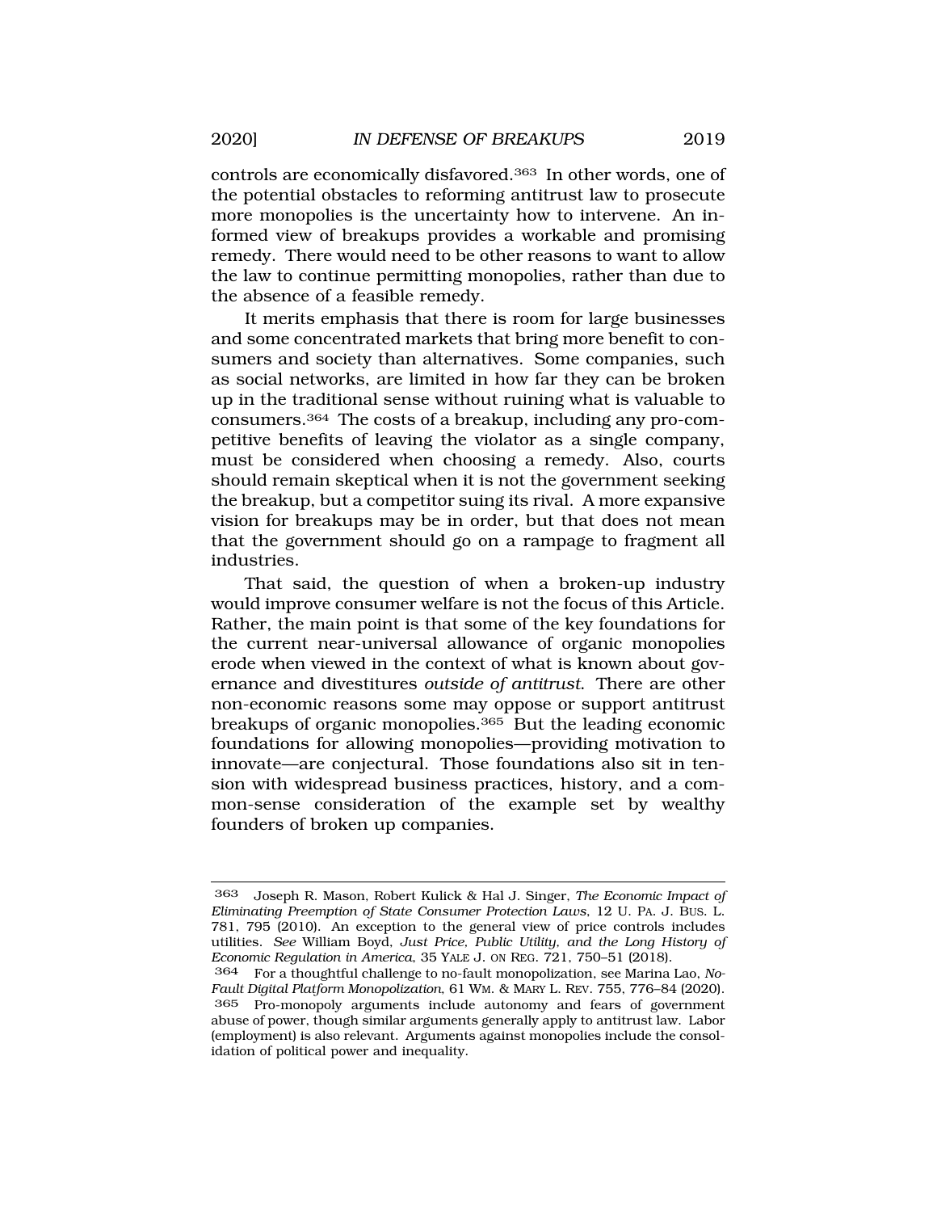controls are economically disfavored.[363] In other words, one of the potential obstacles to reforming antitrust law to prosecute more monopolies is the uncertainty how to intervene. An informed view of breakups provides a workable and promising remedy. There would need to be other reasons to want to allow the law to continue permitting monopolies, rather than due to the absence of a feasible remedy.

It merits emphasis that there is room for large businesses and some concentrated markets that bring more benefit to consumers and society than alternatives. Some companies, such as social networks, are limited in how far they can be broken up in the traditional sense without ruining what is valuable to consumers.[364] The costs of a breakup, including any pro-competitive benefits of leaving the violator as a single company, must be considered when choosing a remedy. Also, courts should remain skeptical when it is not the government seeking the breakup, but a competitor suing its rival. A more expansive vision for breakups may be in order, but that does not mean that the government should go on a rampage to fragment all industries.

That said, the question of when a broken-up industry would improve consumer welfare is not the focus of this Article. Rather, the main point is that some of the key foundations for the current near-universal allowance of organic monopolies erode when viewed in the context of what is known about governance and divestitures *outside of antitrust*. There are other non-economic reasons some may oppose or support antitrust breakups of organic monopolies.[365] But the leading economic foundations for allowing monopolies—providing motivation to innovate—are conjectural. Those foundations also sit in tension with widespread business practices, history, and a common-sense consideration of the example set by wealthy founders of broken up companies.

---

[363] Joseph R. Mason, Robert Kulick & Hal J. Singer, *The Economic Impact of Eliminating Preemption of State Consumer Protection Laws*, 12 U. PA. J. BUS. L. 781, 795 (2010). An exception to the general view of price controls includes utilities. *See* William Boyd, *Just Price, Public Utility, and the Long History of Economic Regulation in America*, 35 YALE J. ON REG. 721, 750–51 (2018).

[364] For a thoughtful challenge to no-fault monopolization, see Marina Lao, *No-Fault Digital Platform Monopolization*, 61 WM. & MARY L. REV. 755, 776–84 (2020).

[365] Pro-monopoly arguments include autonomy and fears of government abuse of power, though similar arguments generally apply to antitrust law. Labor (employment) is also relevant. Arguments against monopolies include the consolidation of political power and inequality.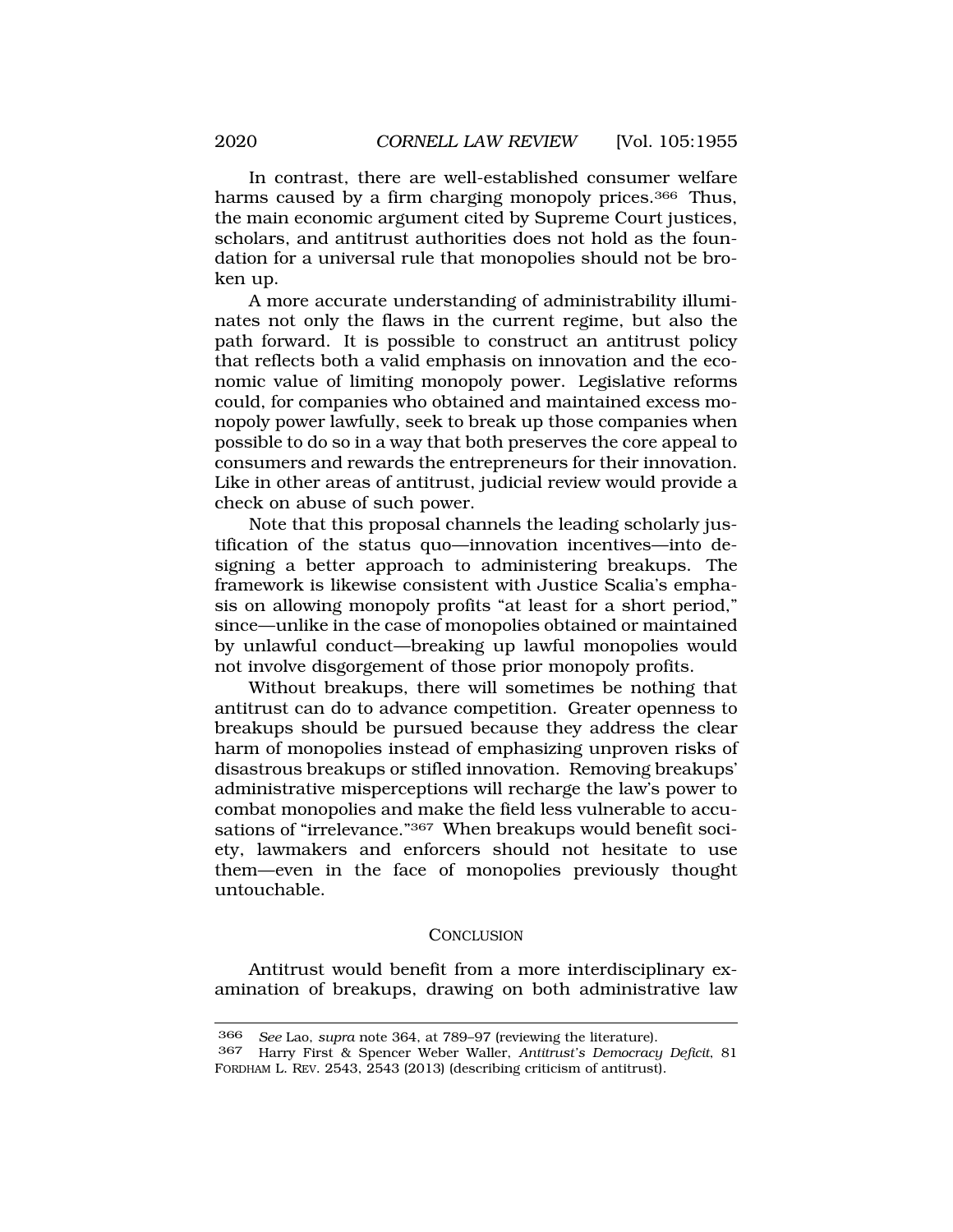In contrast, there are well-established consumer welfare harms caused by a firm charging monopoly prices.[366] Thus, the main economic argument cited by Supreme Court justices, scholars, and antitrust authorities does not hold as the foundation for a universal rule that monopolies should not be broken up.

A more accurate understanding of administrability illuminates not only the flaws in the current regime, but also the path forward. It is possible to construct an antitrust policy that reflects both a valid emphasis on innovation and the economic value of limiting monopoly power. Legislative reforms could, for companies who obtained and maintained excess monopoly power lawfully, seek to break up those companies when possible to do so in a way that both preserves the core appeal to consumers and rewards the entrepreneurs for their innovation. Like in other areas of antitrust, judicial review would provide a check on abuse of such power.

Note that this proposal channels the leading scholarly justification of the status quo—innovation incentives—into designing a better approach to administering breakups. The framework is likewise consistent with Justice Scalia's emphasis on allowing monopoly profits "at least for a short period," since—unlike in the case of monopolies obtained or maintained by unlawful conduct—breaking up lawful monopolies would not involve disgorgement of those prior monopoly profits.

Without breakups, there will sometimes be nothing that antitrust can do to advance competition. Greater openness to breakups should be pursued because they address the clear harm of monopolies instead of emphasizing unproven risks of disastrous breakups or stifled innovation. Removing breakups' administrative misperceptions will recharge the law's power to combat monopolies and make the field less vulnerable to accusations of "irrelevance."[367] When breakups would benefit society, lawmakers and enforcers should not hesitate to use them—even in the face of monopolies previously thought untouchable.

## CONCLUSION

Antitrust would benefit from a more interdisciplinary examination of breakups, drawing on both administrative law

---

366 *See* Lao, *supra* note 364, at 789–97 (reviewing the literature).

367 Harry First & Spencer Weber Waller, *Antitrust's Democracy Deficit*, 81 FORDHAM L. REV. 2543, 2543 (2013) (describing criticism of antitrust).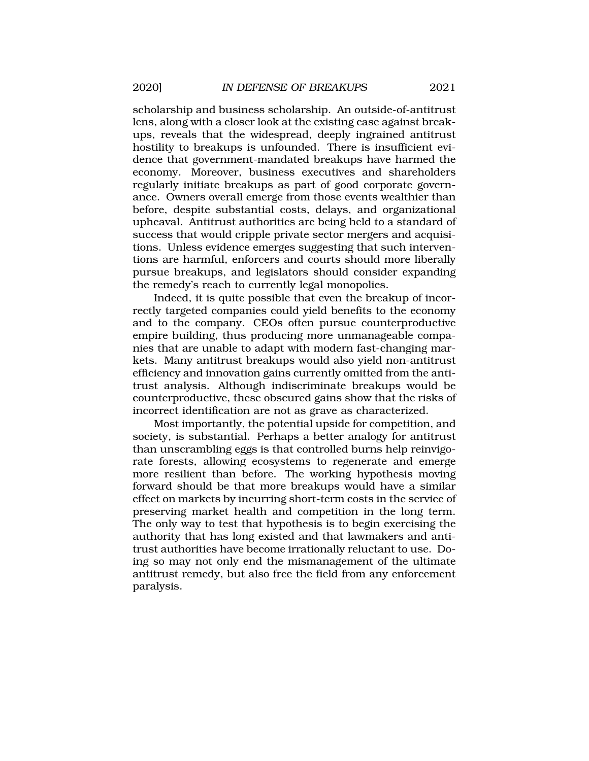scholarship and business scholarship. An outside-of-antitrust lens, along with a closer look at the existing case against breakups, reveals that the widespread, deeply ingrained antitrust hostility to breakups is unfounded. There is insufficient evidence that government-mandated breakups have harmed the economy. Moreover, business executives and shareholders regularly initiate breakups as part of good corporate governance. Owners overall emerge from those events wealthier than before, despite substantial costs, delays, and organizational upheaval. Antitrust authorities are being held to a standard of success that would cripple private sector mergers and acquisitions. Unless evidence emerges suggesting that such interventions are harmful, enforcers and courts should more liberally pursue breakups, and legislators should consider expanding the remedy's reach to currently legal monopolies.

Indeed, it is quite possible that even the breakup of incorrectly targeted companies could yield benefits to the economy and to the company. CEOs often pursue counterproductive empire building, thus producing more unmanageable companies that are unable to adapt with modern fast-changing markets. Many antitrust breakups would also yield non-antitrust efficiency and innovation gains currently omitted from the antitrust analysis. Although indiscriminate breakups would be counterproductive, these obscured gains show that the risks of incorrect identification are not as grave as characterized.

Most importantly, the potential upside for competition, and society, is substantial. Perhaps a better analogy for antitrust than unscrambling eggs is that controlled burns help reinvigorate forests, allowing ecosystems to regenerate and emerge more resilient than before. The working hypothesis moving forward should be that more breakups would have a similar effect on markets by incurring short-term costs in the service of preserving market health and competition in the long term. The only way to test that hypothesis is to begin exercising the authority that has long existed and that lawmakers and antitrust authorities have become irrationally reluctant to use. Doing so may not only end the mismanagement of the ultimate antitrust remedy, but also free the field from any enforcement paralysis.